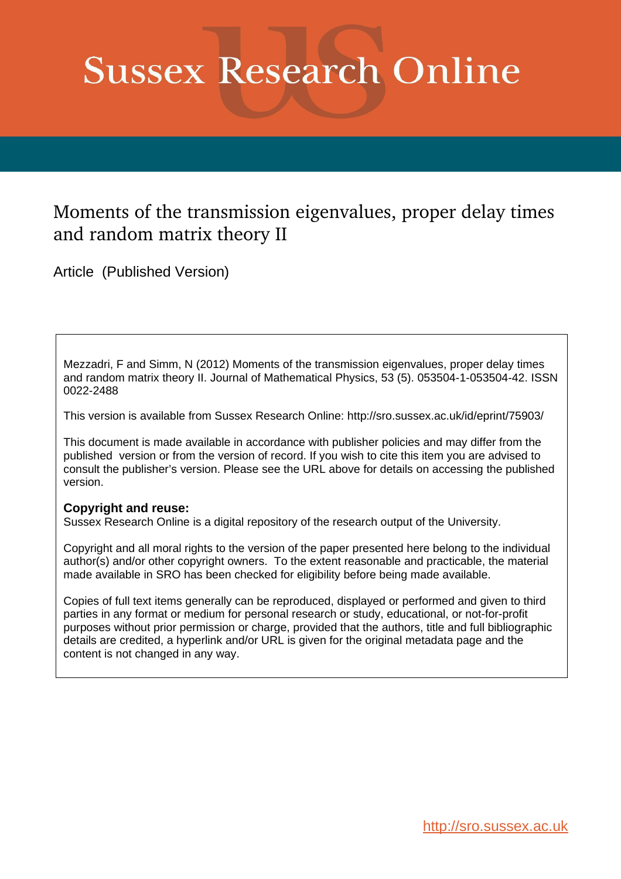# Sussex Research Online

## Moments of the transmission eigenvalues, proper delay times and random matrix theory II

Article (Published Version)

Mezzadri, F and Simm, N (2012) Moments of the transmission eigenvalues, proper delay times and random matrix theory II. Journal of Mathematical Physics, 53 (5). 053504-1-053504-42. ISSN 0022-2488

This version is available from Sussex Research Online: http://sro.sussex.ac.uk/id/eprint/75903/

This document is made available in accordance with publisher policies and may differ from the published version or from the version of record. If you wish to cite this item you are advised to consult the publisher's version. Please see the URL above for details on accessing the published version.

**Copyright and reuse:**
Sussex Research Online is a digital repository of the research output of the University.

Copyright and all moral rights to the version of the paper presented here belong to the individual author(s) and/or other copyright owners. To the extent reasonable and practicable, the material made available in SRO has been checked for eligibility before being made available.

Copies of full text items generally can be reproduced, displayed or performed and given to third parties in any format or medium for personal research or study, educational, or not-for-profit purposes without prior permission or charge, provided that the authors, title and full bibliographic details are credited, a hyperlink and/or URL is given for the original metadata page and the content is not changed in any way.

http://sro.sussex.ac.uk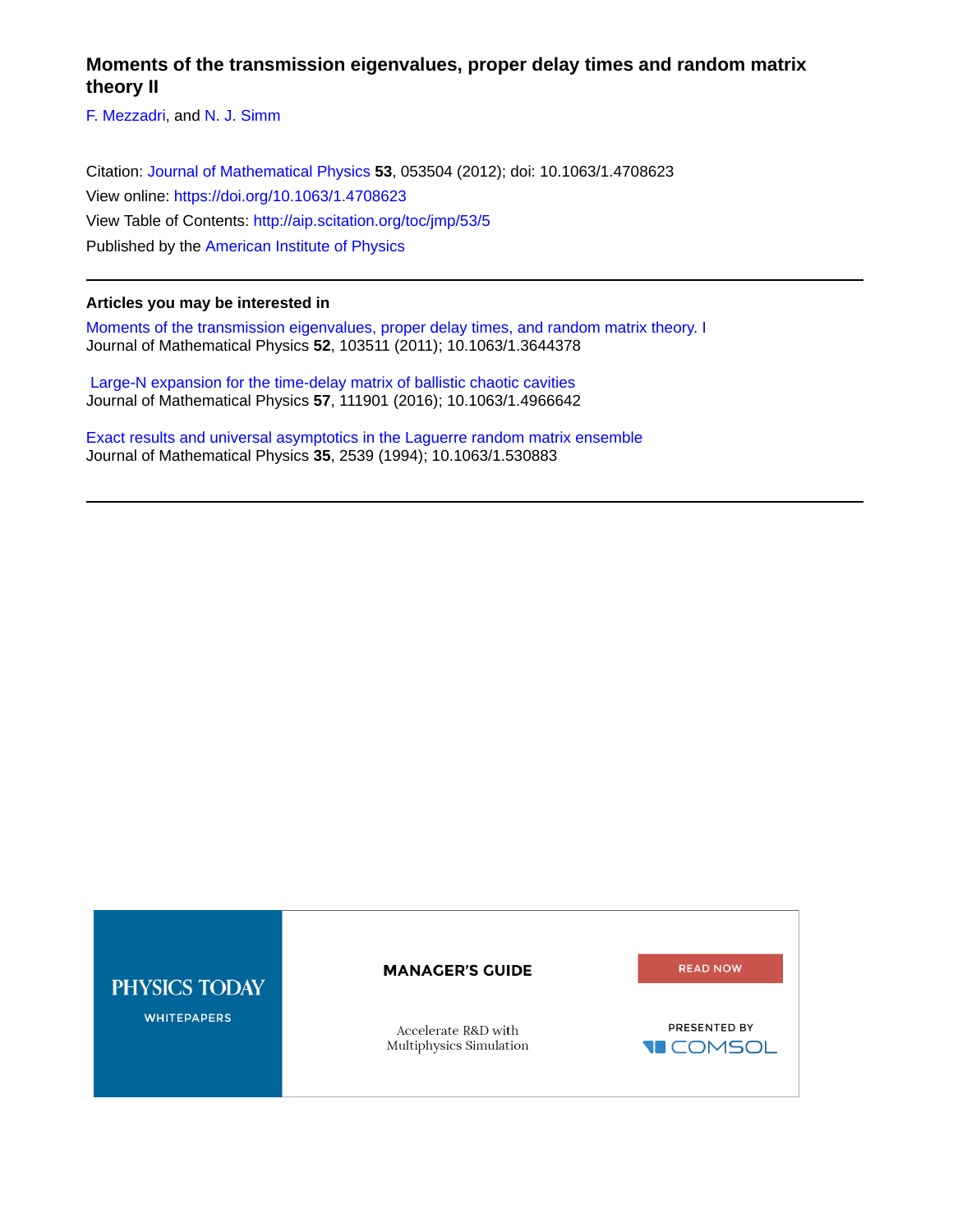# Moments of the transmission eigenvalues, proper delay times and random matrix theory II

F. Mezzadri, and N. J. Simm

Citation: Journal of Mathematical Physics **53**, 053504 (2012); doi: 10.1063/1.4708623
View online: https://doi.org/10.1063/1.4708623
View Table of Contents: http://aip.scitation.org/toc/jmp/53/5
Published by the American Institute of Physics

---

## Articles you may be interested in

Moments of the transmission eigenvalues, proper delay times, and random matrix theory. I
Journal of Mathematical Physics **52**, 103511 (2011); 10.1063/1.3644378

Large-N expansion for the time-delay matrix of ballistic chaotic cavities
Journal of Mathematical Physics **57**, 111901 (2016); 10.1063/1.4966642

Exact results and universal asymptotics in the Laguerre random matrix ensemble
Journal of Mathematical Physics **35**, 2539 (1994); 10.1063/1.530883

---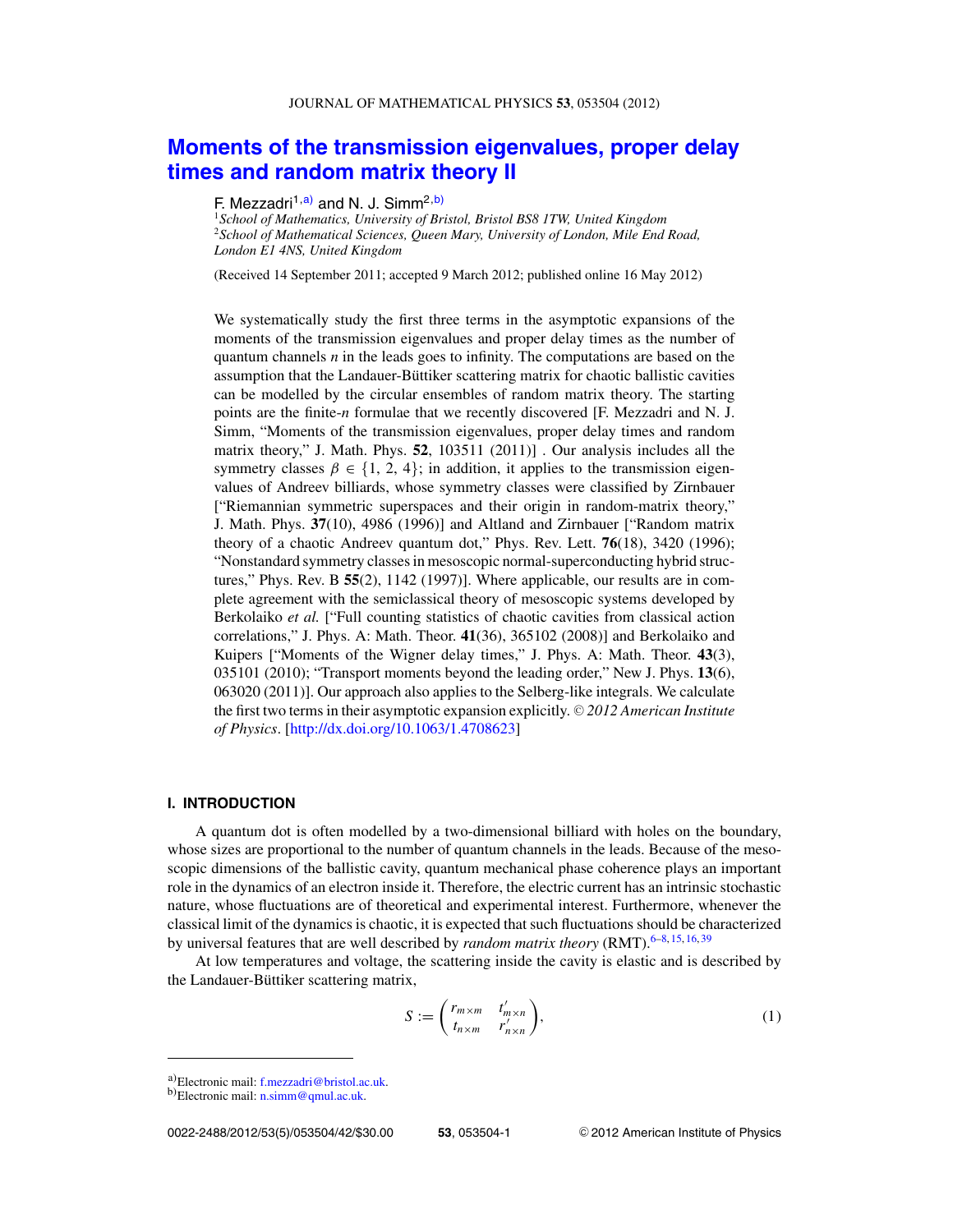# Moments of the transmission eigenvalues, proper delay times and random matrix theory II

F. Mezzadri[1,a)] and N. J. Simm[2,b)]

[1]*School of Mathematics, University of Bristol, Bristol BS8 1TW, United Kingdom*
[2]*School of Mathematical Sciences, Queen Mary, University of London, Mile End Road, London E1 4NS, United Kingdom*

(Received 14 September 2011; accepted 9 March 2012; published online 16 May 2012)

We systematically study the first three terms in the asymptotic expansions of the moments of the transmission eigenvalues and proper delay times as the number of quantum channels $n$ in the leads goes to infinity. The computations are based on the assumption that the Landauer-Büttiker scattering matrix for chaotic ballistic cavities can be modelled by the circular ensembles of random matrix theory. The starting points are the finite-$n$ formulae that we recently discovered [F. Mezzadri and N. J. Simm, "Moments of the transmission eigenvalues, proper delay times and random matrix theory," J. Math. Phys. **52**, 103511 (2011)] . Our analysis includes all the symmetry classes $\beta \in \{1, 2, 4\}$; in addition, it applies to the transmission eigenvalues of Andreev billiards, whose symmetry classes were classified by Zirnbauer ["Riemannian symmetric superspaces and their origin in random-matrix theory," J. Math. Phys. **37**(10), 4986 (1996)] and Altland and Zirnbauer ["Random matrix theory of a chaotic Andreev quantum dot," Phys. Rev. Lett. **76**(18), 3420 (1996); "Nonstandard symmetry classes in mesoscopic normal-superconducting hybrid structures," Phys. Rev. B **55**(2), 1142 (1997)]. Where applicable, our results are in complete agreement with the semiclassical theory of mesoscopic systems developed by Berkolaiko *et al.* ["Full counting statistics of chaotic cavities from classical action correlations," J. Phys. A: Math. Theor. **41**(36), 365102 (2008)] and Berkolaiko and Kuipers ["Moments of the Wigner delay times," J. Phys. A: Math. Theor. **43**(3), 035101 (2010); "Transport moments beyond the leading order," New J. Phys. **13**(6), 063020 (2011)]. Our approach also applies to the Selberg-like integrals. We calculate the first two terms in their asymptotic expansion explicitly. © *2012 American Institute of Physics*. [http://dx.doi.org/10.1063/1.4708623]

## I. INTRODUCTION

A quantum dot is often modelled by a two-dimensional billiard with holes on the boundary, whose sizes are proportional to the number of quantum channels in the leads. Because of the mesoscopic dimensions of the ballistic cavity, quantum mechanical phase coherence plays an important role in the dynamics of an electron inside it. Therefore, the electric current has an intrinsic stochastic nature, whose fluctuations are of theoretical and experimental interest. Furthermore, whenever the classical limit of the dynamics is chaotic, it is expected that such fluctuations should be characterized by universal features that are well described by *random matrix theory* (RMT).[6–8,15,16,39]

At low temperatures and voltage, the scattering inside the cavity is elastic and is described by the Landauer-Büttiker scattering matrix,

$$S := \begin{pmatrix} r_{m\times m} & t'_{m\times n} \\ t_{n\times m} & r'_{n\times n} \end{pmatrix}, \tag{1}$$

a)Electronic mail: f.mezzadri@bristol.ac.uk.
b)Electronic mail: n.simm@qmul.ac.uk.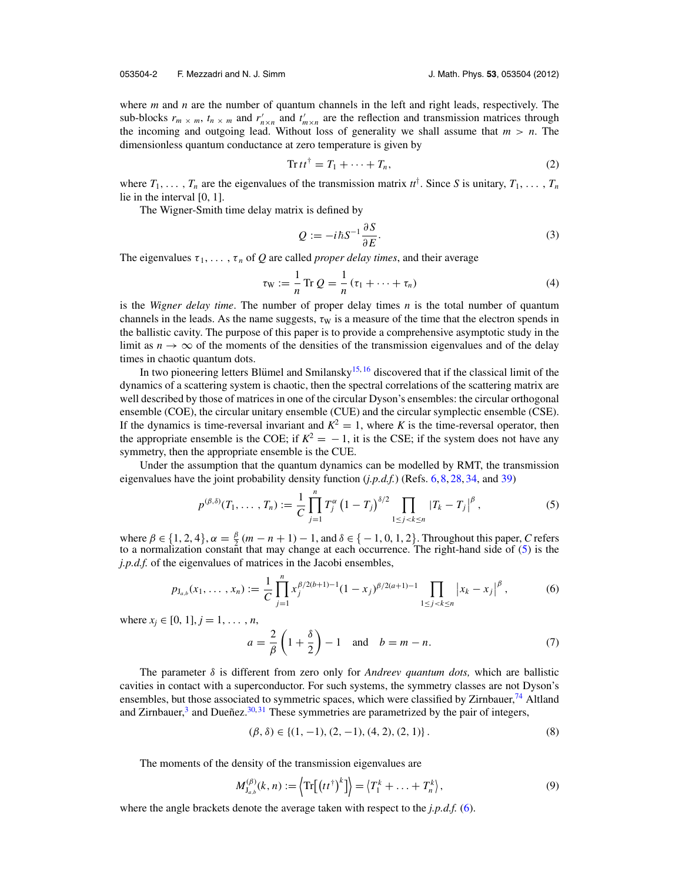where $m$ and $n$ are the number of quantum channels in the left and right leads, respectively. The sub-blocks $r_{m\times m}$, $t_{n\times m}$ and $r'_{n\times n}$ and $t'_{m\times n}$ are the reflection and transmission matrices through the incoming and outgoing lead. Without loss of generality we shall assume that $m > n$. The dimensionless quantum conductance at zero temperature is given by

$$\operatorname{Tr} tt^{\dagger} = T_1 + \cdots + T_n, \tag{2}$$

where $T_1, \ldots, T_n$ are the eigenvalues of the transmission matrix $tt^{\dagger}$. Since $S$ is unitary, $T_1, \ldots, T_n$ lie in the interval $[0, 1]$.

The Wigner-Smith time delay matrix is defined by

$$Q := -i\hbar S^{-1}\frac{\partial S}{\partial E}. \tag{3}$$

The eigenvalues $\tau_1, \ldots, \tau_n$ of $Q$ are called *proper delay times*, and their average

$$\tau_{\mathrm{W}} := \frac{1}{n}\operatorname{Tr} Q = \frac{1}{n}\left(\tau_1 + \cdots + \tau_n\right) \tag{4}$$

is the *Wigner delay time*. The number of proper delay times $n$ is the total number of quantum channels in the leads. As the name suggests, $\tau_{\mathrm{W}}$ is a measure of the time that the electron spends in the ballistic cavity. The purpose of this paper is to provide a comprehensive asymptotic study in the limit as $n \to \infty$ of the moments of the densities of the transmission eigenvalues and of the delay times in chaotic quantum dots.

In two pioneering letters Blümel and Smilansky[15,16] discovered that if the classical limit of the dynamics of a scattering system is chaotic, then the spectral correlations of the scattering matrix are well described by those of matrices in one of the circular Dyson's ensembles: the circular orthogonal ensemble (COE), the circular unitary ensemble (CUE) and the circular symplectic ensemble (CSE). If the dynamics is time-reversal invariant and $K^2 = 1$, where $K$ is the time-reversal operator, then the appropriate ensemble is the COE; if $K^2 = -1$, it is the CSE; if the system does not have any symmetry, then the appropriate ensemble is the CUE.

Under the assumption that the quantum dynamics can be modelled by RMT, the transmission eigenvalues have the joint probability density function (*j.p.d.f.*) (Refs. 6, 8, 28, 34, and 39)

$$p^{(\beta,\delta)}(T_1, \ldots, T_n) := \frac{1}{C}\prod_{j=1}^{n} T_j^{\alpha}\left(1 - T_j\right)^{\delta/2}\prod_{1\le j<k\le n}\left|T_k - T_j\right|^{\beta}, \tag{5}$$

where $\beta \in \{1, 2, 4\}$, $\alpha = \frac{\beta}{2}(m - n + 1) - 1$, and $\delta \in \{-1, 0, 1, 2\}$. Throughout this paper, $C$ refers to a normalization constant that may change at each occurrence. The right-hand side of (5) is the *j.p.d.f.* of the eigenvalues of matrices in the Jacobi ensembles,

$$p_{\mathrm{J}_{a,b}}(x_1, \ldots, x_n) := \frac{1}{C}\prod_{j=1}^{n} x_j^{\beta/2(b+1)-1}(1 - x_j)^{\beta/2(a+1)-1}\prod_{1\le j<k\le n}\left|x_k - x_j\right|^{\beta}, \tag{6}$$

where $x_j \in [0, 1]$, $j = 1, \ldots, n$,

$$a = \frac{2}{\beta}\left(1 + \frac{\delta}{2}\right) - 1 \quad \text{and} \quad b = m - n. \tag{7}$$

The parameter $\delta$ is different from zero only for *Andreev quantum dots,* which are ballistic cavities in contact with a superconductor. For such systems, the symmetry classes are not Dyson's ensembles, but those associated to symmetric spaces, which were classified by Zirnbauer,[74] Altland and Zirnbauer,[3] and Dueñez.[30,31] These symmetries are parametrized by the pair of integers,

$$(\beta, \delta) \in \{(1, -1), (2, -1), (4, 2), (2, 1)\}. \tag{8}$$

The moments of the density of the transmission eigenvalues are

$$M^{(\beta)}_{\mathrm{J}_{a,b}}(k, n) := \left\langle \operatorname{Tr}\left[\left(tt^{\dagger}\right)^k\right]\right\rangle = \left\langle T_1^k + \ldots + T_n^k\right\rangle, \tag{9}$$

where the angle brackets denote the average taken with respect to the *j.p.d.f.* (6).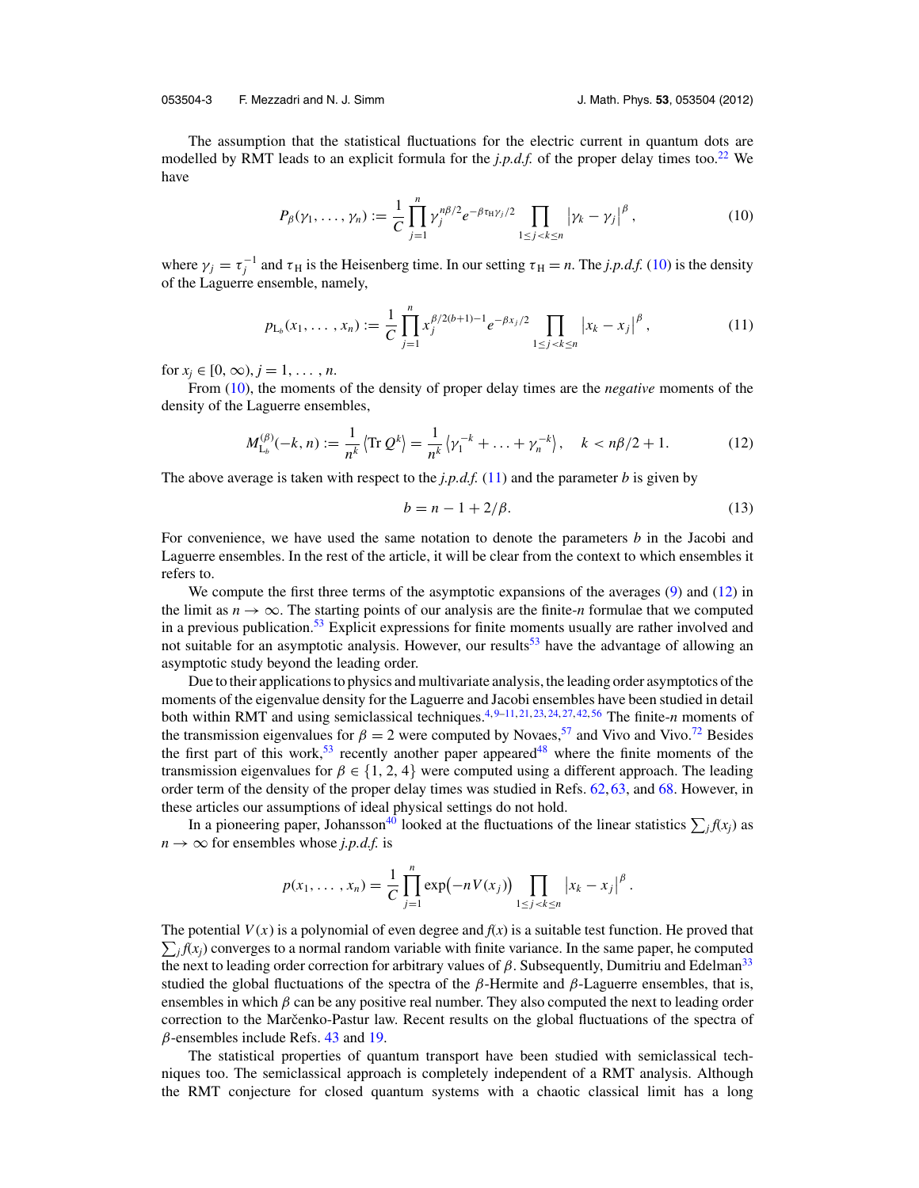The assumption that the statistical fluctuations for the electric current in quantum dots are modelled by RMT leads to an explicit formula for the *j.p.d.f.* of the proper delay times too.[22] We have

$$P_{\beta}(\gamma_1,\dots,\gamma_n) := \frac{1}{C}\prod_{j=1}^{n}\gamma_j^{n\beta/2}e^{-\beta\tau_{\rm H}\gamma_j/2}\prod_{1\le j<k\le n}\left|\gamma_k-\gamma_j\right|^{\beta}, \tag{10}$$

where $\gamma_j = \tau_j^{-1}$ and $\tau_{\rm H}$ is the Heisenberg time. In our setting $\tau_{\rm H} = n$. The *j.p.d.f.* (10) is the density of the Laguerre ensemble, namely,

$$p_{{\rm L}_b}(x_1,\dots,x_n) := \frac{1}{C}\prod_{j=1}^{n}x_j^{\beta/2(b+1)-1}e^{-\beta x_j/2}\prod_{1\le j<k\le n}\left|x_k-x_j\right|^{\beta}, \tag{11}$$

for $x_j \in [0,\infty)$, $j = 1,\dots,n$.

From (10), the moments of the density of proper delay times are the *negative* moments of the density of the Laguerre ensembles,

$$M^{(\beta)}_{{\rm L}_b}(-k,n) := \frac{1}{n^k}\left\langle \operatorname{Tr} Q^k\right\rangle = \frac{1}{n^k}\left\langle \gamma_1^{-k}+\dots+\gamma_n^{-k}\right\rangle, \quad k < n\beta/2+1. \tag{12}$$

The above average is taken with respect to the *j.p.d.f.* (11) and the parameter $b$ is given by

$$b = n - 1 + 2/\beta. \tag{13}$$

For convenience, we have used the same notation to denote the parameters $b$ in the Jacobi and Laguerre ensembles. In the rest of the article, it will be clear from the context to which ensembles it refers to.

We compute the first three terms of the asymptotic expansions of the averages (9) and (12) in the limit as $n \to \infty$. The starting points of our analysis are the finite-$n$ formulae that we computed in a previous publication.[53] Explicit expressions for finite moments usually are rather involved and not suitable for an asymptotic analysis. However, our results[53] have the advantage of allowing an asymptotic study beyond the leading order.

Due to their applications to physics and multivariate analysis, the leading order asymptotics of the moments of the eigenvalue density for the Laguerre and Jacobi ensembles have been studied in detail both within RMT and using semiclassical techniques.[4,9–11,21,23,24,27,42,56] The finite-$n$ moments of the transmission eigenvalues for $\beta = 2$ were computed by Novaes,[57] and Vivo and Vivo.[72] Besides the first part of this work,[53] recently another paper appeared[48] where the finite moments of the transmission eigenvalues for $\beta \in \{1, 2, 4\}$ were computed using a different approach. The leading order term of the density of the proper delay times was studied in Refs. 62, 63, and 68. However, in these articles our assumptions of ideal physical settings do not hold.

In a pioneering paper, Johansson[40] looked at the fluctuations of the linear statistics $\sum_j f(x_j)$ as $n \to \infty$ for ensembles whose *j.p.d.f.* is

$$p(x_1,\dots,x_n) = \frac{1}{C}\prod_{j=1}^{n}\exp\bigl(-nV(x_j)\bigr)\prod_{1\le j<k\le n}\left|x_k-x_j\right|^{\beta}.$$

The potential $V(x)$ is a polynomial of even degree and $f(x)$ is a suitable test function. He proved that $\sum_j f(x_j)$ converges to a normal random variable with finite variance. In the same paper, he computed the next to leading order correction for arbitrary values of $\beta$. Subsequently, Dumitriu and Edelman[33] studied the global fluctuations of the spectra of the $\beta$-Hermite and $\beta$-Laguerre ensembles, that is, ensembles in which $\beta$ can be any positive real number. They also computed the next to leading order correction to the Marčenko-Pastur law. Recent results on the global fluctuations of the spectra of $\beta$-ensembles include Refs. 43 and 19.

The statistical properties of quantum transport have been studied with semiclassical techniques too. The semiclassical approach is completely independent of a RMT analysis. Although the RMT conjecture for closed quantum systems with a chaotic classical limit has a long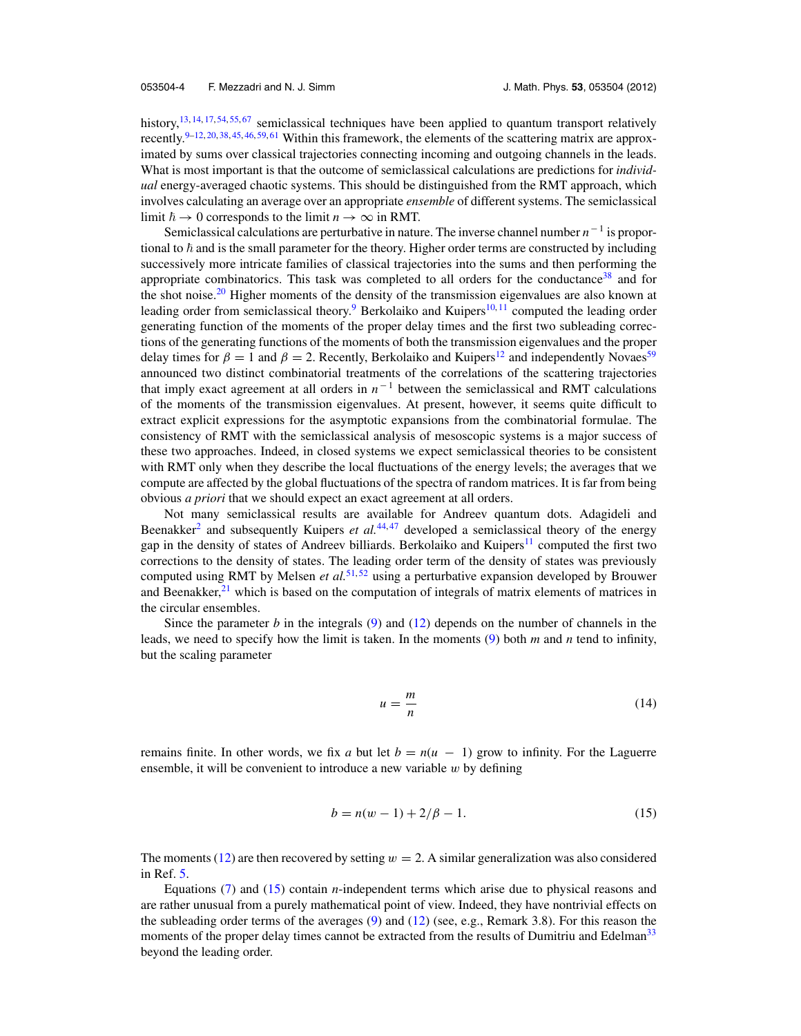history,[13,14,17,54,55,67] semiclassical techniques have been applied to quantum transport relatively recently.[9–12,20,38,45,46,59,61] Within this framework, the elements of the scattering matrix are approximated by sums over classical trajectories connecting incoming and outgoing channels in the leads. What is most important is that the outcome of semiclassical calculations are predictions for *individual* energy-averaged chaotic systems. This should be distinguished from the RMT approach, which involves calculating an average over an appropriate *ensemble* of different systems. The semiclassical limit $\hbar \to 0$ corresponds to the limit $n \to \infty$ in RMT.

Semiclassical calculations are perturbative in nature. The inverse channel number $n^{-1}$ is proportional to $\hbar$ and is the small parameter for the theory. Higher order terms are constructed by including successively more intricate families of classical trajectories into the sums and then performing the appropriate combinatorics. This task was completed to all orders for the conductance[38] and for the shot noise.[20] Higher moments of the density of the transmission eigenvalues are also known at leading order from semiclassical theory.[9] Berkolaiko and Kuipers[10,11] computed the leading order generating function of the moments of the proper delay times and the first two subleading corrections of the generating functions of the moments of both the transmission eigenvalues and the proper delay times for $\beta = 1$ and $\beta = 2$. Recently, Berkolaiko and Kuipers[12] and independently Novaes[59] announced two distinct combinatorial treatments of the correlations of the scattering trajectories that imply exact agreement at all orders in $n^{-1}$ between the semiclassical and RMT calculations of the moments of the transmission eigenvalues. At present, however, it seems quite difficult to extract explicit expressions for the asymptotic expansions from the combinatorial formulae. The consistency of RMT with the semiclassical analysis of mesoscopic systems is a major success of these two approaches. Indeed, in closed systems we expect semiclassical theories to be consistent with RMT only when they describe the local fluctuations of the energy levels; the averages that we compute are affected by the global fluctuations of the spectra of random matrices. It is far from being obvious *a priori* that we should expect an exact agreement at all orders.

Not many semiclassical results are available for Andreev quantum dots. Adagideli and Beenakker[2] and subsequently Kuipers *et al.*[44,47] developed a semiclassical theory of the energy gap in the density of states of Andreev billiards. Berkolaiko and Kuipers[11] computed the first two corrections to the density of states. The leading order term of the density of states was previously computed using RMT by Melsen *et al.*[51,52] using a perturbative expansion developed by Brouwer and Beenakker,[21] which is based on the computation of integrals of matrix elements of matrices in the circular ensembles.

Since the parameter $b$ in the integrals (9) and (12) depends on the number of channels in the leads, we need to specify how the limit is taken. In the moments (9) both $m$ and $n$ tend to infinity, but the scaling parameter

$$u = \frac{m}{n} \tag{14}$$

remains finite. In other words, we fix $a$ but let $b = n(u - 1)$ grow to infinity. For the Laguerre ensemble, it will be convenient to introduce a new variable $w$ by defining

$$b = n(w - 1) + 2/\beta - 1. \tag{15}$$

The moments (12) are then recovered by setting $w = 2$. A similar generalization was also considered in Ref. 5.

Equations (7) and (15) contain $n$-independent terms which arise due to physical reasons and are rather unusual from a purely mathematical point of view. Indeed, they have nontrivial effects on the subleading order terms of the averages (9) and (12) (see, e.g., Remark 3.8). For this reason the moments of the proper delay times cannot be extracted from the results of Dumitriu and Edelman[33] beyond the leading order.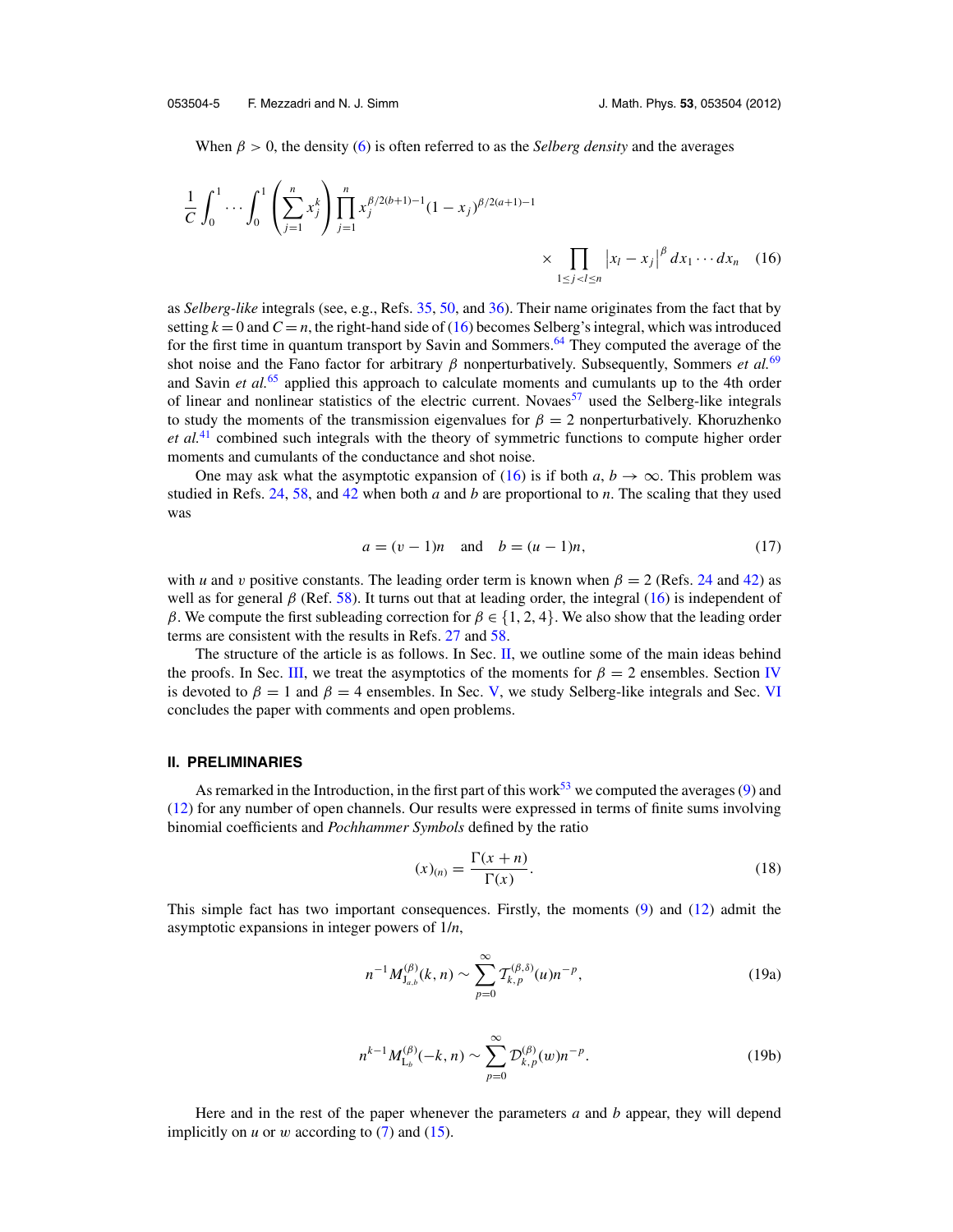When $\beta > 0$, the density (6) is often referred to as the *Selberg density* and the averages

$$\frac{1}{C}\int_0^1 \cdots \int_0^1 \left(\sum_{j=1}^n x_j^k\right) \prod_{j=1}^n x_j^{\beta/2(b+1)-1}(1-x_j)^{\beta/2(a+1)-1} \times \prod_{1\le j<l\le n} \left|x_l - x_j\right|^\beta dx_1 \cdots dx_n \quad (16)$$

as *Selberg-like* integrals (see, e.g., Refs. 35, 50, and 36). Their name originates from the fact that by setting $k = 0$ and $C = n$, the right-hand side of (16) becomes Selberg's integral, which was introduced for the first time in quantum transport by Savin and Sommers.[64] They computed the average of the shot noise and the Fano factor for arbitrary $\beta$ nonperturbatively. Subsequently, Sommers *et al.*[69] and Savin *et al.*[65] applied this approach to calculate moments and cumulants up to the 4th order of linear and nonlinear statistics of the electric current. Novaes[57] used the Selberg-like integrals to study the moments of the transmission eigenvalues for $\beta = 2$ nonperturbatively. Khoruzhenko *et al.*[41] combined such integrals with the theory of symmetric functions to compute higher order moments and cumulants of the conductance and shot noise.

One may ask what the asymptotic expansion of (16) is if both $a, b \to \infty$. This problem was studied in Refs. 24, 58, and 42 when both $a$ and $b$ are proportional to $n$. The scaling that they used was

$$a = (v-1)n \quad \text{and} \quad b = (u-1)n, \quad (17)$$

with $u$ and $v$ positive constants. The leading order term is known when $\beta = 2$ (Refs. 24 and 42) as well as for general $\beta$ (Ref. 58). It turns out that at leading order, the integral (16) is independent of $\beta$. We compute the first subleading correction for $\beta \in \{1, 2, 4\}$. We also show that the leading order terms are consistent with the results in Refs. 27 and 58.

The structure of the article is as follows. In Sec. II, we outline some of the main ideas behind the proofs. In Sec. III, we treat the asymptotics of the moments for $\beta = 2$ ensembles. Section IV is devoted to $\beta = 1$ and $\beta = 4$ ensembles. In Sec. V, we study Selberg-like integrals and Sec. VI concludes the paper with comments and open problems.

## II. PRELIMINARIES

As remarked in the Introduction, in the first part of this work[53] we computed the averages (9) and (12) for any number of open channels. Our results were expressed in terms of finite sums involving binomial coefficients and *Pochhammer Symbols* defined by the ratio

$$(x)_{(n)} = \frac{\Gamma(x+n)}{\Gamma(x)}. \quad (18)$$

This simple fact has two important consequences. Firstly, the moments (9) and (12) admit the asymptotic expansions in integer powers of $1/n$,

$$n^{-1} M_{\mathrm{J}_{a,b}}^{(\beta)}(k, n) \sim \sum_{p=0}^{\infty} \mathcal{T}_{k,p}^{(\beta,\delta)}(u) n^{-p}, \quad (19a)$$

$$n^{k-1} M_{\mathrm{L}_b}^{(\beta)}(-k, n) \sim \sum_{p=0}^{\infty} \mathcal{D}_{k,p}^{(\beta)}(w) n^{-p}. \quad (19b)$$

Here and in the rest of the paper whenever the parameters $a$ and $b$ appear, they will depend implicitly on $u$ or $w$ according to (7) and (15).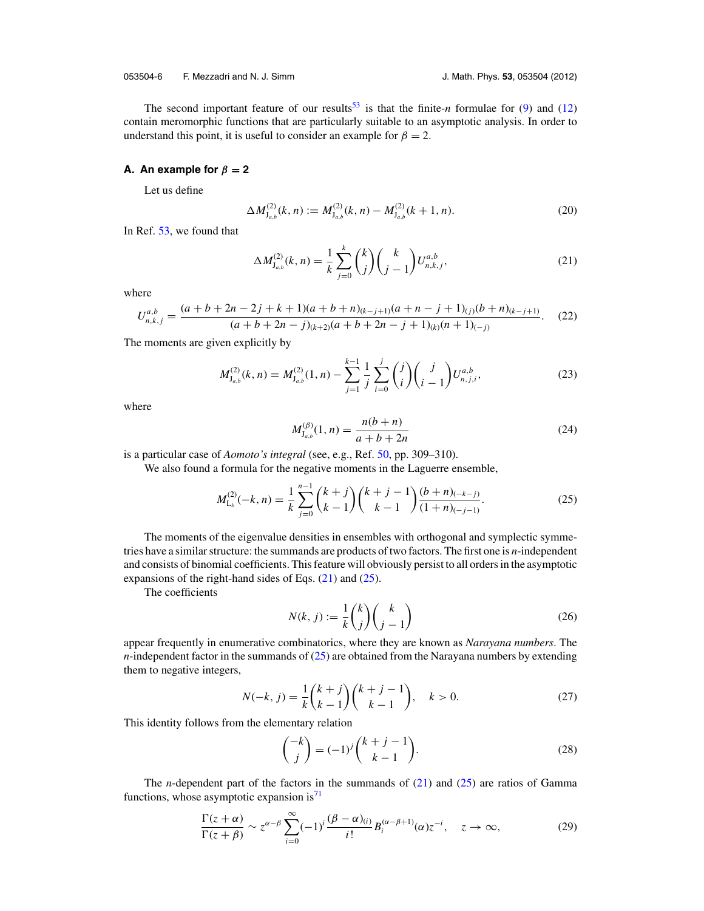The second important feature of our results[53] is that the finite-$n$ formulae for (9) and (12) contain meromorphic functions that are particularly suitable to an asymptotic analysis. In order to understand this point, it is useful to consider an example for $\beta = 2$.

### A. An example for $\beta = 2$

Let us define

$$\Delta M^{(2)}_{\mathrm{J}_{a,b}}(k,n) := M^{(2)}_{\mathrm{J}_{a,b}}(k,n) - M^{(2)}_{\mathrm{J}_{a,b}}(k+1,n). \tag{20}$$

In Ref. 53, we found that

$$\Delta M^{(2)}_{\mathrm{J}_{a,b}}(k,n) = \frac{1}{k}\sum_{j=0}^{k}\binom{k}{j}\binom{k}{j-1}U^{a,b}_{n,k,j}, \tag{21}$$

where

$$U^{a,b}_{n,k,j} = \frac{(a+b+2n-2j+k+1)(a+b+n)_{(k-j+1)}(a+n-j+1)_{(j)}(b+n)_{(k-j+1)}}{(a+b+2n-j)_{(k+2)}(a+b+2n-j+1)_{(k)}(n+1)_{(-j)}}. \tag{22}$$

The moments are given explicitly by

$$M^{(2)}_{\mathrm{J}_{a,b}}(k,n) = M^{(2)}_{\mathrm{J}_{a,b}}(1,n) - \sum_{j=1}^{k-1}\frac{1}{j}\sum_{i=0}^{j}\binom{j}{i}\binom{j}{i-1}U^{a,b}_{n,j,i}, \tag{23}$$

where

$$M^{(\beta)}_{\mathrm{J}_{a,b}}(1,n) = \frac{n(b+n)}{a+b+2n} \tag{24}$$

is a particular case of *Aomoto's integral* (see, e.g., Ref. 50, pp. 309–310).

We also found a formula for the negative moments in the Laguerre ensemble,

$$M^{(2)}_{\mathrm{L}_b}(-k,n) = \frac{1}{k}\sum_{j=0}^{n-1}\binom{k+j}{k-1}\binom{k+j-1}{k-1}\frac{(b+n)_{(-k-j)}}{(1+n)_{(-j-1)}}. \tag{25}$$

The moments of the eigenvalue densities in ensembles with orthogonal and symplectic symmetries have a similar structure: the summands are products of two factors. The first one is $n$-independent and consists of binomial coefficients. This feature will obviously persist to all orders in the asymptotic expansions of the right-hand sides of Eqs. (21) and (25).

The coefficients

$$N(k,j) := \frac{1}{k}\binom{k}{j}\binom{k}{j-1} \tag{26}$$

appear frequently in enumerative combinatorics, where they are known as *Narayana numbers*. The $n$-independent factor in the summands of (25) are obtained from the Narayana numbers by extending them to negative integers,

$$N(-k,j) = \frac{1}{k}\binom{k+j}{k-1}\binom{k+j-1}{k-1}, \quad k > 0. \tag{27}$$

This identity follows from the elementary relation

$$\binom{-k}{j} = (-1)^j\binom{k+j-1}{k-1}. \tag{28}$$

The $n$-dependent part of the factors in the summands of (21) and (25) are ratios of Gamma functions, whose asymptotic expansion is[71]

$$\frac{\Gamma(z+\alpha)}{\Gamma(z+\beta)} \sim z^{\alpha-\beta}\sum_{i=0}^{\infty}(-1)^i\frac{(\beta-\alpha)_{(i)}}{i!}B^{(\alpha-\beta+1)}_i(\alpha)z^{-i}, \quad z\to\infty, \tag{29}$$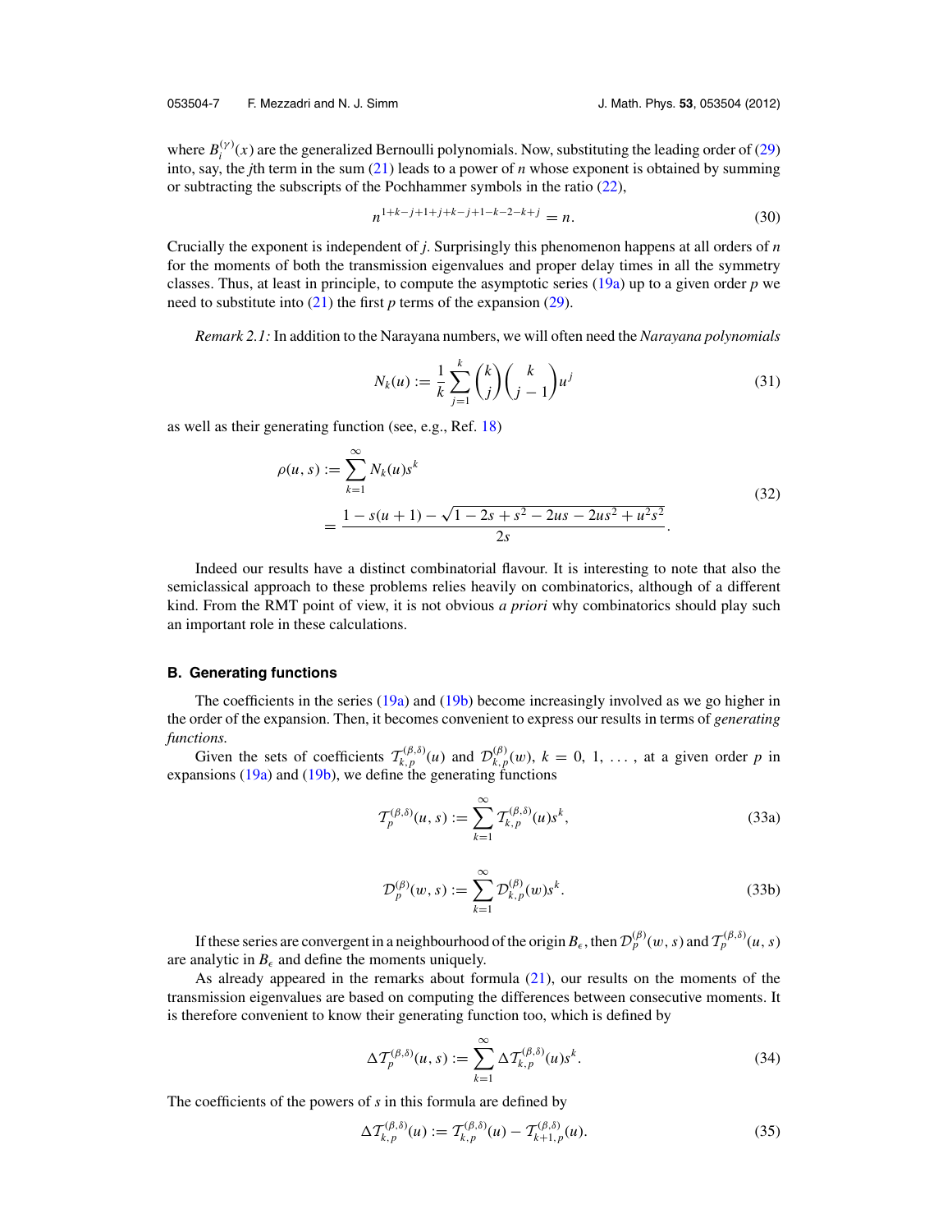where $B_i^{(\gamma)}(x)$ are the generalized Bernoulli polynomials. Now, substituting the leading order of (29) into, say, the $j$th term in the sum (21) leads to a power of $n$ whose exponent is obtained by summing or subtracting the subscripts of the Pochhammer symbols in the ratio (22),

$$n^{1+k-j+1+j+k-j+1-k-2-k+j} = n. \tag{30}$$

Crucially the exponent is independent of $j$. Surprisingly this phenomenon happens at all orders of $n$ for the moments of both the transmission eigenvalues and proper delay times in all the symmetry classes. Thus, at least in principle, to compute the asymptotic series (19a) up to a given order $p$ we need to substitute into (21) the first $p$ terms of the expansion (29).

*Remark 2.1:* In addition to the Narayana numbers, we will often need the *Narayana polynomials*

$$N_k(u) := \frac{1}{k}\sum_{j=1}^{k}\binom{k}{j}\binom{k}{j-1}u^j \tag{31}$$

as well as their generating function (see, e.g., Ref. 18)

$$\begin{aligned}\rho(u,s) &:= \sum_{k=1}^{\infty} N_k(u)s^k \\ &= \frac{1-s(u+1)-\sqrt{1-2s+s^2-2us-2us^2+u^2s^2}}{2s}.\end{aligned} \tag{32}$$

Indeed our results have a distinct combinatorial flavour. It is interesting to note that also the semiclassical approach to these problems relies heavily on combinatorics, although of a different kind. From the RMT point of view, it is not obvious *a priori* why combinatorics should play such an important role in these calculations.

### B. Generating functions

The coefficients in the series (19a) and (19b) become increasingly involved as we go higher in the order of the expansion. Then, it becomes convenient to express our results in terms of *generating functions.*

Given the sets of coefficients $\mathcal{T}_{k,p}^{(\beta,\delta)}(u)$ and $\mathcal{D}_{k,p}^{(\beta)}(w)$, $k = 0, 1, \ldots$, at a given order $p$ in expansions (19a) and (19b), we define the generating functions

$$\mathcal{T}_p^{(\beta,\delta)}(u,s) := \sum_{k=1}^{\infty}\mathcal{T}_{k,p}^{(\beta,\delta)}(u)s^k, \tag{33a}$$

$$\mathcal{D}_p^{(\beta)}(w,s) := \sum_{k=1}^{\infty}\mathcal{D}_{k,p}^{(\beta)}(w)s^k. \tag{33b}$$

If these series are convergent in a neighbourhood of the origin $B_\epsilon$, then $\mathcal{D}_p^{(\beta)}(w,s)$ and $\mathcal{T}_p^{(\beta,\delta)}(u,s)$ are analytic in $B_\epsilon$ and define the moments uniquely.

As already appeared in the remarks about formula (21), our results on the moments of the transmission eigenvalues are based on computing the differences between consecutive moments. It is therefore convenient to know their generating function too, which is defined by

$$\Delta\mathcal{T}_p^{(\beta,\delta)}(u,s) := \sum_{k=1}^{\infty}\Delta\mathcal{T}_{k,p}^{(\beta,\delta)}(u)s^k. \tag{34}$$

The coefficients of the powers of $s$ in this formula are defined by

$$\Delta\mathcal{T}_{k,p}^{(\beta,\delta)}(u) := \mathcal{T}_{k,p}^{(\beta,\delta)}(u) - \mathcal{T}_{k+1,p}^{(\beta,\delta)}(u). \tag{35}$$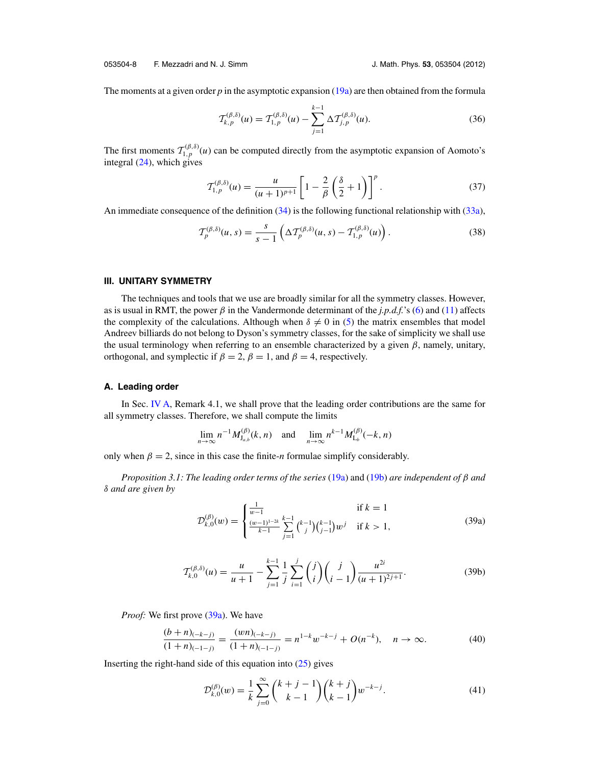The moments at a given order $p$ in the asymptotic expansion (19a) are then obtained from the formula

$$\mathcal{T}_{k,p}^{(\beta,\delta)}(u) = \mathcal{T}_{1,p}^{(\beta,\delta)}(u) - \sum_{j=1}^{k-1} \Delta\mathcal{T}_{j,p}^{(\beta,\delta)}(u). \tag{36}$$

The first moments $\mathcal{T}_{1,p}^{(\beta,\delta)}(u)$ can be computed directly from the asymptotic expansion of Aomoto's integral (24), which gives

$$\mathcal{T}_{1,p}^{(\beta,\delta)}(u) = \frac{u}{(u+1)^{p+1}}\left[1 - \frac{2}{\beta}\left(\frac{\delta}{2}+1\right)\right]^p. \tag{37}$$

An immediate consequence of the definition (34) is the following functional relationship with (33a),

$$\mathcal{T}_p^{(\beta,\delta)}(u,s) = \frac{s}{s-1}\left(\Delta\mathcal{T}_p^{(\beta,\delta)}(u,s) - \mathcal{T}_{1,p}^{(\beta,\delta)}(u)\right). \tag{38}$$

## III. UNITARY SYMMETRY

The techniques and tools that we use are broadly similar for all the symmetry classes. However, as is usual in RMT, the power $\beta$ in the Vandermonde determinant of the *j.p.d.f.*'s (6) and (11) affects the complexity of the calculations. Although when $\delta \neq 0$ in (5) the matrix ensembles that model Andreev billiards do not belong to Dyson's symmetry classes, for the sake of simplicity we shall use the usual terminology when referring to an ensemble characterized by a given $\beta$, namely, unitary, orthogonal, and symplectic if $\beta = 2$, $\beta = 1$, and $\beta = 4$, respectively.

### A. Leading order

In Sec. IV A, Remark 4.1, we shall prove that the leading order contributions are the same for all symmetry classes. Therefore, we shall compute the limits

$$\lim_{n\to\infty} n^{-1} M_{\mathrm{J}_{a,b}}^{(\beta)}(k,n) \quad \text{and} \quad \lim_{n\to\infty} n^{k-1} M_{\mathrm{L}_b}^{(\beta)}(-k,n)$$

only when $\beta = 2$, since in this case the finite-$n$ formulae simplify considerably.

*Proposition 3.1: The leading order terms of the series* (19a) and (19b) *are independent of $\beta$ and $\delta$ and are given by*

$$\mathcal{D}_{k,0}^{(\beta)}(w) = \begin{cases} \frac{1}{w-1} & \text{if } k = 1 \\ \frac{(w-1)^{1-2k}}{k-1} \sum_{j=1}^{k-1} \binom{k-1}{j}\binom{k-1}{j-1} w^j & \text{if } k > 1, \end{cases} \tag{39a}$$

$$\mathcal{T}_{k,0}^{(\beta,\delta)}(u) = \frac{u}{u+1} - \sum_{j=1}^{k-1} \frac{1}{j} \sum_{i=1}^{j} \binom{j}{i}\binom{j}{i-1} \frac{u^{2i}}{(u+1)^{2j+1}}. \tag{39b}$$

*Proof:* We first prove (39a). We have

$$\frac{(b+n)_{(-k-j)}}{(1+n)_{(-1-j)}} = \frac{(wn)_{(-k-j)}}{(1+n)_{(-1-j)}} = n^{1-k} w^{-k-j} + O(n^{-k}), \quad n \to \infty. \tag{40}$$

Inserting the right-hand side of this equation into (25) gives

$$\mathcal{D}_{k,0}^{(\beta)}(w) = \frac{1}{k}\sum_{j=0}^{\infty} \binom{k+j-1}{k-1}\binom{k+j}{k-1} w^{-k-j}. \tag{41}$$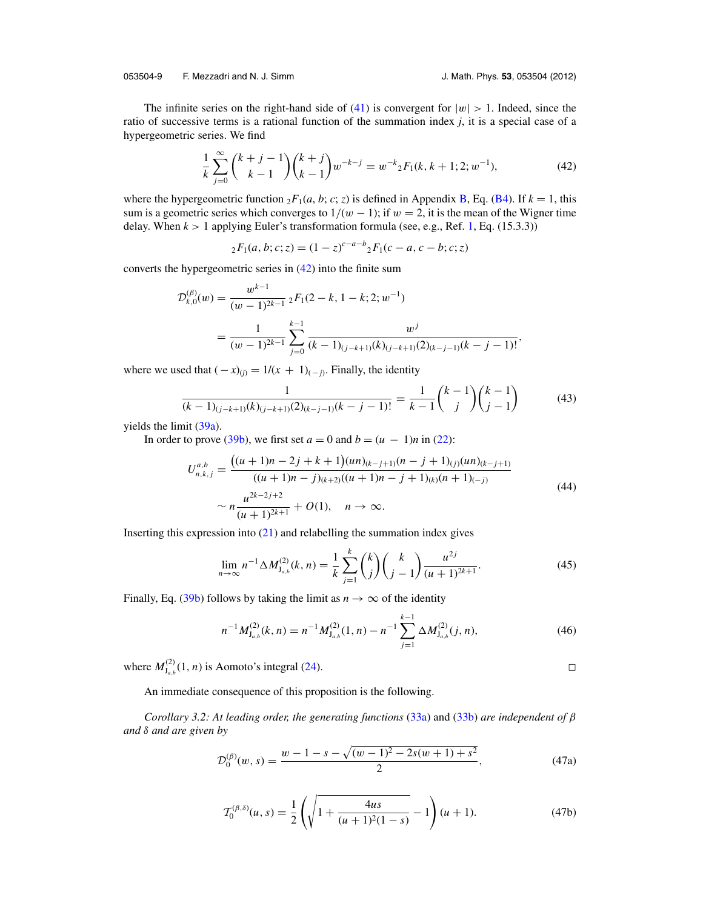The infinite series on the right-hand side of (41) is convergent for $|w| > 1$. Indeed, since the ratio of successive terms is a rational function of the summation index $j$, it is a special case of a hypergeometric series. We find

$$\frac{1}{k}\sum_{j=0}^{\infty}\binom{k+j-1}{k-1}\binom{k+j}{k-1}w^{-k-j} = w^{-k}{}_2F_1(k, k+1; 2; w^{-1}), \tag{42}$$

where the hypergeometric function ${}_2F_1(a, b; c; z)$ is defined in Appendix B, Eq. (B4). If $k = 1$, this sum is a geometric series which converges to $1/(w-1)$; if $w = 2$, it is the mean of the Wigner time delay. When $k > 1$ applying Euler's transformation formula (see, e.g., Ref. 1, Eq. (15.3.3))

$${}_2F_1(a, b; c; z) = (1-z)^{c-a-b}{}_2F_1(c-a, c-b; c; z)$$

converts the hypergeometric series in (42) into the finite sum

$$\begin{aligned}
\mathcal{D}^{(\beta)}_{k,0}(w) &= \frac{w^{k-1}}{(w-1)^{2k-1}}\,{}_2F_1(2-k, 1-k; 2; w^{-1})\\
&= \frac{1}{(w-1)^{2k-1}}\sum_{j=0}^{k-1}\frac{w^j}{(k-1)_{(j-k+1)}(k)_{(j-k+1)}(2)_{(k-j-1)}(k-j-1)!},
\end{aligned}$$

where we used that $(-x)_{(j)} = 1/(x+1)_{(-j)}$. Finally, the identity

$$\frac{1}{(k-1)_{(j-k+1)}(k)_{(j-k+1)}(2)_{(k-j-1)}(k-j-1)!} = \frac{1}{k-1}\binom{k-1}{j}\binom{k-1}{j-1} \tag{43}$$

yields the limit (39a).

In order to prove (39b), we first set $a = 0$ and $b = (u-1)n$ in (22):

$$\begin{aligned}
U^{a,b}_{n,k,j} &= \frac{\big((u+1)n - 2j + k + 1\big)(un)_{(k-j+1)}(n-j+1)_{(j)}(un)_{(k-j+1)}}{((u+1)n-j)_{(k+2)}((u+1)n-j+1)_{(k)}(n+1)_{(-j)}}\\
&\sim n\frac{u^{2k-2j+2}}{(u+1)^{2k+1}} + O(1), \quad n\to\infty.
\end{aligned} \tag{44}$$

Inserting this expression into (21) and relabelling the summation index gives

$$\lim_{n\to\infty} n^{-1}\Delta M^{(2)}_{\mathrm{J}_{a,b}}(k,n) = \frac{1}{k}\sum_{j=1}^{k}\binom{k}{j}\binom{k}{j-1}\frac{u^{2j}}{(u+1)^{2k+1}}. \tag{45}$$

Finally, Eq. (39b) follows by taking the limit as $n\to\infty$ of the identity

$$n^{-1}M^{(2)}_{\mathrm{J}_{a,b}}(k,n) = n^{-1}M^{(2)}_{\mathrm{J}_{a,b}}(1,n) - n^{-1}\sum_{j=1}^{k-1}\Delta M^{(2)}_{\mathrm{J}_{a,b}}(j,n), \tag{46}$$

where $M^{(2)}_{\mathrm{J}_{a,b}}(1,n)$ is Aomoto's integral (24). □

An immediate consequence of this proposition is the following.

*Corollary 3.2: At leading order, the generating functions* (33a) and (33b) *are independent of* $\beta$ *and* $\delta$ *and are given by*

$$\mathcal{D}^{(\beta)}_0(w,s) = \frac{w - 1 - s - \sqrt{(w-1)^2 - 2s(w+1) + s^2}}{2}, \tag{47a}$$

$$\mathcal{T}^{(\beta,\delta)}_0(u,s) = \frac{1}{2}\left(\sqrt{1 + \frac{4us}{(u+1)^2(1-s)}} - 1\right)(u+1). \tag{47b}$$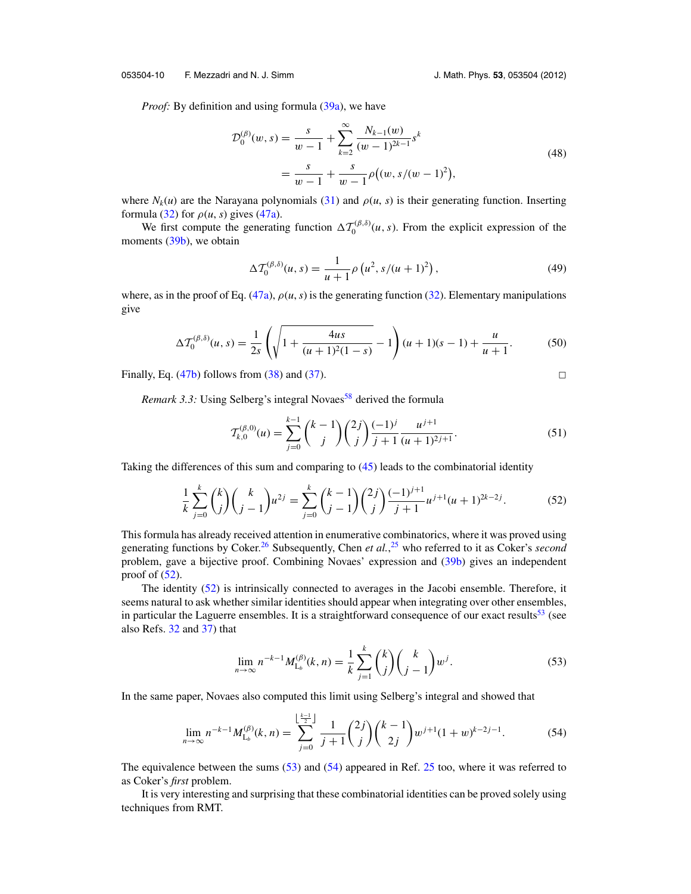*Proof:* By definition and using formula (39a), we have

$$
\begin{aligned}
\mathcal{D}_0^{(\beta)}(w,s) &= \frac{s}{w-1} + \sum_{k=2}^{\infty} \frac{N_{k-1}(w)}{(w-1)^{2k-1}} s^k \\
&= \frac{s}{w-1} + \frac{s}{w-1}\rho\big((w, s/(w-1)^2\big),
\end{aligned}
\tag{48}
$$

where $N_k(u)$ are the Narayana polynomials (31) and $\rho(u, s)$ is their generating function. Inserting formula (32) for $\rho(u, s)$ gives (47a).

We first compute the generating function $\Delta\mathcal{T}_0^{(\beta,\delta)}(u,s)$. From the explicit expression of the moments (39b), we obtain

$$
\Delta\mathcal{T}_0^{(\beta,\delta)}(u,s) = \frac{1}{u+1}\rho\left(u^2, s/(u+1)^2\right), \tag{49}
$$

where, as in the proof of Eq. (47a), $\rho(u, s)$ is the generating function (32). Elementary manipulations give

$$
\Delta\mathcal{T}_0^{(\beta,\delta)}(u,s) = \frac{1}{2s}\left(\sqrt{1+\frac{4us}{(u+1)^2(1-s)}} - 1\right)(u+1)(s-1) + \frac{u}{u+1}. \tag{50}
$$

Finally, Eq. (47b) follows from (38) and (37). □

*Remark 3.3:* Using Selberg's integral Novaes[58] derived the formula

$$
\mathcal{T}_{k,0}^{(\beta,0)}(u) = \sum_{j=0}^{k-1}\binom{k-1}{j}\binom{2j}{j}\frac{(-1)^j}{j+1}\frac{u^{j+1}}{(u+1)^{2j+1}}. \tag{51}
$$

Taking the differences of this sum and comparing to (45) leads to the combinatorial identity

$$
\frac{1}{k}\sum_{j=0}^{k}\binom{k}{j}\binom{k}{j-1}u^{2j} = \sum_{j=0}^{k}\binom{k-1}{j-1}\binom{2j}{j}\frac{(-1)^{j+1}}{j+1}u^{j+1}(u+1)^{2k-2j}. \tag{52}
$$

This formula has already received attention in enumerative combinatorics, where it was proved using generating functions by Coker.[26] Subsequently, Chen *et al.*,[25] who referred to it as Coker's *second* problem, gave a bijective proof. Combining Novaes' expression and (39b) gives an independent proof of (52).

The identity (52) is intrinsically connected to averages in the Jacobi ensemble. Therefore, it seems natural to ask whether similar identities should appear when integrating over other ensembles, in particular the Laguerre ensembles. It is a straightforward consequence of our exact results[53] (see also Refs. 32 and 37) that

$$
\lim_{n\to\infty} n^{-k-1} M_{\mathrm{L}_b}^{(\beta)}(k,n) = \frac{1}{k}\sum_{j=1}^{k}\binom{k}{j}\binom{k}{j-1}w^j. \tag{53}
$$

In the same paper, Novaes also computed this limit using Selberg's integral and showed that

$$
\lim_{n\to\infty} n^{-k-1} M_{\mathrm{L}_b}^{(\beta)}(k,n) = \sum_{j=0}^{\left\lfloor \frac{k-1}{2}\right\rfloor}\frac{1}{j+1}\binom{2j}{j}\binom{k-1}{2j}w^{j+1}(1+w)^{k-2j-1}. \tag{54}
$$

The equivalence between the sums (53) and (54) appeared in Ref. 25 too, where it was referred to as Coker's *first* problem.

It is very interesting and surprising that these combinatorial identities can be proved solely using techniques from RMT.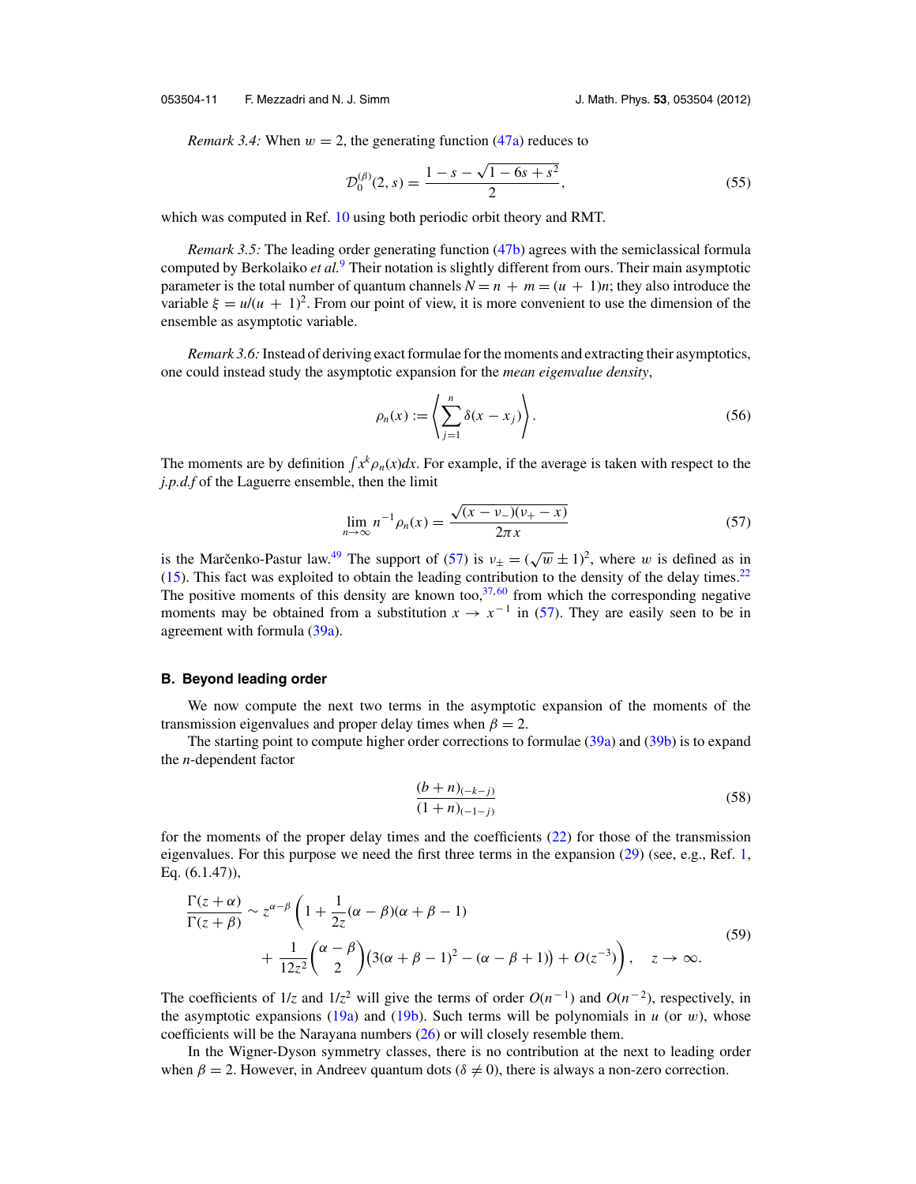*Remark 3.4:* When $w = 2$, the generating function (47a) reduces to

$$\mathcal{D}_0^{(\beta)}(2, s) = \frac{1 - s - \sqrt{1 - 6s + s^2}}{2}, \tag{55}$$

which was computed in Ref. 10 using both periodic orbit theory and RMT.

*Remark 3.5:* The leading order generating function (47b) agrees with the semiclassical formula computed by Berkolaiko *et al.*[9] Their notation is slightly different from ours. Their main asymptotic parameter is the total number of quantum channels $N = n + m = (u + 1)n$; they also introduce the variable $\xi = u/(u + 1)^2$. From our point of view, it is more convenient to use the dimension of the ensemble as asymptotic variable.

*Remark 3.6:* Instead of deriving exact formulae for the moments and extracting their asymptotics, one could instead study the asymptotic expansion for the *mean eigenvalue density*,

$$\rho_n(x) := \left\langle \sum_{j=1}^{n} \delta(x - x_j) \right\rangle. \tag{56}$$

The moments are by definition $\int x^k \rho_n(x) dx$. For example, if the average is taken with respect to the *j.p.d.f* of the Laguerre ensemble, then the limit

$$\lim_{n\to\infty} n^{-1} \rho_n(x) = \frac{\sqrt{(x - \nu_-)(\nu_+ - x)}}{2\pi x} \tag{57}$$

is the Marčenko-Pastur law.[49] The support of (57) is $\nu_\pm = (\sqrt{w} \pm 1)^2$, where $w$ is defined as in (15). This fact was exploited to obtain the leading contribution to the density of the delay times.[22] The positive moments of this density are known too,[37,60] from which the corresponding negative moments may be obtained from a substitution $x \to x^{-1}$ in (57). They are easily seen to be in agreement with formula (39a).

### B. Beyond leading order

We now compute the next two terms in the asymptotic expansion of the moments of the transmission eigenvalues and proper delay times when $\beta = 2$.

The starting point to compute higher order corrections to formulae (39a) and (39b) is to expand the $n$-dependent factor

$$\frac{(b + n)_{(-k-j)}}{(1 + n)_{(-1-j)}} \tag{58}$$

for the moments of the proper delay times and the coefficients (22) for those of the transmission eigenvalues. For this purpose we need the first three terms in the expansion (29) (see, e.g., Ref. 1, Eq. (6.1.47)),

$$\begin{aligned}\frac{\Gamma(z + \alpha)}{\Gamma(z + \beta)} \sim z^{\alpha - \beta} \Bigg( 1 &+ \frac{1}{2z}(\alpha - \beta)(\alpha + \beta - 1) \\ &+ \frac{1}{12z^2} \binom{\alpha - \beta}{2} \Big( 3(\alpha + \beta - 1)^2 - (\alpha - \beta + 1) \Big) + O(z^{-3}) \Bigg), \quad z \to \infty.\end{aligned} \tag{59}$$

The coefficients of $1/z$ and $1/z^2$ will give the terms of order $O(n^{-1})$ and $O(n^{-2})$, respectively, in the asymptotic expansions (19a) and (19b). Such terms will be polynomials in $u$ (or $w$), whose coefficients will be the Narayana numbers (26) or will closely resemble them.

In the Wigner-Dyson symmetry classes, there is no contribution at the next to leading order when $\beta = 2$. However, in Andreev quantum dots ($\delta \neq 0$), there is always a non-zero correction.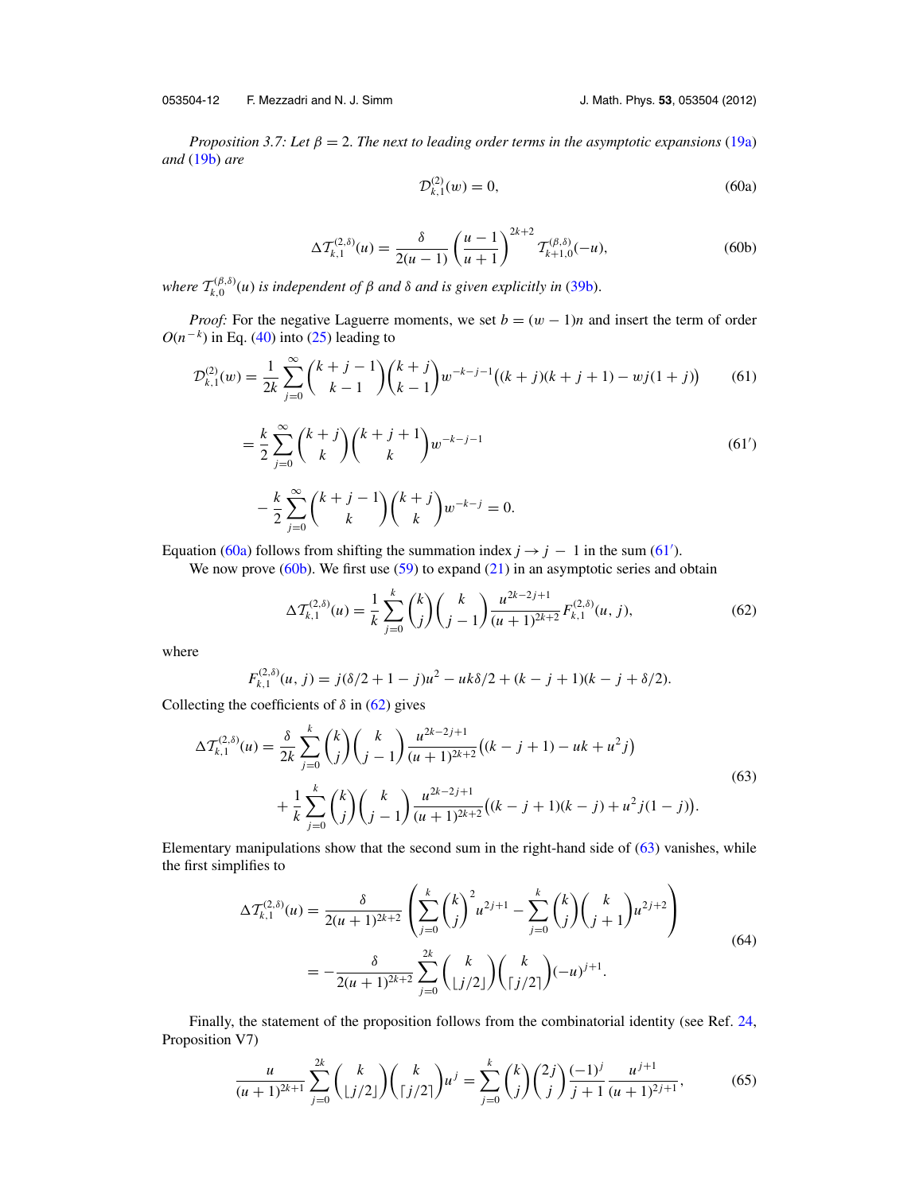*Proposition 3.7: Let $\beta = 2$. The next to leading order terms in the asymptotic expansions (19a) and (19b) are*

$$\mathcal{D}^{(2)}_{k,1}(w) = 0, \tag{60a}$$

$$\Delta\mathcal{T}^{(2,\delta)}_{k,1}(u) = \frac{\delta}{2(u-1)}\left(\frac{u-1}{u+1}\right)^{2k+2}\mathcal{T}^{(\beta,\delta)}_{k+1,0}(-u), \tag{60b}$$

*where $\mathcal{T}^{(\beta,\delta)}_{k,0}(u)$ is independent of $\beta$ and $\delta$ and is given explicitly in (39b).*

*Proof:* For the negative Laguerre moments, we set $b = (w-1)n$ and insert the term of order $O(n^{-k})$ in Eq. (40) into (25) leading to

$$\mathcal{D}^{(2)}_{k,1}(w) = \frac{1}{2k}\sum_{j=0}^{\infty}\binom{k+j-1}{k-1}\binom{k+j}{k-1}w^{-k-j-1}\big((k+j)(k+j+1) - wj(1+j)\big) \tag{61}$$

$$= \frac{k}{2}\sum_{j=0}^{\infty}\binom{k+j}{k}\binom{k+j+1}{k}w^{-k-j-1} \tag{61$'$}$$

$$-\frac{k}{2}\sum_{j=0}^{\infty}\binom{k+j-1}{k}\binom{k+j}{k}w^{-k-j} = 0.$$

Equation (60a) follows from shifting the summation index $j \to j-1$ in the sum (61$'$).

We now prove (60b). We first use (59) to expand (21) in an asymptotic series and obtain

$$\Delta\mathcal{T}^{(2,\delta)}_{k,1}(u) = \frac{1}{k}\sum_{j=0}^{k}\binom{k}{j}\binom{k}{j-1}\frac{u^{2k-2j+1}}{(u+1)^{2k+2}}F^{(2,\delta)}_{k,1}(u,j), \tag{62}$$

where

$$F^{(2,\delta)}_{k,1}(u,j) = j(\delta/2+1-j)u^2 - uk\delta/2 + (k-j+1)(k-j+\delta/2).$$

Collecting the coefficients of $\delta$ in (62) gives

$$\begin{aligned}\Delta\mathcal{T}^{(2,\delta)}_{k,1}(u) &= \frac{\delta}{2k}\sum_{j=0}^{k}\binom{k}{j}\binom{k}{j-1}\frac{u^{2k-2j+1}}{(u+1)^{2k+2}}\big((k-j+1) - uk + u^2 j\big)\\ &\quad + \frac{1}{k}\sum_{j=0}^{k}\binom{k}{j}\binom{k}{j-1}\frac{u^{2k-2j+1}}{(u+1)^{2k+2}}\big((k-j+1)(k-j) + u^2 j(1-j)\big).\end{aligned} \tag{63}$$

Elementary manipulations show that the second sum in the right-hand side of (63) vanishes, while the first simplifies to

$$\begin{aligned}\Delta\mathcal{T}^{(2,\delta)}_{k,1}(u) &= \frac{\delta}{2(u+1)^{2k+2}}\left(\sum_{j=0}^{k}\binom{k}{j}^2 u^{2j+1} - \sum_{j=0}^{k}\binom{k}{j}\binom{k}{j+1}u^{2j+2}\right)\\ &= -\frac{\delta}{2(u+1)^{2k+2}}\sum_{j=0}^{2k}\binom{k}{\lfloor j/2\rfloor}\binom{k}{\lceil j/2\rceil}(-u)^{j+1}.\end{aligned} \tag{64}$$

Finally, the statement of the proposition follows from the combinatorial identity (see Ref. 24, Proposition V7)

$$\frac{u}{(u+1)^{2k+1}}\sum_{j=0}^{2k}\binom{k}{\lfloor j/2\rfloor}\binom{k}{\lceil j/2\rceil}u^j = \sum_{j=0}^{k}\binom{k}{j}\binom{2j}{j}\frac{(-1)^j}{j+1}\frac{u^{j+1}}{(u+1)^{2j+1}}, \tag{65}$$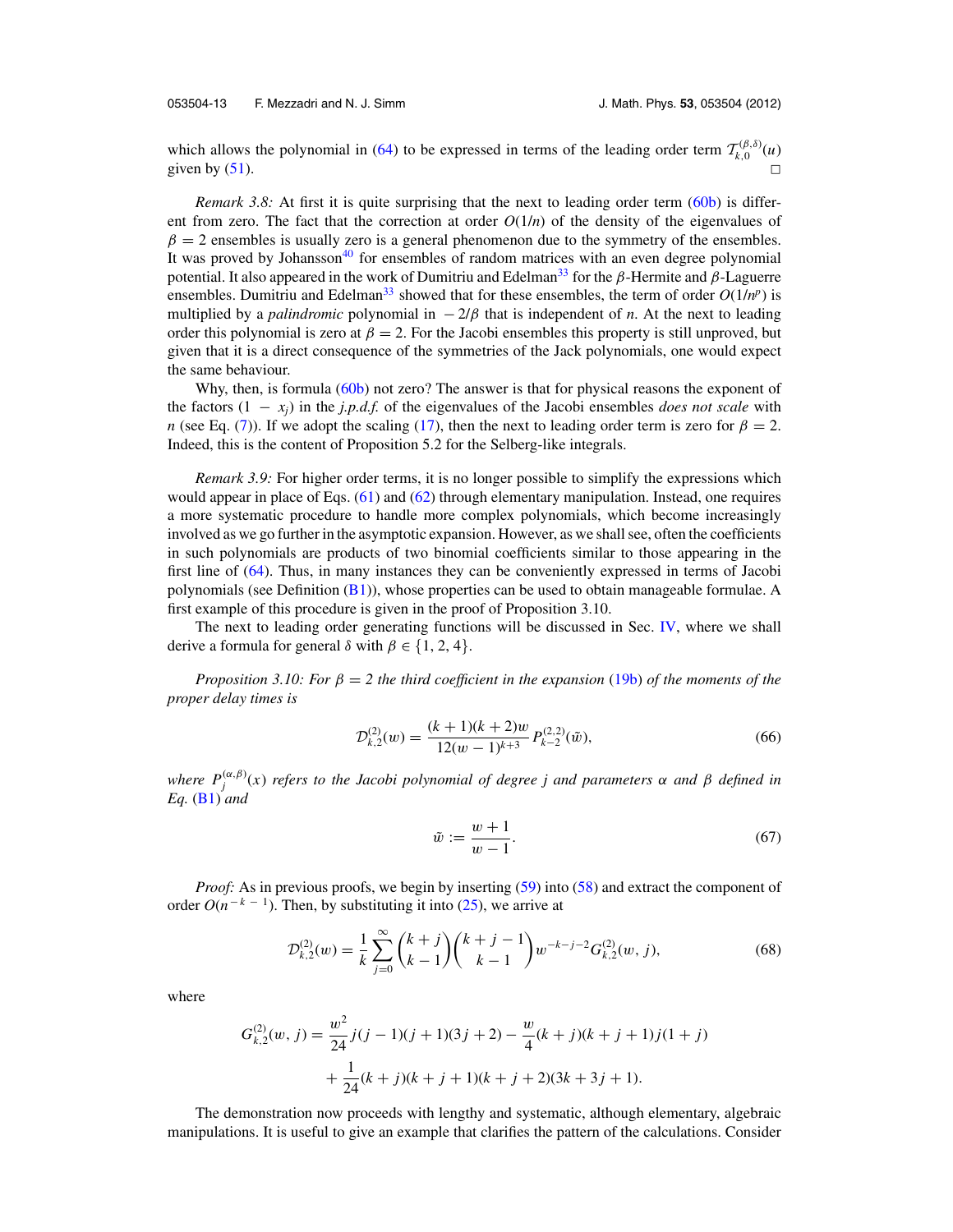which allows the polynomial in (64) to be expressed in terms of the leading order term $\mathcal{T}_{k,0}^{(\beta,\delta)}(u)$ given by (51). □

*Remark 3.8:* At first it is quite surprising that the next to leading order term (60b) is different from zero. The fact that the correction at order $O(1/n)$ of the density of the eigenvalues of $\beta = 2$ ensembles is usually zero is a general phenomenon due to the symmetry of the ensembles. It was proved by Johansson[40] for ensembles of random matrices with an even degree polynomial potential. It also appeared in the work of Dumitriu and Edelman[33] for the $\beta$-Hermite and $\beta$-Laguerre ensembles. Dumitriu and Edelman[33] showed that for these ensembles, the term of order $O(1/n^p)$ is multiplied by a *palindromic* polynomial in $-2/\beta$ that is independent of $n$. At the next to leading order this polynomial is zero at $\beta = 2$. For the Jacobi ensembles this property is still unproved, but given that it is a direct consequence of the symmetries of the Jack polynomials, one would expect the same behaviour.

Why, then, is formula (60b) not zero? The answer is that for physical reasons the exponent of the factors $(1 - x_j)$ in the *j.p.d.f.* of the eigenvalues of the Jacobi ensembles *does not scale* with $n$ (see Eq. (7)). If we adopt the scaling (17), then the next to leading order term is zero for $\beta = 2$. Indeed, this is the content of Proposition 5.2 for the Selberg-like integrals.

*Remark 3.9:* For higher order terms, it is no longer possible to simplify the expressions which would appear in place of Eqs. (61) and (62) through elementary manipulation. Instead, one requires a more systematic procedure to handle more complex polynomials, which become increasingly involved as we go further in the asymptotic expansion. However, as we shall see, often the coefficients in such polynomials are products of two binomial coefficients similar to those appearing in the first line of (64). Thus, in many instances they can be conveniently expressed in terms of Jacobi polynomials (see Definition (B1)), whose properties can be used to obtain manageable formulae. A first example of this procedure is given in the proof of Proposition 3.10.

The next to leading order generating functions will be discussed in Sec. IV, where we shall derive a formula for general $\delta$ with $\beta \in \{1, 2, 4\}$.

*Proposition 3.10: For $\beta = 2$ the third coefficient in the expansion (19b) of the moments of the proper delay times is*

$$\mathcal{D}_{k,2}^{(2)}(w) = \frac{(k+1)(k+2)w}{12(w-1)^{k+3}} P_{k-2}^{(2,2)}(\tilde{w}), \tag{66}$$

*where $P_j^{(\alpha,\beta)}(x)$ refers to the Jacobi polynomial of degree $j$ and parameters $\alpha$ and $\beta$ defined in Eq. (B1) and*

$$\tilde{w} := \frac{w+1}{w-1}. \tag{67}$$

*Proof:* As in previous proofs, we begin by inserting (59) into (58) and extract the component of order $O(n^{-k-1})$. Then, by substituting it into (25), we arrive at

$$\mathcal{D}_{k,2}^{(2)}(w) = \frac{1}{k}\sum_{j=0}^{\infty}\binom{k+j}{k-1}\binom{k+j-1}{k-1} w^{-k-j-2} G_{k,2}^{(2)}(w,j), \tag{68}$$

where

$$G_{k,2}^{(2)}(w,j) = \frac{w^2}{24} j(j-1)(j+1)(3j+2) - \frac{w}{4}(k+j)(k+j+1)j(1+j) + \frac{1}{24}(k+j)(k+j+1)(k+j+2)(3k+3j+1).$$

The demonstration now proceeds with lengthy and systematic, although elementary, algebraic manipulations. It is useful to give an example that clarifies the pattern of the calculations. Consider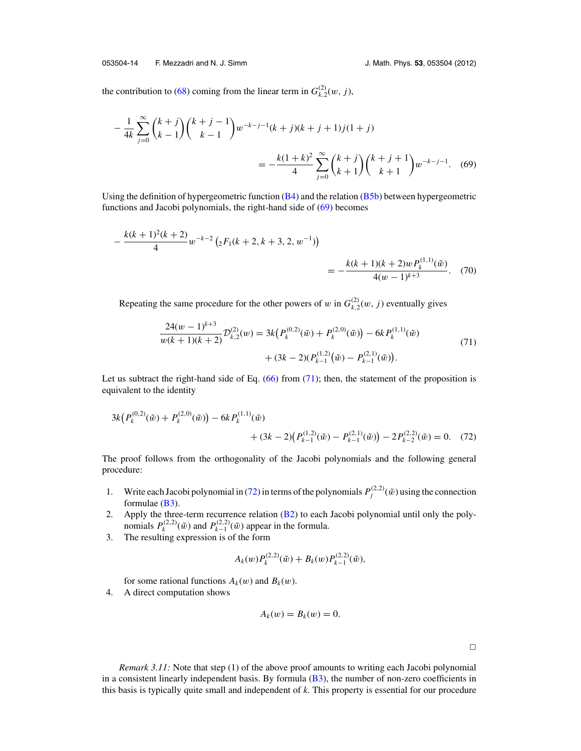the contribution to (68) coming from the linear term in $G^{(2)}_{k,2}(w, j)$,

$$
\begin{aligned}
-\frac{1}{4k}\sum_{j=0}^{\infty}\binom{k+j}{k-1}\binom{k+j-1}{k-1}w^{-k-j-1}(k+j)(k+j+1)j(1+j) \\
= -\frac{k(1+k)^2}{4}\sum_{j=0}^{\infty}\binom{k+j}{k+1}\binom{k+j+1}{k+1}w^{-k-j-1}. \quad (69)
\end{aligned}
$$

Using the definition of hypergeometric function (B4) and the relation (B5b) between hypergeometric functions and Jacobi polynomials, the right-hand side of (69) becomes

$$
\begin{aligned}
-\frac{k(k+1)^2(k+2)}{4}w^{-k-2}\left({}_2F_1(k+2,k+3,2,w^{-1})\right) \\
= -\frac{k(k+1)(k+2)w P^{(1,1)}_k(\tilde{w})}{4(w-1)^{k+3}}. \quad (70)
\end{aligned}
$$

Repeating the same procedure for the other powers of $w$ in $G^{(2)}_{k,2}(w, j)$ eventually gives

$$
\begin{aligned}
\frac{24(w-1)^{k+3}}{w(k+1)(k+2)}\mathcal{D}^{(2)}_{k,2}(w) = 3k\left(P^{(0,2)}_k(\tilde{w}) + P^{(2,0)}_k(\tilde{w})\right) - 6kP^{(1,1)}_k(\tilde{w}) \\
+ (3k-2)\left(P^{(1,2)}_{k-1}(\tilde{w}) - P^{(2,1)}_{k-1}(\tilde{w})\right). \quad (71)
\end{aligned}
$$

Let us subtract the right-hand side of Eq. (66) from (71); then, the statement of the proposition is equivalent to the identity

$$
\begin{aligned}
3k\left(P^{(0,2)}_k(\tilde{w}) + P^{(2,0)}_k(\tilde{w})\right) - 6kP^{(1,1)}_k(\tilde{w}) \\
+ (3k-2)\left(P^{(1,2)}_{k-1}(\tilde{w}) - P^{(2,1)}_{k-1}(\tilde{w})\right) - 2P^{(2,2)}_{k-2}(\tilde{w}) = 0. \quad (72)
\end{aligned}
$$

The proof follows from the orthogonality of the Jacobi polynomials and the following general procedure:

1. Write each Jacobi polynomial in (72) in terms of the polynomials $P^{(2,2)}_j(\tilde{w})$ using the connection formulae (B3).
2. Apply the three-term recurrence relation (B2) to each Jacobi polynomial until only the polynomials $P^{(2,2)}_k(\tilde{w})$ and $P^{(2,2)}_{k-1}(\tilde{w})$ appear in the formula.
3. The resulting expression is of the form

$$A_k(w)P^{(2,2)}_k(\tilde{w}) + B_k(w)P^{(2,2)}_{k-1}(\tilde{w}),$$

for some rational functions $A_k(w)$ and $B_k(w)$.

4. A direct computation shows

$$A_k(w) = B_k(w) = 0.$$

□

*Remark 3.11:* Note that step (1) of the above proof amounts to writing each Jacobi polynomial in a consistent linearly independent basis. By formula (B3), the number of non-zero coefficients in this basis is typically quite small and independent of $k$. This property is essential for our procedure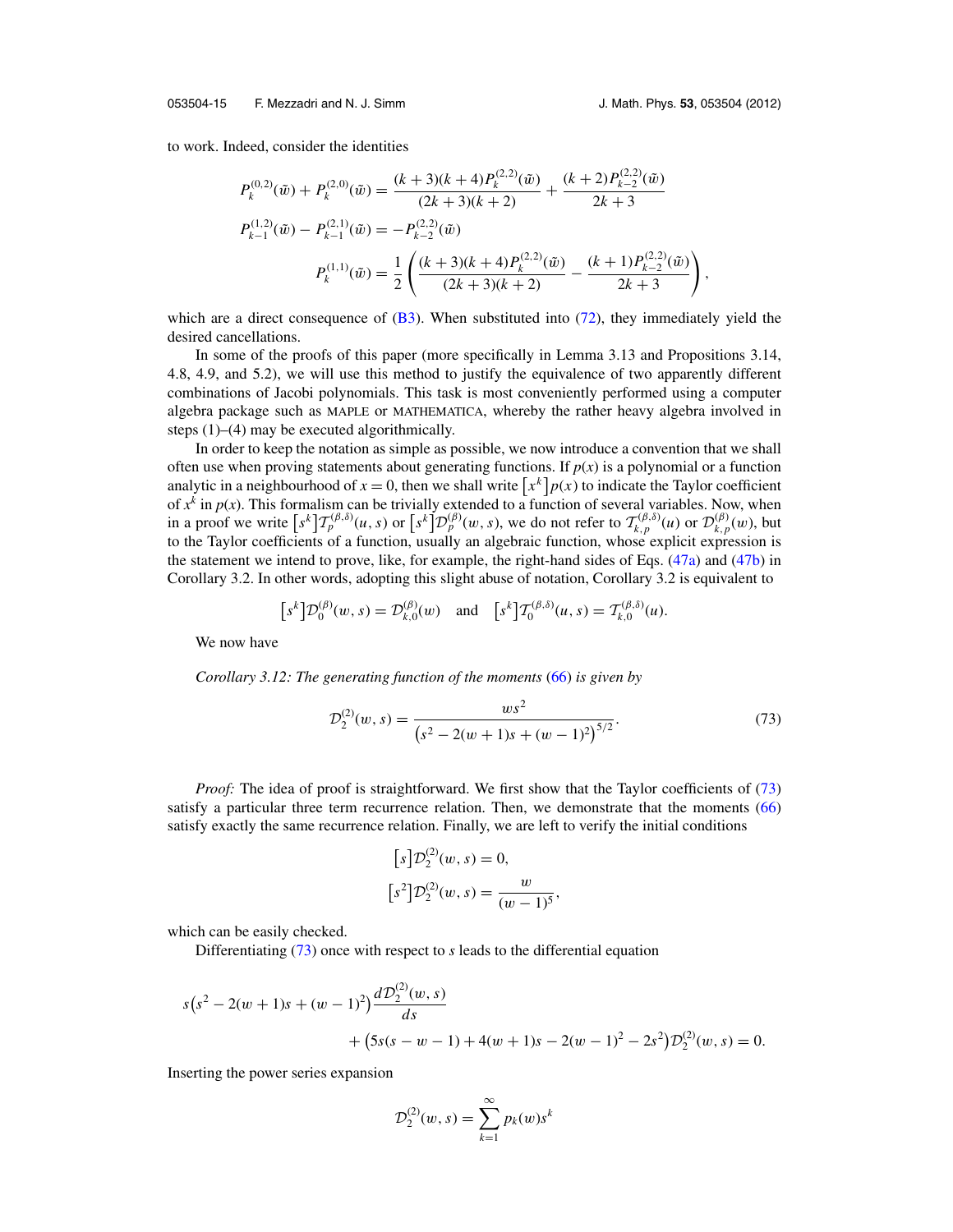to work. Indeed, consider the identities

$$
\begin{aligned}
P_k^{(0,2)}(\tilde{w}) + P_k^{(2,0)}(\tilde{w}) &= \frac{(k+3)(k+4)P_k^{(2,2)}(\tilde{w})}{(2k+3)(k+2)} + \frac{(k+2)P_{k-2}^{(2,2)}(\tilde{w})}{2k+3} \\
P_{k-1}^{(1,2)}(\tilde{w}) - P_{k-1}^{(2,1)}(\tilde{w}) &= -P_{k-2}^{(2,2)}(\tilde{w}) \\
P_k^{(1,1)}(\tilde{w}) &= \frac{1}{2}\left(\frac{(k+3)(k+4)P_k^{(2,2)}(\tilde{w})}{(2k+3)(k+2)} - \frac{(k+1)P_{k-2}^{(2,2)}(\tilde{w})}{2k+3}\right),
\end{aligned}
$$

which are a direct consequence of (B3). When substituted into (72), they immediately yield the desired cancellations.

In some of the proofs of this paper (more specifically in Lemma 3.13 and Propositions 3.14, 4.8, 4.9, and 5.2), we will use this method to justify the equivalence of two apparently different combinations of Jacobi polynomials. This task is most conveniently performed using a computer algebra package such as MAPLE or MATHEMATICA, whereby the rather heavy algebra involved in steps (1)–(4) may be executed algorithmically.

In order to keep the notation as simple as possible, we now introduce a convention that we shall often use when proving statements about generating functions. If $p(x)$ is a polynomial or a function analytic in a neighbourhood of $x = 0$, then we shall write $[x^k]p(x)$ to indicate the Taylor coefficient of $x^k$ in $p(x)$. This formalism can be trivially extended to a function of several variables. Now, when in a proof we write $[s^k]\mathcal{T}_p^{(\beta,\delta)}(u,s)$ or $[s^k]\mathcal{D}_p^{(\beta)}(w,s)$, we do not refer to $\mathcal{T}_{k,p}^{(\beta,\delta)}(u)$ or $\mathcal{D}_{k,p}^{(\beta)}(w)$, but to the Taylor coefficients of a function, usually an algebraic function, whose explicit expression is the statement we intend to prove, like, for example, the right-hand sides of Eqs. (47a) and (47b) in Corollary 3.2. In other words, adopting this slight abuse of notation, Corollary 3.2 is equivalent to

$$
[s^k]\mathcal{D}_0^{(\beta)}(w,s) = \mathcal{D}_{k,0}^{(\beta)}(w) \quad \text{and} \quad [s^k]\mathcal{T}_0^{(\beta,\delta)}(u,s) = \mathcal{T}_{k,0}^{(\beta,\delta)}(u).
$$

We now have

*Corollary 3.12: The generating function of the moments* (66) *is given by*

$$
\mathcal{D}_2^{(2)}(w,s) = \frac{ws^2}{\left(s^2 - 2(w+1)s + (w-1)^2\right)^{5/2}}. \tag{73}
$$

*Proof:* The idea of proof is straightforward. We first show that the Taylor coefficients of (73) satisfy a particular three term recurrence relation. Then, we demonstrate that the moments (66) satisfy exactly the same recurrence relation. Finally, we are left to verify the initial conditions

$$
\begin{aligned}
[s]\mathcal{D}_2^{(2)}(w,s) &= 0, \\
[s^2]\mathcal{D}_2^{(2)}(w,s) &= \frac{w}{(w-1)^5},
\end{aligned}
$$

which can be easily checked.

Differentiating (73) once with respect to $s$ leads to the differential equation

$$
\begin{aligned}
s\left(s^2 - 2(w+1)s + (w-1)^2\right)&\frac{d\mathcal{D}_2^{(2)}(w,s)}{ds} \\
&+ \left(5s(s-w-1) + 4(w+1)s - 2(w-1)^2 - 2s^2\right)\mathcal{D}_2^{(2)}(w,s) = 0.
\end{aligned}
$$

Inserting the power series expansion

$$
\mathcal{D}_2^{(2)}(w,s) = \sum_{k=1}^{\infty} p_k(w)s^k
$$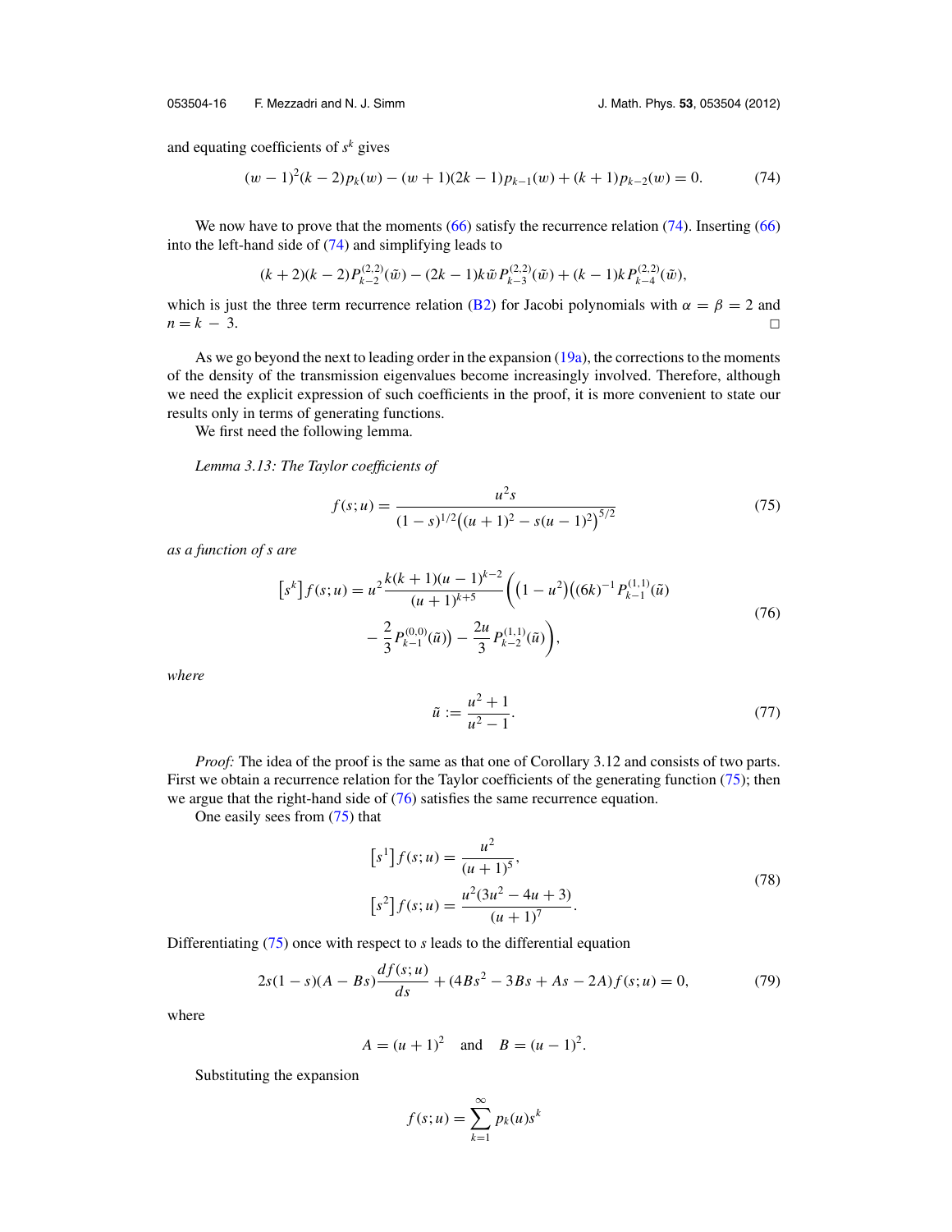and equating coefficients of $s^k$ gives

$$(w-1)^2(k-2)p_k(w) - (w+1)(2k-1)p_{k-1}(w) + (k+1)p_{k-2}(w) = 0. \tag{74}$$

We now have to prove that the moments (66) satisfy the recurrence relation (74). Inserting (66) into the left-hand side of (74) and simplifying leads to

$$(k+2)(k-2)P_{k-2}^{(2,2)}(\tilde{w}) - (2k-1)k\tilde{w}P_{k-3}^{(2,2)}(\tilde{w}) + (k-1)kP_{k-4}^{(2,2)}(\tilde{w}),$$

which is just the three term recurrence relation (B2) for Jacobi polynomials with $\alpha = \beta = 2$ and $n = k - 3$. □

As we go beyond the next to leading order in the expansion (19a), the corrections to the moments of the density of the transmission eigenvalues become increasingly involved. Therefore, although we need the explicit expression of such coefficients in the proof, it is more convenient to state our results only in terms of generating functions.

We first need the following lemma.

*Lemma 3.13: The Taylor coefficients of*

$$f(s;u) = \frac{u^2 s}{(1-s)^{1/2}\big((u+1)^2 - s(u-1)^2\big)^{5/2}} \tag{75}$$

*as a function of s are*

$$\begin{aligned}\left[s^k\right]f(s;u) = u^2\frac{k(k+1)(u-1)^{k-2}}{(u+1)^{k+5}}\bigg(&\big(1-u^2\big)\big((6k)^{-1}P_{k-1}^{(1,1)}(\tilde{u}) \\ &- \frac{2}{3}P_{k-1}^{(0,0)}(\tilde{u})\big) - \frac{2u}{3}P_{k-2}^{(1,1)}(\tilde{u})\bigg),\end{aligned} \tag{76}$$

*where*

$$\tilde{u} := \frac{u^2+1}{u^2-1}. \tag{77}$$

*Proof:* The idea of the proof is the same as that one of Corollary 3.12 and consists of two parts. First we obtain a recurrence relation for the Taylor coefficients of the generating function (75); then we argue that the right-hand side of (76) satisfies the same recurrence equation.

One easily sees from (75) that

$$\begin{aligned}\left[s^1\right]f(s;u) &= \frac{u^2}{(u+1)^5}, \\ \left[s^2\right]f(s;u) &= \frac{u^2(3u^2-4u+3)}{(u+1)^7}.\end{aligned} \tag{78}$$

Differentiating (75) once with respect to $s$ leads to the differential equation

$$2s(1-s)(A-Bs)\frac{df(s;u)}{ds} + (4Bs^2 - 3Bs + As - 2A)f(s;u) = 0, \tag{79}$$

where

$$A = (u+1)^2 \quad \text{and} \quad B = (u-1)^2.$$

Substituting the expansion

$$f(s;u) = \sum_{k=1}^{\infty} p_k(u)s^k$$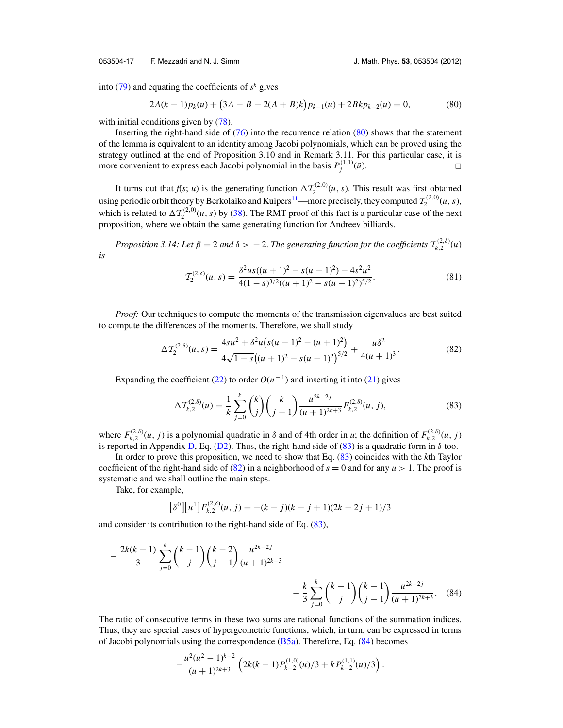into (79) and equating the coefficients of $s^k$ gives

$$2A(k-1)p_k(u) + \big(3A - B - 2(A+B)k\big)p_{k-1}(u) + 2Bkp_{k-2}(u) = 0, \tag{80}$$

with initial conditions given by (78).

Inserting the right-hand side of (76) into the recurrence relation (80) shows that the statement of the lemma is equivalent to an identity among Jacobi polynomials, which can be proved using the strategy outlined at the end of Proposition 3.10 and in Remark 3.11. For this particular case, it is more convenient to express each Jacobi polynomial in the basis $P_j^{(1,1)}(\tilde{u})$. □

It turns out that $f(s; u)$ is the generating function $\Delta\mathcal{T}_2^{(2,0)}(u,s)$. This result was first obtained using periodic orbit theory by Berkolaiko and Kuipers[11]—more precisely, they computed $\mathcal{T}_2^{(2,0)}(u,s)$, which is related to $\Delta\mathcal{T}_2^{(2,0)}(u,s)$ by (38). The RMT proof of this fact is a particular case of the next proposition, where we obtain the same generating function for Andreev billiards.

*Proposition 3.14: Let $\beta = 2$ and $\delta > -2$. The generating function for the coefficients $\mathcal{T}_{k,2}^{(2,\delta)}(u)$ is*

$$\mathcal{T}_2^{(2,\delta)}(u,s) = \frac{\delta^2 us((u+1)^2 - s(u-1)^2) - 4s^2u^2}{4(1-s)^{3/2}((u+1)^2 - s(u-1)^2)^{5/2}}. \tag{81}$$

*Proof:* Our techniques to compute the moments of the transmission eigenvalues are best suited to compute the differences of the moments. Therefore, we shall study

$$\Delta\mathcal{T}_2^{(2,\delta)}(u,s) = \frac{4su^2 + \delta^2 u\big(s(u-1)^2 - (u+1)^2\big)}{4\sqrt{1-s}\big((u+1)^2 - s(u-1)^2\big)^{5/2}} + \frac{u\delta^2}{4(u+1)^3}. \tag{82}$$

Expanding the coefficient (22) to order $O(n^{-1})$ and inserting it into (21) gives

$$\Delta\mathcal{T}_{k,2}^{(2,\delta)}(u) = \frac{1}{k}\sum_{j=0}^{k}\binom{k}{j}\binom{k}{j-1}\frac{u^{2k-2j}}{(u+1)^{2k+3}}F_{k,2}^{(2,\delta)}(u,j), \tag{83}$$

where $F_{k,2}^{(2,\delta)}(u,j)$ is a polynomial quadratic in $\delta$ and of 4th order in $u$; the definition of $F_{k,2}^{(2,\delta)}(u,j)$ is reported in Appendix D, Eq. (D2). Thus, the right-hand side of (83) is a quadratic form in $\delta$ too.

In order to prove this proposition, we need to show that Eq. (83) coincides with the $k$th Taylor coefficient of the right-hand side of (82) in a neighborhood of $s = 0$ and for any $u > 1$. The proof is systematic and we shall outline the main steps.

Take, for example,

$$\big[\delta^0\big]\big[u^1\big]F_{k,2}^{(2,\delta)}(u,j) = -(k-j)(k-j+1)(2k-2j+1)/3$$

and consider its contribution to the right-hand side of Eq. (83),

$$-\frac{2k(k-1)}{3}\sum_{j=0}^{k}\binom{k-1}{j}\binom{k-2}{j-1}\frac{u^{2k-2j}}{(u+1)^{2k+3}} - \frac{k}{3}\sum_{j=0}^{k}\binom{k-1}{j}\binom{k-1}{j-1}\frac{u^{2k-2j}}{(u+1)^{2k+3}}. \tag{84}$$

The ratio of consecutive terms in these two sums are rational functions of the summation indices. Thus, they are special cases of hypergeometric functions, which, in turn, can be expressed in terms of Jacobi polynomials using the correspondence (B5a). Therefore, Eq. (84) becomes

$$-\frac{u^2(u^2-1)^{k-2}}{(u+1)^{2k+3}}\left(2k(k-1)P_{k-2}^{(1,0)}(\tilde{u})/3 + kP_{k-2}^{(1,1)}(\tilde{u})/3\right).$$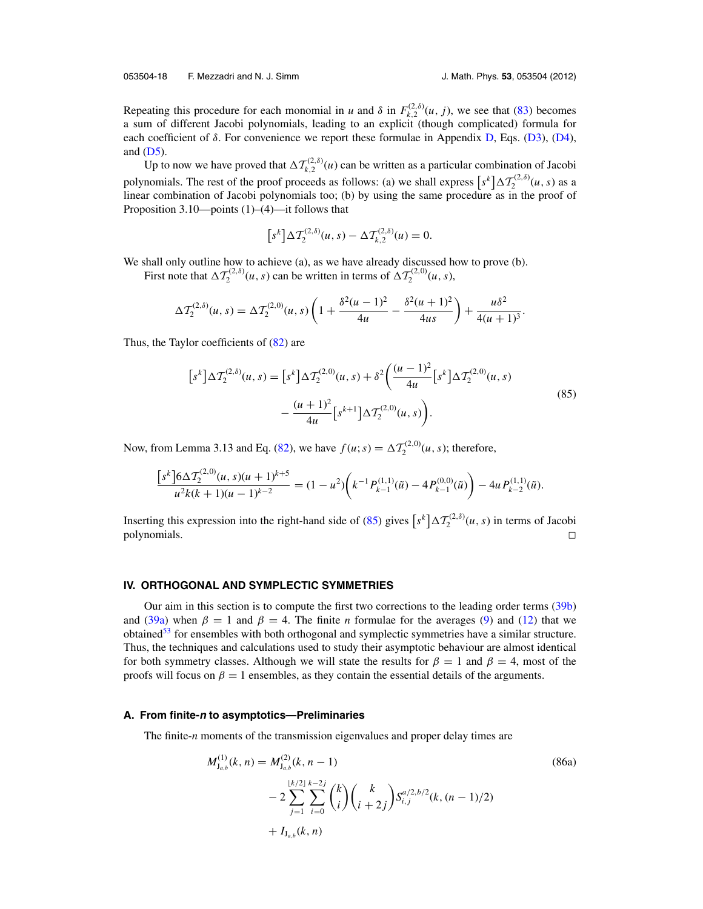Repeating this procedure for each monomial in $u$ and $\delta$ in $F_{k,2}^{(2,\delta)}(u,j)$, we see that (83) becomes a sum of different Jacobi polynomials, leading to an explicit (though complicated) formula for each coefficient of $\delta$. For convenience we report these formulae in Appendix D, Eqs. (D3), (D4), and (D5).

Up to now we have proved that $\Delta\mathcal{T}_{k,2}^{(2,\delta)}(u)$ can be written as a particular combination of Jacobi polynomials. The rest of the proof proceeds as follows: (a) we shall express $\left[s^k\right]\Delta\mathcal{T}_2^{(2,\delta)}(u,s)$ as a linear combination of Jacobi polynomials too; (b) by using the same procedure as in the proof of Proposition 3.10—points (1)–(4)—it follows that

$$
\left[s^k\right]\Delta\mathcal{T}_2^{(2,\delta)}(u,s) - \Delta\mathcal{T}_{k,2}^{(2,\delta)}(u) = 0.
$$

We shall only outline how to achieve (a), as we have already discussed how to prove (b).

First note that $\Delta\mathcal{T}_2^{(2,\delta)}(u,s)$ can be written in terms of $\Delta\mathcal{T}_2^{(2,0)}(u,s)$,

$$
\Delta\mathcal{T}_2^{(2,\delta)}(u,s) = \Delta\mathcal{T}_2^{(2,0)}(u,s)\left(1 + \frac{\delta^2(u-1)^2}{4u} - \frac{\delta^2(u+1)^2}{4us}\right) + \frac{u\delta^2}{4(u+1)^3}.
$$

Thus, the Taylor coefficients of (82) are

$$
\begin{aligned}
\left[s^k\right]\Delta\mathcal{T}_2^{(2,\delta)}(u,s) = \left[s^k\right]\Delta\mathcal{T}_2^{(2,0)}(u,s) + \delta^2\biggl(&\frac{(u-1)^2}{4u}\left[s^k\right]\Delta\mathcal{T}_2^{(2,0)}(u,s) \\
&- \frac{(u+1)^2}{4u}\left[s^{k+1}\right]\Delta\mathcal{T}_2^{(2,0)}(u,s)\biggr).
\end{aligned}
\tag{85}
$$

Now, from Lemma 3.13 and Eq. (82), we have $f(u;s) = \Delta\mathcal{T}_2^{(2,0)}(u,s)$; therefore,

$$
\frac{\left[s^k\right]6\Delta\mathcal{T}_2^{(2,0)}(u,s)(u+1)^{k+5}}{u^2k(k+1)(u-1)^{k-2}} = (1-u^2)\left(k^{-1}P_{k-1}^{(1,1)}(\tilde{u}) - 4P_{k-1}^{(0,0)}(\tilde{u})\right) - 4uP_{k-2}^{(1,1)}(\tilde{u}).
$$

Inserting this expression into the right-hand side of (85) gives $\left[s^k\right]\Delta\mathcal{T}_2^{(2,\delta)}(u,s)$ in terms of Jacobi polynomials. $\square$

## IV. ORTHOGONAL AND SYMPLECTIC SYMMETRIES

Our aim in this section is to compute the first two corrections to the leading order terms (39b) and (39a) when $\beta = 1$ and $\beta = 4$. The finite $n$ formulae for the averages (9) and (12) that we obtained[53] for ensembles with both orthogonal and symplectic symmetries have a similar structure. Thus, the techniques and calculations used to study their asymptotic behaviour are almost identical for both symmetry classes. Although we will state the results for $\beta = 1$ and $\beta = 4$, most of the proofs will focus on $\beta = 1$ ensembles, as they contain the essential details of the arguments.

### A. From finite-*n* to asymptotics—Preliminaries

The finite-$n$ moments of the transmission eigenvalues and proper delay times are

$$
\begin{aligned}
M_{\mathrm{J}_{a,b}}^{(1)}(k,n) = M_{\mathrm{J}_{a,b}}^{(2)}(k,n-1)& \\
&- 2\sum_{j=1}^{\lfloor k/2\rfloor}\sum_{i=0}^{k-2j}\binom{k}{i}\binom{k}{i+2j}S_{i,j}^{a/2,b/2}(k,(n-1)/2) \\
&+ I_{\mathrm{J}_{a,b}}(k,n)
\end{aligned}
\tag{86a}
$$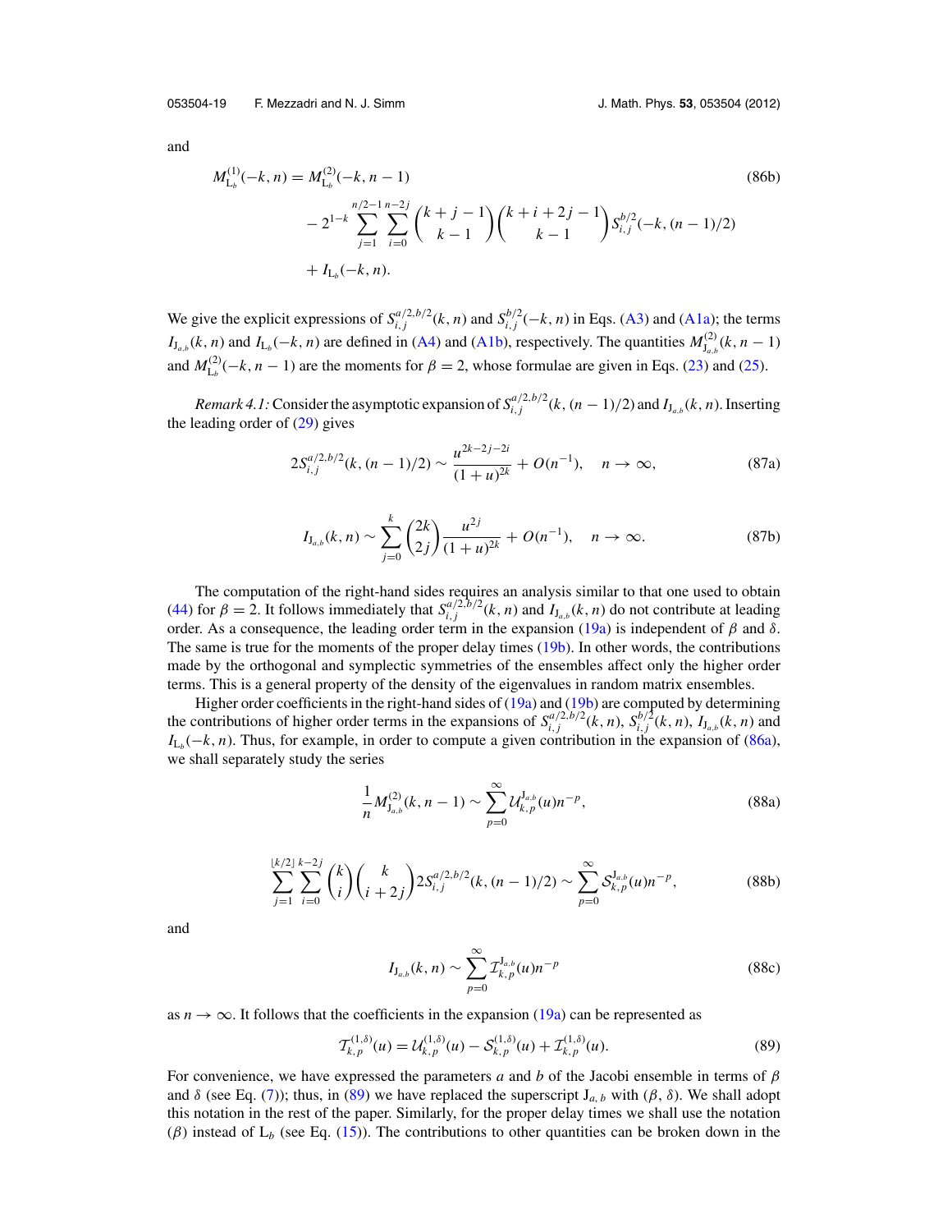and

$$
\begin{aligned}
M^{(1)}_{\mathrm{L}_b}(-k,n) = M^{(2)}_{\mathrm{L}_b}(-k,n-1) & \qquad\qquad\qquad\qquad\qquad\qquad\qquad\qquad\qquad\qquad\qquad\qquad \text{(86b)}\\
& - 2^{1-k}\sum_{j=1}^{n/2-1}\sum_{i=0}^{n-2j}\binom{k+j-1}{k-1}\binom{k+i+2j-1}{k-1}S^{b/2}_{i,j}(-k,(n-1)/2)\\
& + I_{\mathrm{L}_b}(-k,n).
\end{aligned}
$$

We give the explicit expressions of $S^{a/2,b/2}_{i,j}(k,n)$ and $S^{b/2}_{i,j}(-k,n)$ in Eqs. (A3) and (A1a); the terms $I_{\mathrm{J}_{a,b}}(k,n)$ and $I_{\mathrm{L}_b}(-k,n)$ are defined in (A4) and (A1b), respectively. The quantities $M^{(2)}_{\mathrm{J}_{a,b}}(k,n-1)$ and $M^{(2)}_{\mathrm{L}_b}(-k,n-1)$ are the moments for $\beta = 2$, whose formulae are given in Eqs. (23) and (25).

*Remark 4.1:* Consider the asymptotic expansion of $S^{a/2,b/2}_{i,j}(k,(n-1)/2)$ and $I_{\mathrm{J}_{a,b}}(k,n)$. Inserting the leading order of (29) gives

$$
2S^{a/2,b/2}_{i,j}(k,(n-1)/2) \sim \frac{u^{2k-2j-2i}}{(1+u)^{2k}} + O(n^{-1}), \quad n\to\infty, \tag{87a}
$$

$$
I_{\mathrm{J}_{a,b}}(k,n) \sim \sum_{j=0}^{k}\binom{2k}{2j}\frac{u^{2j}}{(1+u)^{2k}} + O(n^{-1}), \quad n\to\infty. \tag{87b}
$$

The computation of the right-hand sides requires an analysis similar to that one used to obtain (44) for $\beta = 2$. It follows immediately that $S^{a/2,b/2}_{i,j}(k,n)$ and $I_{\mathrm{J}_{a,b}}(k,n)$ do not contribute at leading order. As a consequence, the leading order term in the expansion (19a) is independent of $\beta$ and $\delta$. The same is true for the moments of the proper delay times (19b). In other words, the contributions made by the orthogonal and symplectic symmetries of the ensembles affect only the higher order terms. This is a general property of the density of the eigenvalues in random matrix ensembles.

Higher order coefficients in the right-hand sides of (19a) and (19b) are computed by determining the contributions of higher order terms in the expansions of $S^{a/2,b/2}_{i,j}(k,n)$, $S^{b/2}_{i,j}(k,n)$, $I_{\mathrm{J}_{a,b}}(k,n)$ and $I_{\mathrm{L}_b}(-k,n)$. Thus, for example, in order to compute a given contribution in the expansion of (86a), we shall separately study the series

$$
\frac{1}{n}M^{(2)}_{\mathrm{J}_{a,b}}(k,n-1) \sim \sum_{p=0}^{\infty}\mathcal{U}^{\mathrm{J}_{a,b}}_{k,p}(u)n^{-p}, \tag{88a}
$$

$$
\sum_{j=1}^{\lfloor k/2\rfloor}\sum_{i=0}^{k-2j}\binom{k}{i}\binom{k}{i+2j}2S^{a/2,b/2}_{i,j}(k,(n-1)/2) \sim \sum_{p=0}^{\infty}\mathcal{S}^{\mathrm{J}_{a,b}}_{k,p}(u)n^{-p}, \tag{88b}
$$

and

$$
I_{\mathrm{J}_{a,b}}(k,n) \sim \sum_{p=0}^{\infty}\mathcal{I}^{\mathrm{J}_{a,b}}_{k,p}(u)n^{-p} \tag{88c}
$$

as $n\to\infty$. It follows that the coefficients in the expansion (19a) can be represented as

$$
\mathcal{T}^{(1,\delta)}_{k,p}(u) = \mathcal{U}^{(1,\delta)}_{k,p}(u) - \mathcal{S}^{(1,\delta)}_{k,p}(u) + \mathcal{I}^{(1,\delta)}_{k,p}(u). \tag{89}
$$

For convenience, we have expressed the parameters $a$ and $b$ of the Jacobi ensemble in terms of $\beta$ and $\delta$ (see Eq. (7)); thus, in (89) we have replaced the superscript $\mathrm{J}_{a,b}$ with $(\beta,\delta)$. We shall adopt this notation in the rest of the paper. Similarly, for the proper delay times we shall use the notation $(\beta)$ instead of $\mathrm{L}_b$ (see Eq. (15)). The contributions to other quantities can be broken down in the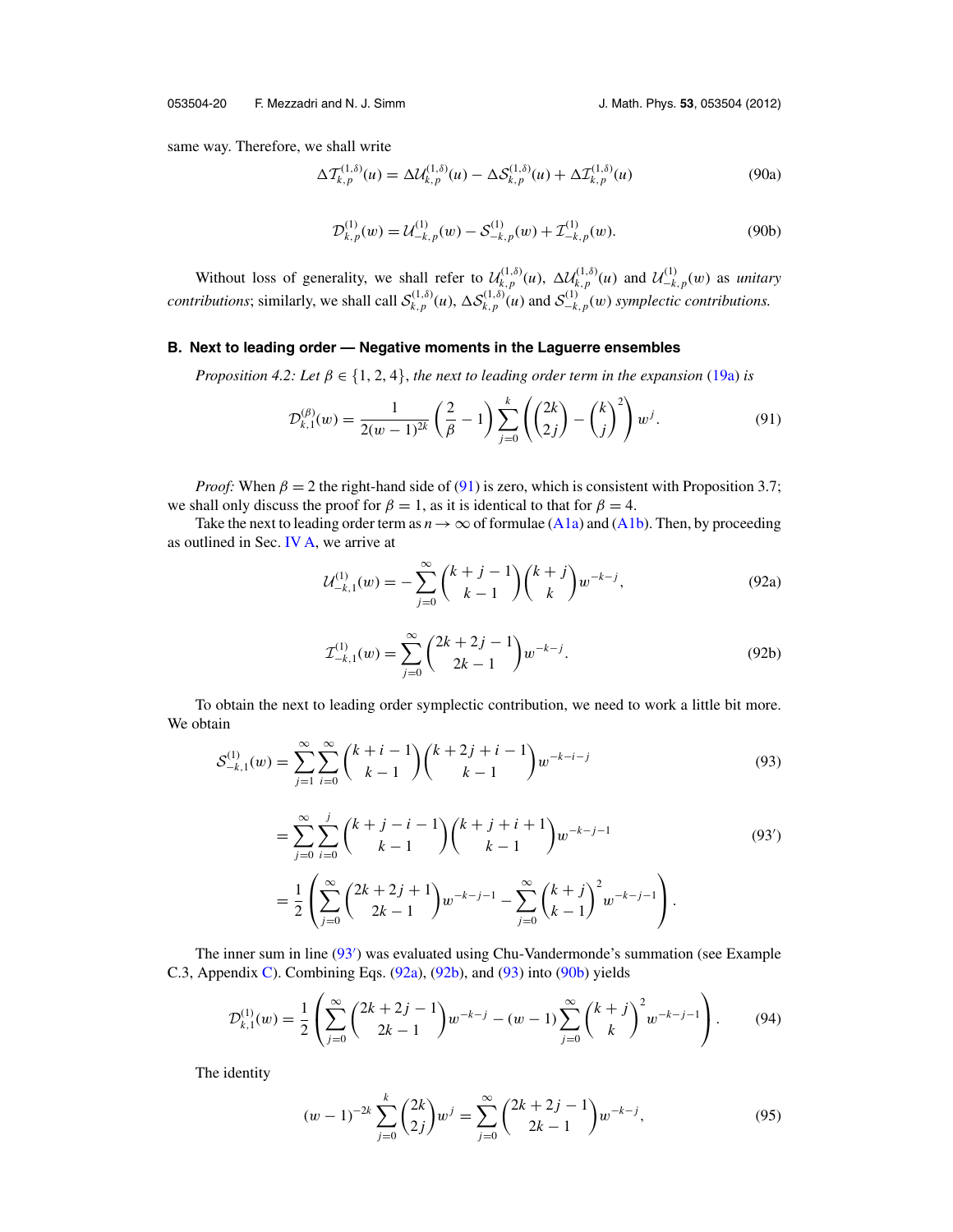same way. Therefore, we shall write

$$\Delta\mathcal{T}^{(1,\delta)}_{k,p}(u) = \Delta\mathcal{U}^{(1,\delta)}_{k,p}(u) - \Delta\mathcal{S}^{(1,\delta)}_{k,p}(u) + \Delta\mathcal{I}^{(1,\delta)}_{k,p}(u) \tag{90a}$$

$$\mathcal{D}^{(1)}_{k,p}(w) = \mathcal{U}^{(1)}_{-k,p}(w) - \mathcal{S}^{(1)}_{-k,p}(w) + \mathcal{I}^{(1)}_{-k,p}(w). \tag{90b}$$

Without loss of generality, we shall refer to $\mathcal{U}^{(1,\delta)}_{k,p}(u)$, $\Delta\mathcal{U}^{(1,\delta)}_{k,p}(u)$ and $\mathcal{U}^{(1)}_{-k,p}(w)$ as *unitary contributions*; similarly, we shall call $\mathcal{S}^{(1,\delta)}_{k,p}(u)$, $\Delta\mathcal{S}^{(1,\delta)}_{k,p}(u)$ and $\mathcal{S}^{(1)}_{-k,p}(w)$ *symplectic contributions.*

## B. Next to leading order — Negative moments in the Laguerre ensembles

*Proposition 4.2: Let $\beta \in \{1, 2, 4\}$, the next to leading order term in the expansion (19a) is*

$$\mathcal{D}^{(\beta)}_{k,1}(w) = \frac{1}{2(w-1)^{2k}}\left(\frac{2}{\beta} - 1\right)\sum_{j=0}^{k}\left(\binom{2k}{2j} - \binom{k}{j}^2\right)w^j. \tag{91}$$

*Proof:* When $\beta = 2$ the right-hand side of (91) is zero, which is consistent with Proposition 3.7; we shall only discuss the proof for $\beta = 1$, as it is identical to that for $\beta = 4$.

Take the next to leading order term as $n \to \infty$ of formulae (A1a) and (A1b). Then, by proceeding as outlined in Sec. IV A, we arrive at

$$\mathcal{U}^{(1)}_{-k,1}(w) = -\sum_{j=0}^{\infty}\binom{k+j-1}{k-1}\binom{k+j}{k}w^{-k-j}, \tag{92a}$$

$$\mathcal{I}^{(1)}_{-k,1}(w) = \sum_{j=0}^{\infty}\binom{2k+2j-1}{2k-1}w^{-k-j}. \tag{92b}$$

To obtain the next to leading order symplectic contribution, we need to work a little bit more. We obtain

$$\mathcal{S}^{(1)}_{-k,1}(w) = \sum_{j=1}^{\infty}\sum_{i=0}^{\infty}\binom{k+i-1}{k-1}\binom{k+2j+i-1}{k-1}w^{-k-i-j} \tag{93}$$

$$= \sum_{j=0}^{\infty}\sum_{i=0}^{j}\binom{k+j-i-1}{k-1}\binom{k+j+i+1}{k-1}w^{-k-j-1} \tag{93'}$$

$$= \frac{1}{2}\left(\sum_{j=0}^{\infty}\binom{2k+2j+1}{2k-1}w^{-k-j-1} - \sum_{j=0}^{\infty}\binom{k+j}{k-1}^2 w^{-k-j-1}\right).$$

The inner sum in line (93′) was evaluated using Chu-Vandermonde's summation (see Example C.3, Appendix C). Combining Eqs. (92a), (92b), and (93) into (90b) yields

$$\mathcal{D}^{(1)}_{k,1}(w) = \frac{1}{2}\left(\sum_{j=0}^{\infty}\binom{2k+2j-1}{2k-1}w^{-k-j} - (w-1)\sum_{j=0}^{\infty}\binom{k+j}{k}^2 w^{-k-j-1}\right). \tag{94}$$

The identity

$$(w-1)^{-2k}\sum_{j=0}^{k}\binom{2k}{2j}w^j = \sum_{j=0}^{\infty}\binom{2k+2j-1}{2k-1}w^{-k-j}, \tag{95}$$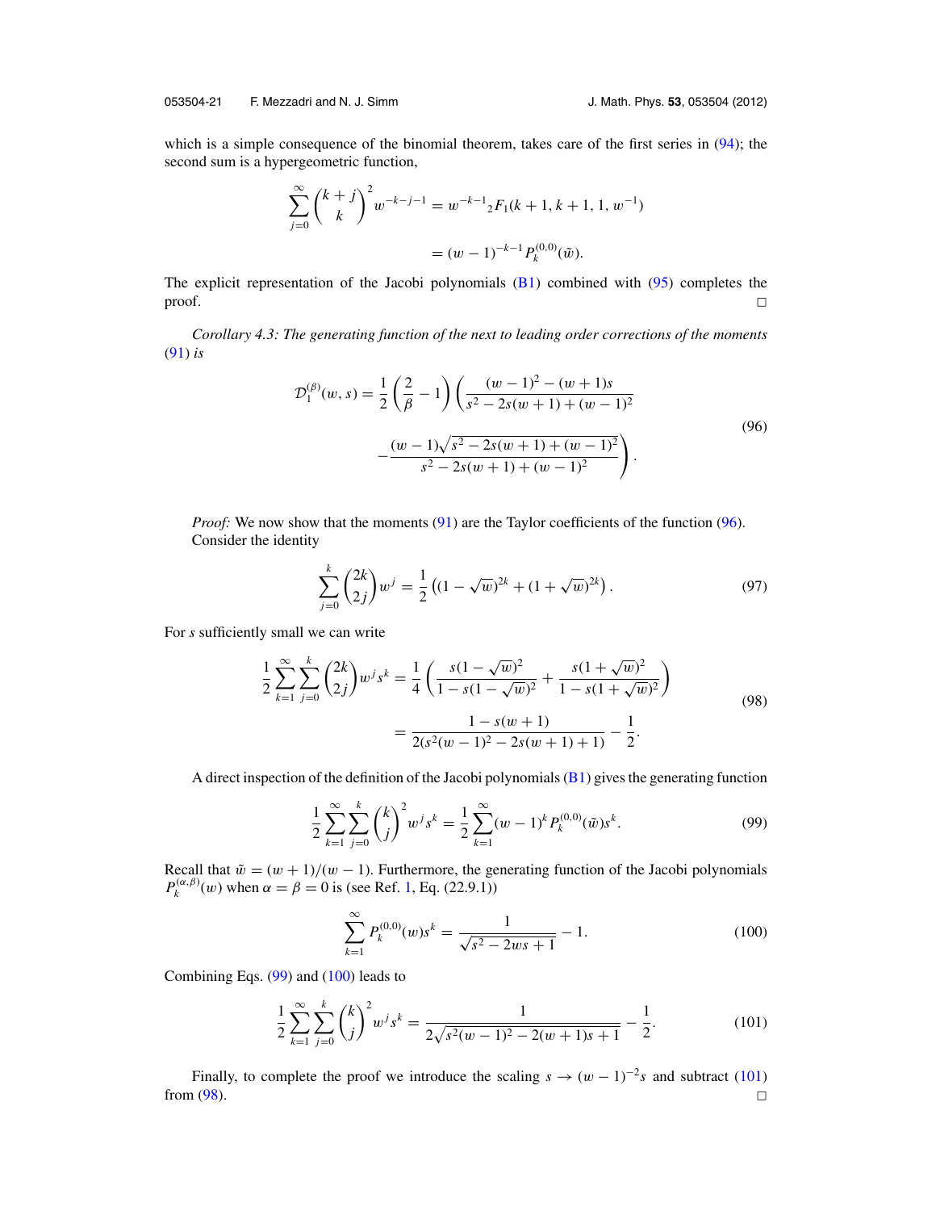which is a simple consequence of the binomial theorem, takes care of the first series in (94); the second sum is a hypergeometric function,

$$\sum_{j=0}^{\infty} \binom{k+j}{k}^2 w^{-k-j-1} = w^{-k-1} {}_2F_1(k+1, k+1, 1, w^{-1})$$

$$= (w-1)^{-k-1} P_k^{(0,0)}(\tilde{w}).$$

The explicit representation of the Jacobi polynomials (B1) combined with (95) completes the proof. □

*Corollary 4.3: The generating function of the next to leading order corrections of the moments* (91) *is*

$$\mathcal{D}_1^{(\beta)}(w,s) = \frac{1}{2}\left(\frac{2}{\beta}-1\right)\left(\frac{(w-1)^2-(w+1)s}{s^2-2s(w+1)+(w-1)^2} - \frac{(w-1)\sqrt{s^2-2s(w+1)+(w-1)^2}}{s^2-2s(w+1)+(w-1)^2}\right). \tag{96}$$

*Proof:* We now show that the moments (91) are the Taylor coefficients of the function (96). Consider the identity

$$\sum_{j=0}^{k} \binom{2k}{2j} w^j = \frac{1}{2}\left((1-\sqrt{w})^{2k} + (1+\sqrt{w})^{2k}\right). \tag{97}$$

For $s$ sufficiently small we can write

$$\frac{1}{2}\sum_{k=1}^{\infty}\sum_{j=0}^{k}\binom{2k}{2j} w^j s^k = \frac{1}{4}\left(\frac{s(1-\sqrt{w})^2}{1-s(1-\sqrt{w})^2} + \frac{s(1+\sqrt{w})^2}{1-s(1+\sqrt{w})^2}\right)$$
$$= \frac{1-s(w+1)}{2(s^2(w-1)^2-2s(w+1)+1)} - \frac{1}{2}. \tag{98}$$

A direct inspection of the definition of the Jacobi polynomials (B1) gives the generating function

$$\frac{1}{2}\sum_{k=1}^{\infty}\sum_{j=0}^{k}\binom{k}{j}^2 w^j s^k = \frac{1}{2}\sum_{k=1}^{\infty}(w-1)^k P_k^{(0,0)}(\tilde{w}) s^k. \tag{99}$$

Recall that $\tilde{w} = (w+1)/(w-1)$. Furthermore, the generating function of the Jacobi polynomials $P_k^{(\alpha,\beta)}(w)$ when $\alpha = \beta = 0$ is (see Ref. 1, Eq. (22.9.1))

$$\sum_{k=1}^{\infty} P_k^{(0,0)}(w) s^k = \frac{1}{\sqrt{s^2-2ws+1}} - 1. \tag{100}$$

Combining Eqs. (99) and (100) leads to

$$\frac{1}{2}\sum_{k=1}^{\infty}\sum_{j=0}^{k}\binom{k}{j}^2 w^j s^k = \frac{1}{2\sqrt{s^2(w-1)^2-2(w+1)s+1}} - \frac{1}{2}. \tag{101}$$

Finally, to complete the proof we introduce the scaling $s \to (w-1)^{-2}s$ and subtract (101) from (98). □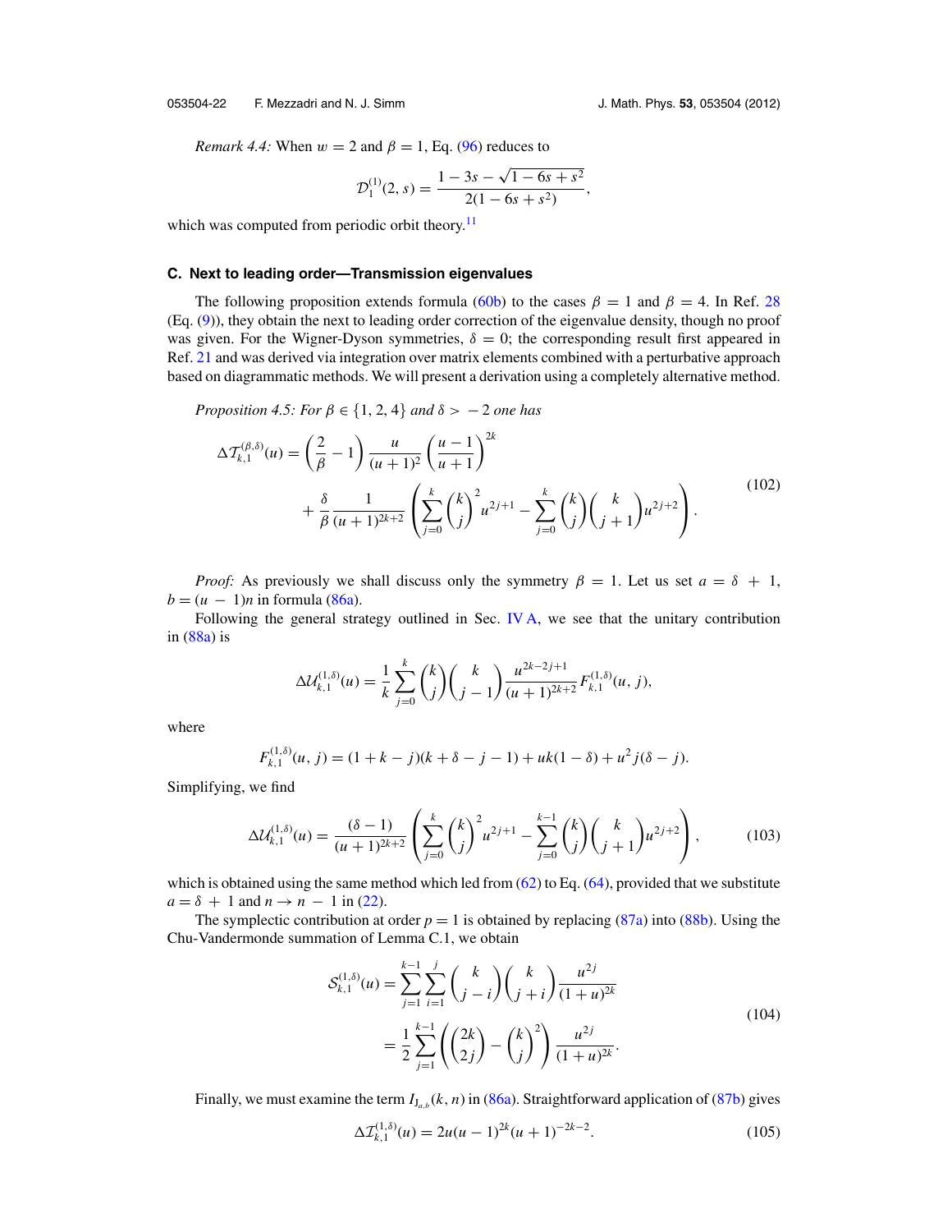*Remark 4.4:* When $w = 2$ and $\beta = 1$, Eq. (96) reduces to

$$\mathcal{D}_1^{(1)}(2, s) = \frac{1 - 3s - \sqrt{1 - 6s + s^2}}{2(1 - 6s + s^2)},$$

which was computed from periodic orbit theory.[11]

### C. Next to leading order—Transmission eigenvalues

The following proposition extends formula (60b) to the cases $\beta = 1$ and $\beta = 4$. In Ref. 28 (Eq. (9)), they obtain the next to leading order correction of the eigenvalue density, though no proof was given. For the Wigner-Dyson symmetries, $\delta = 0$; the corresponding result first appeared in Ref. 21 and was derived via integration over matrix elements combined with a perturbative approach based on diagrammatic methods. We will present a derivation using a completely alternative method.

*Proposition 4.5: For $\beta \in \{1, 2, 4\}$ and $\delta > -2$ one has*

$$\begin{aligned}\Delta\mathcal{T}_{k,1}^{(\beta,\delta)}(u) &= \left(\frac{2}{\beta} - 1\right)\frac{u}{(u+1)^2}\left(\frac{u-1}{u+1}\right)^{2k} \\ &\quad + \frac{\delta}{\beta}\frac{1}{(u+1)^{2k+2}}\left(\sum_{j=0}^{k}\binom{k}{j}^2 u^{2j+1} - \sum_{j=0}^{k}\binom{k}{j}\binom{k}{j+1}u^{2j+2}\right).\end{aligned} \tag{102}$$

*Proof:* As previously we shall discuss only the symmetry $\beta = 1$. Let us set $a = \delta + 1$, $b = (u - 1)n$ in formula (86a).

Following the general strategy outlined in Sec. IV A, we see that the unitary contribution in (88a) is

$$\Delta\mathcal{U}_{k,1}^{(1,\delta)}(u) = \frac{1}{k}\sum_{j=0}^{k}\binom{k}{j}\binom{k}{j-1}\frac{u^{2k-2j+1}}{(u+1)^{2k+2}}F_{k,1}^{(1,\delta)}(u, j),$$

where

$$F_{k,1}^{(1,\delta)}(u, j) = (1 + k - j)(k + \delta - j - 1) + uk(1 - \delta) + u^2 j(\delta - j).$$

Simplifying, we find

$$\Delta\mathcal{U}_{k,1}^{(1,\delta)}(u) = \frac{(\delta - 1)}{(u+1)^{2k+2}}\left(\sum_{j=0}^{k}\binom{k}{j}^2 u^{2j+1} - \sum_{j=0}^{k-1}\binom{k}{j}\binom{k}{j+1}u^{2j+2}\right), \tag{103}$$

which is obtained using the same method which led from (62) to Eq. (64), provided that we substitute $a = \delta + 1$ and $n \to n - 1$ in (22).

The symplectic contribution at order $p = 1$ is obtained by replacing (87a) into (88b). Using the Chu-Vandermonde summation of Lemma C.1, we obtain

$$\begin{aligned}\mathcal{S}_{k,1}^{(1,\delta)}(u) &= \sum_{j=1}^{k-1}\sum_{i=1}^{j}\binom{k}{j-i}\binom{k}{j+i}\frac{u^{2j}}{(1+u)^{2k}} \\ &= \frac{1}{2}\sum_{j=1}^{k-1}\left(\binom{2k}{2j} - \binom{k}{j}^2\right)\frac{u^{2j}}{(1+u)^{2k}}.\end{aligned} \tag{104}$$

Finally, we must examine the term $I_{J_{a,b}}(k, n)$ in (86a). Straightforward application of (87b) gives

$$\Delta\mathcal{I}_{k,1}^{(1,\delta)}(u) = 2u(u-1)^{2k}(u+1)^{-2k-2}. \tag{105}$$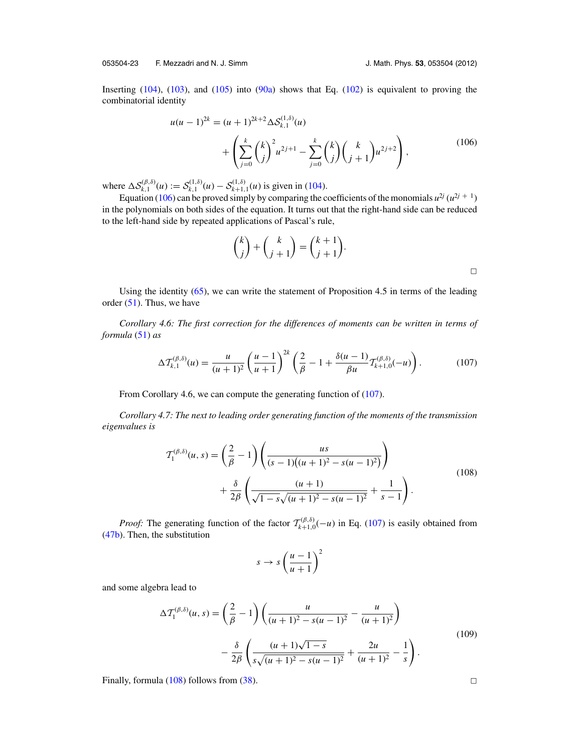Inserting (104), (103), and (105) into (90a) shows that Eq. (102) is equivalent to proving the combinatorial identity

$$
\begin{aligned}
u(u-1)^{2k} = (u+1)^{2k+2}\Delta\mathcal{S}_{k,1}^{(1,\delta)}(u) \\
+\left(\sum_{j=0}^{k}\binom{k}{j}^2 u^{2j+1} - \sum_{j=0}^{k}\binom{k}{j}\binom{k}{j+1}u^{2j+2}\right),
\end{aligned}
\tag{106}
$$

where $\Delta\mathcal{S}_{k,1}^{(\beta,\delta)}(u) := \mathcal{S}_{k,1}^{(1,\delta)}(u) - \mathcal{S}_{k+1,1}^{(1,\delta)}(u)$ is given in (104).

Equation (106) can be proved simply by comparing the coefficients of the monomials $u^{2j}$ $(u^{2j+1})$ in the polynomials on both sides of the equation. It turns out that the right-hand side can be reduced to the left-hand side by repeated applications of Pascal's rule,

$$
\binom{k}{j} + \binom{k}{j+1} = \binom{k+1}{j+1}.
$$

□

Using the identity (65), we can write the statement of Proposition 4.5 in terms of the leading order (51). Thus, we have

*Corollary 4.6: The first correction for the differences of moments can be written in terms of formula* (51) *as*

$$
\Delta\mathcal{T}_{k,1}^{(\beta,\delta)}(u) = \frac{u}{(u+1)^2}\left(\frac{u-1}{u+1}\right)^{2k}\left(\frac{2}{\beta} - 1 + \frac{\delta(u-1)}{\beta u}\mathcal{T}_{k+1,0}^{(\beta,\delta)}(-u)\right).
\tag{107}
$$

From Corollary 4.6, we can compute the generating function of (107).

*Corollary 4.7: The next to leading order generating function of the moments of the transmission eigenvalues is*

$$
\begin{aligned}
\mathcal{T}_1^{(\beta,\delta)}(u,s) = \left(\frac{2}{\beta} - 1\right)\left(\frac{us}{(s-1)\big((u+1)^2 - s(u-1)^2\big)}\right) \\
+ \frac{\delta}{2\beta}\left(\frac{(u+1)}{\sqrt{1-s}\sqrt{(u+1)^2 - s(u-1)^2}} + \frac{1}{s-1}\right).
\end{aligned}
\tag{108}
$$

*Proof:* The generating function of the factor $\mathcal{T}_{k+1,0}^{(\beta,\delta)}(-u)$ in Eq. (107) is easily obtained from (47b). Then, the substitution

$$
s \to s\left(\frac{u-1}{u+1}\right)^2
$$

and some algebra lead to

$$
\begin{aligned}
\Delta\mathcal{T}_1^{(\beta,\delta)}(u,s) = \left(\frac{2}{\beta} - 1\right)\left(\frac{u}{(u+1)^2 - s(u-1)^2} - \frac{u}{(u+1)^2}\right) \\
- \frac{\delta}{2\beta}\left(\frac{(u+1)\sqrt{1-s}}{s\sqrt{(u+1)^2 - s(u-1)^2}} + \frac{2u}{(u+1)^2} - \frac{1}{s}\right).
\end{aligned}
\tag{109}
$$

Finally, formula (108) follows from (38).

□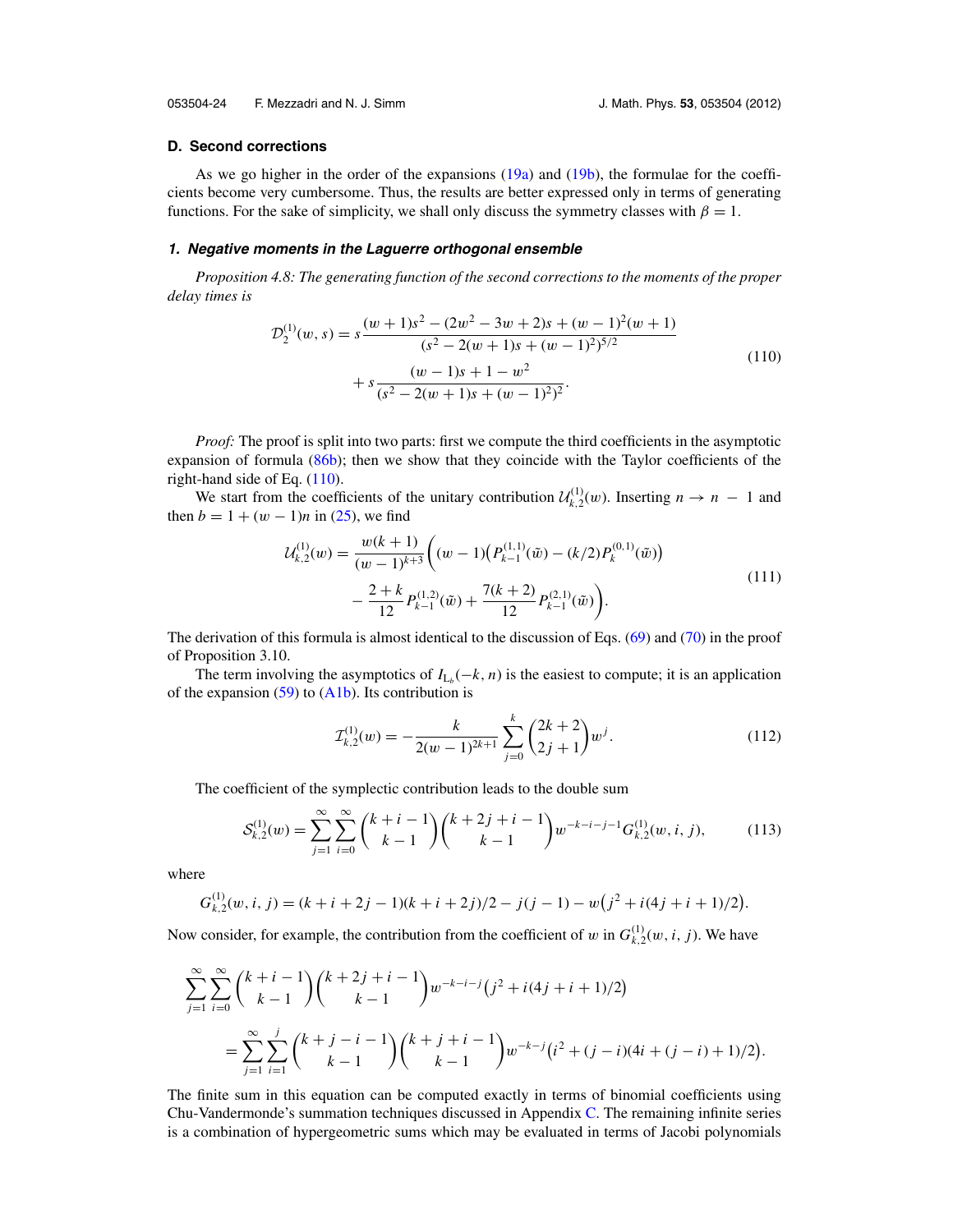### D. Second corrections

As we go higher in the order of the expansions (19a) and (19b), the formulae for the coefficients become very cumbersome. Thus, the results are better expressed only in terms of generating functions. For the sake of simplicity, we shall only discuss the symmetry classes with $\beta = 1$.

#### 1. *Negative moments in the Laguerre orthogonal ensemble*

*Proposition 4.8: The generating function of the second corrections to the moments of the proper delay times is*

$$
\begin{aligned}
\mathcal{D}_2^{(1)}(w,s) = s\,&\frac{(w+1)s^2 - (2w^2 - 3w + 2)s + (w-1)^2(w+1)}{(s^2 - 2(w+1)s + (w-1)^2)^{5/2}} \\
&+ s\,\frac{(w-1)s + 1 - w^2}{(s^2 - 2(w+1)s + (w-1)^2)^2}.
\end{aligned}
\tag{110}
$$

*Proof:* The proof is split into two parts: first we compute the third coefficients in the asymptotic expansion of formula (86b); then we show that they coincide with the Taylor coefficients of the right-hand side of Eq. (110).

We start from the coefficients of the unitary contribution $\mathcal{U}_{k,2}^{(1)}(w)$. Inserting $n \to n - 1$ and then $b = 1 + (w-1)n$ in (25), we find

$$
\begin{aligned}
\mathcal{U}_{k,2}^{(1)}(w) = \frac{w(k+1)}{(w-1)^{k+3}}\bigg(&(w-1)\big(P_{k-1}^{(1,1)}(\tilde{w}) - (k/2)P_k^{(0,1)}(\tilde{w})\big) \\
&- \frac{2+k}{12}P_{k-1}^{(1,2)}(\tilde{w}) + \frac{7(k+2)}{12}P_{k-1}^{(2,1)}(\tilde{w})\bigg).
\end{aligned}
\tag{111}
$$

The derivation of this formula is almost identical to the discussion of Eqs. (69) and (70) in the proof of Proposition 3.10.

The term involving the asymptotics of $I_{\mathrm{L}_b}(-k, n)$ is the easiest to compute; it is an application of the expansion (59) to (A1b). Its contribution is

$$
\mathcal{I}_{k,2}^{(1)}(w) = -\frac{k}{2(w-1)^{2k+1}}\sum_{j=0}^{k}\binom{2k+2}{2j+1}w^j.
\tag{112}
$$

The coefficient of the symplectic contribution leads to the double sum

$$
\mathcal{S}_{k,2}^{(1)}(w) = \sum_{j=1}^{\infty}\sum_{i=0}^{\infty}\binom{k+i-1}{k-1}\binom{k+2j+i-1}{k-1}w^{-k-i-j-1}G_{k,2}^{(1)}(w,i,j),
\tag{113}
$$

where

$$
G_{k,2}^{(1)}(w,i,j) = (k+i+2j-1)(k+i+2j)/2 - j(j-1) - w\big(j^2 + i(4j+i+1)/2\big).
$$

Now consider, for example, the contribution from the coefficient of $w$ in $G_{k,2}^{(1)}(w,i,j)$. We have

$$
\begin{aligned}
&\sum_{j=1}^{\infty}\sum_{i=0}^{\infty}\binom{k+i-1}{k-1}\binom{k+2j+i-1}{k-1}w^{-k-i-j}\big(j^2 + i(4j+i+1)/2\big) \\
&\quad = \sum_{j=1}^{\infty}\sum_{i=1}^{j}\binom{k+j-i-1}{k-1}\binom{k+j+i-1}{k-1}w^{-k-j}\big(i^2 + (j-i)(4i + (j-i) + 1)/2\big).
\end{aligned}
$$

The finite sum in this equation can be computed exactly in terms of binomial coefficients using Chu-Vandermonde's summation techniques discussed in Appendix C. The remaining infinite series is a combination of hypergeometric sums which may be evaluated in terms of Jacobi polynomials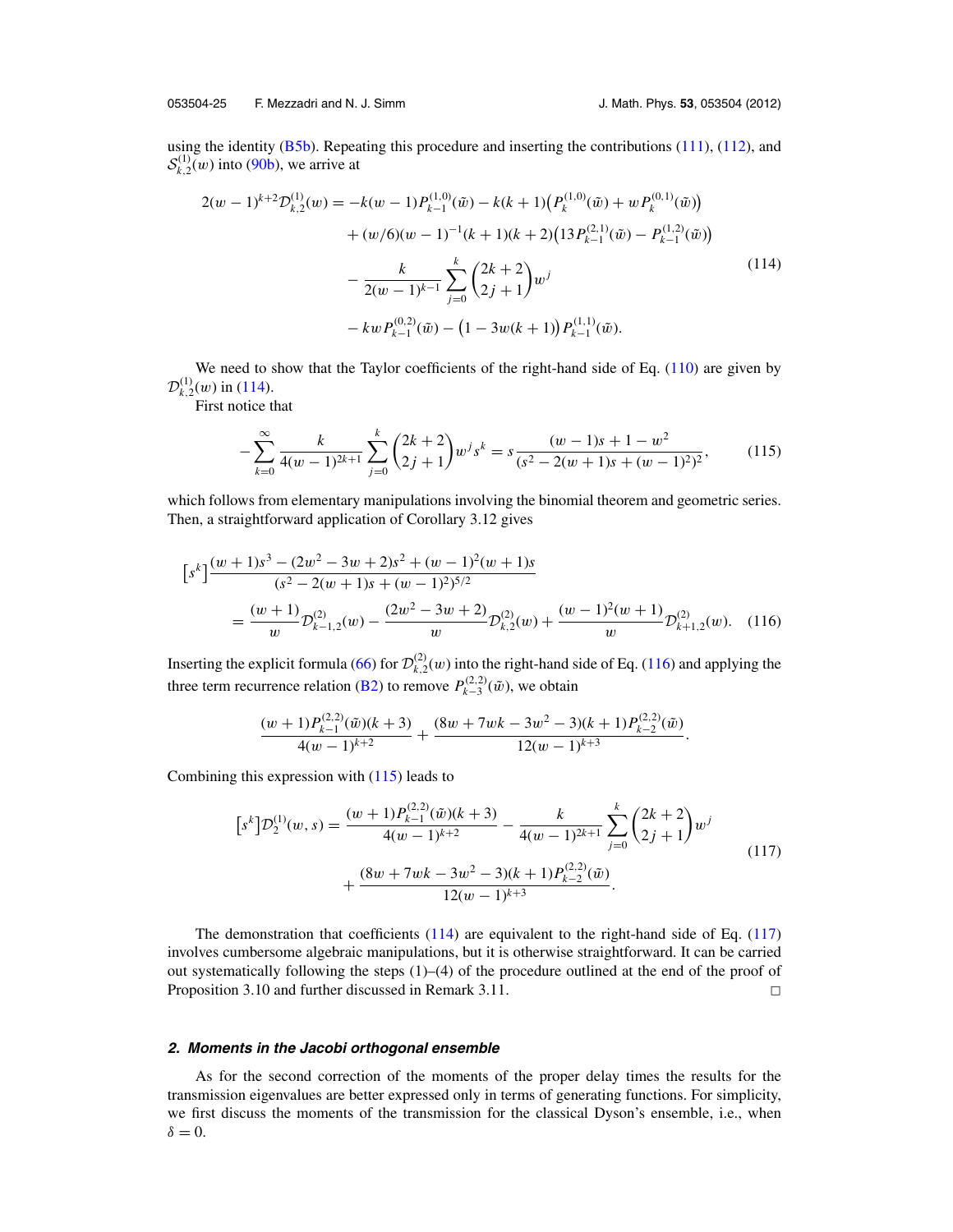using the identity (B5b). Repeating this procedure and inserting the contributions (111), (112), and $\mathcal{S}^{(1)}_{k,2}(w)$ into (90b), we arrive at

$$
\begin{aligned}
2(w-1)^{k+2}\mathcal{D}^{(1)}_{k,2}(w) = &-k(w-1)P^{(1,0)}_{k-1}(\tilde{w}) - k(k+1)\big(P^{(1,0)}_{k}(\tilde{w}) + wP^{(0,1)}_{k}(\tilde{w})\big)\\
&+ (w/6)(w-1)^{-1}(k+1)(k+2)\big(13P^{(2,1)}_{k-1}(\tilde{w}) - P^{(1,2)}_{k-1}(\tilde{w})\big)\\
&- \frac{k}{2(w-1)^{k-1}}\sum_{j=0}^{k}\binom{2k+2}{2j+1}w^j\\
&- kwP^{(0,2)}_{k-1}(\tilde{w}) - \big(1-3w(k+1)\big)P^{(1,1)}_{k-1}(\tilde{w}).
\end{aligned}
\tag{114}
$$

We need to show that the Taylor coefficients of the right-hand side of Eq. (110) are given by $\mathcal{D}^{(1)}_{k,2}(w)$ in (114).

First notice that

$$
-\sum_{k=0}^{\infty}\frac{k}{4(w-1)^{2k+1}}\sum_{j=0}^{k}\binom{2k+2}{2j+1}w^j s^k = s\,\frac{(w-1)s+1-w^2}{(s^2-2(w+1)s+(w-1)^2)^2},
\tag{115}
$$

which follows from elementary manipulations involving the binomial theorem and geometric series. Then, a straightforward application of Corollary 3.12 gives

$$
\begin{aligned}
\big[s^k\big]&\frac{(w+1)s^3-(2w^2-3w+2)s^2+(w-1)^2(w+1)s}{(s^2-2(w+1)s+(w-1)^2)^{5/2}}\\
&= \frac{(w+1)}{w}\mathcal{D}^{(2)}_{k-1,2}(w) - \frac{(2w^2-3w+2)}{w}\mathcal{D}^{(2)}_{k,2}(w) + \frac{(w-1)^2(w+1)}{w}\mathcal{D}^{(2)}_{k+1,2}(w).
\end{aligned}
\tag{116}
$$

Inserting the explicit formula (66) for $\mathcal{D}^{(2)}_{k,2}(w)$ into the right-hand side of Eq. (116) and applying the three term recurrence relation (B2) to remove $P^{(2,2)}_{k-3}(\tilde{w})$, we obtain

$$
\frac{(w+1)P^{(2,2)}_{k-1}(\tilde{w})(k+3)}{4(w-1)^{k+2}} + \frac{(8w+7wk-3w^2-3)(k+1)P^{(2,2)}_{k-2}(\tilde{w})}{12(w-1)^{k+3}}.
$$

Combining this expression with (115) leads to

$$
\begin{aligned}
\big[s^k\big]\mathcal{D}^{(1)}_2(w,s) = &\frac{(w+1)P^{(2,2)}_{k-1}(\tilde{w})(k+3)}{4(w-1)^{k+2}} - \frac{k}{4(w-1)^{2k+1}}\sum_{j=0}^{k}\binom{2k+2}{2j+1}w^j\\
&+ \frac{(8w+7wk-3w^2-3)(k+1)P^{(2,2)}_{k-2}(\tilde{w})}{12(w-1)^{k+3}}.
\end{aligned}
\tag{117}
$$

The demonstration that coefficients (114) are equivalent to the right-hand side of Eq. (117) involves cumbersome algebraic manipulations, but it is otherwise straightforward. It can be carried out systematically following the steps (1)–(4) of the procedure outlined at the end of the proof of Proposition 3.10 and further discussed in Remark 3.11. □

#### 2. Moments in the Jacobi orthogonal ensemble

As for the second correction of the moments of the proper delay times the results for the transmission eigenvalues are better expressed only in terms of generating functions. For simplicity, we first discuss the moments of the transmission for the classical Dyson's ensemble, i.e., when $\delta = 0$.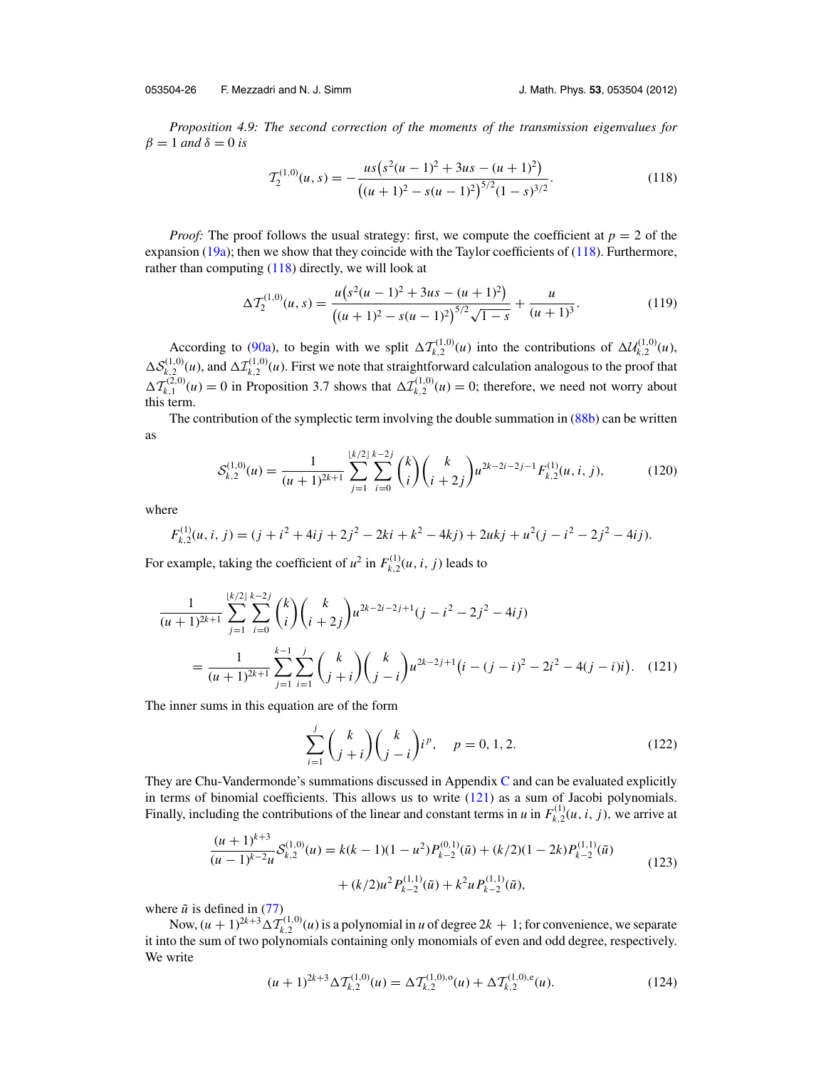*Proposition 4.9: The second correction of the moments of the transmission eigenvalues for $\beta = 1$ and $\delta = 0$ is*

$$\mathcal{T}_2^{(1,0)}(u,s) = -\frac{us\left(s^2(u-1)^2 + 3us - (u+1)^2\right)}{\left((u+1)^2 - s(u-1)^2\right)^{5/2}(1-s)^{3/2}}. \tag{118}$$

*Proof:* The proof follows the usual strategy: first, we compute the coefficient at $p = 2$ of the expansion (19a); then we show that they coincide with the Taylor coefficients of (118). Furthermore, rather than computing (118) directly, we will look at

$$\Delta\mathcal{T}_2^{(1,0)}(u,s) = \frac{u\left(s^2(u-1)^2 + 3us - (u+1)^2\right)}{\left((u+1)^2 - s(u-1)^2\right)^{5/2}\sqrt{1-s}} + \frac{u}{(u+1)^3}. \tag{119}$$

According to (90a), to begin with we split $\Delta\mathcal{T}_{k,2}^{(1,0)}(u)$ into the contributions of $\Delta\mathcal{U}_{k,2}^{(1,0)}(u)$, $\Delta\mathcal{S}_{k,2}^{(1,0)}(u)$, and $\Delta\mathcal{I}_{k,2}^{(1,0)}(u)$. First we note that straightforward calculation analogous to the proof that $\Delta\mathcal{T}_{k,1}^{(2,0)}(u) = 0$ in Proposition 3.7 shows that $\Delta\mathcal{I}_{k,2}^{(1,0)}(u) = 0$; therefore, we need not worry about this term.

The contribution of the symplectic term involving the double summation in (88b) can be written as

$$\mathcal{S}_{k,2}^{(1,0)}(u) = \frac{1}{(u+1)^{2k+1}} \sum_{j=1}^{\lfloor k/2 \rfloor} \sum_{i=0}^{k-2j} \binom{k}{i}\binom{k}{i+2j} u^{2k-2i-2j-1} F_{k,2}^{(1)}(u,i,j), \tag{120}$$

where

$$F_{k,2}^{(1)}(u,i,j) = (j + i^2 + 4ij + 2j^2 - 2ki + k^2 - 4kj) + 2ukj + u^2(j - i^2 - 2j^2 - 4ij).$$

For example, taking the coefficient of $u^2$ in $F_{k,2}^{(1)}(u,i,j)$ leads to

$$\begin{aligned}
&\frac{1}{(u+1)^{2k+1}} \sum_{j=1}^{\lfloor k/2 \rfloor} \sum_{i=0}^{k-2j} \binom{k}{i}\binom{k}{i+2j} u^{2k-2i-2j+1}(j - i^2 - 2j^2 - 4ij) \\
&\quad = \frac{1}{(u+1)^{2k+1}} \sum_{j=1}^{k-1} \sum_{i=1}^{j} \binom{k}{j+i}\binom{k}{j-i} u^{2k-2j+1}\left(i - (j-i)^2 - 2i^2 - 4(j-i)i\right).
\end{aligned} \tag{121}$$

The inner sums in this equation are of the form

$$\sum_{i=1}^{j} \binom{k}{j+i}\binom{k}{j-i} i^p, \quad p = 0, 1, 2. \tag{122}$$

They are Chu-Vandermonde's summations discussed in Appendix C and can be evaluated explicitly in terms of binomial coefficients. This allows us to write (121) as a sum of Jacobi polynomials. Finally, including the contributions of the linear and constant terms in $u$ in $F_{k,2}^{(1)}(u,i,j)$, we arrive at

$$\begin{aligned}
\frac{(u+1)^{k+3}}{(u-1)^{k-2}u}\mathcal{S}_{k,2}^{(1,0)}(u) &= k(k-1)(1-u^2)P_{k-2}^{(0,1)}(\tilde{u}) + (k/2)(1-2k)P_{k-2}^{(1,1)}(\tilde{u}) \\
&\quad + (k/2)u^2 P_{k-2}^{(1,1)}(\tilde{u}) + k^2 u P_{k-2}^{(1,1)}(\tilde{u}),
\end{aligned} \tag{123}$$

where $\tilde{u}$ is defined in (77)

Now, $(u+1)^{2k+3}\Delta\mathcal{T}_{k,2}^{(1,0)}(u)$ is a polynomial in $u$ of degree $2k+1$; for convenience, we separate it into the sum of two polynomials containing only monomials of even and odd degree, respectively. We write

$$(u+1)^{2k+3}\Delta\mathcal{T}_{k,2}^{(1,0)}(u) = \Delta\mathcal{T}_{k,2}^{(1,0),\mathrm{o}}(u) + \Delta\mathcal{T}_{k,2}^{(1,0),\mathrm{e}}(u). \tag{124}$$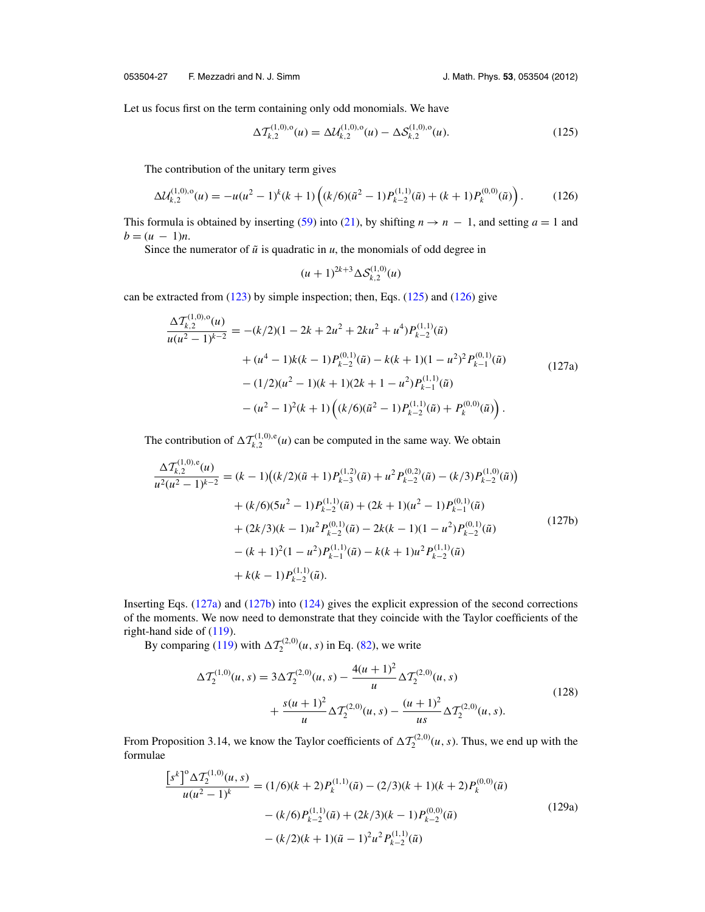Let us focus first on the term containing only odd monomials. We have

$$\Delta \mathcal{T}_{k,2}^{(1,0),\mathrm{o}}(u) = \Delta \mathcal{U}_{k,2}^{(1,0),\mathrm{o}}(u) - \Delta \mathcal{S}_{k,2}^{(1,0),\mathrm{o}}(u). \tag{125}$$

The contribution of the unitary term gives

$$\Delta \mathcal{U}_{k,2}^{(1,0),\mathrm{o}}(u) = -u(u^2-1)^k(k+1)\left((k/6)(\tilde{u}^2-1)P_{k-2}^{(1,1)}(\tilde{u}) + (k+1)P_k^{(0,0)}(\tilde{u})\right). \tag{126}$$

This formula is obtained by inserting (59) into (21), by shifting $n \to n-1$, and setting $a = 1$ and $b = (u-1)n$.

Since the numerator of $\tilde{u}$ is quadratic in $u$, the monomials of odd degree in

$$(u+1)^{2k+3}\Delta \mathcal{S}_{k,2}^{(1,0)}(u)$$

can be extracted from (123) by simple inspection; then, Eqs. (125) and (126) give

$$\begin{aligned}
\frac{\Delta \mathcal{T}_{k,2}^{(1,0),\mathrm{o}}(u)}{u(u^2-1)^{k-2}} &= -(k/2)(1-2k+2u^2+2ku^2+u^4)P_{k-2}^{(1,1)}(\tilde{u}) \\
&\quad + (u^4-1)k(k-1)P_{k-2}^{(0,1)}(\tilde{u}) - k(k+1)(1-u^2)^2 P_{k-1}^{(0,1)}(\tilde{u}) \\
&\quad - (1/2)(u^2-1)(k+1)(2k+1-u^2)P_{k-1}^{(1,1)}(\tilde{u}) \\
&\quad - (u^2-1)^2(k+1)\left((k/6)(\tilde{u}^2-1)P_{k-2}^{(1,1)}(\tilde{u}) + P_k^{(0,0)}(\tilde{u})\right).
\end{aligned} \tag{127a}$$

The contribution of $\Delta \mathcal{T}_{k,2}^{(1,0),\mathrm{e}}(u)$ can be computed in the same way. We obtain

$$\begin{aligned}
\frac{\Delta \mathcal{T}_{k,2}^{(1,0),\mathrm{e}}(u)}{u^2(u^2-1)^{k-2}} &= (k-1)\big((k/2)(\tilde{u}+1)P_{k-3}^{(1,2)}(\tilde{u}) + u^2 P_{k-2}^{(0,2)}(\tilde{u}) - (k/3)P_{k-2}^{(1,0)}(\tilde{u})\big) \\
&\quad + (k/6)(5u^2-1)P_{k-2}^{(1,1)}(\tilde{u}) + (2k+1)(u^2-1)P_{k-1}^{(0,1)}(\tilde{u}) \\
&\quad + (2k/3)(k-1)u^2 P_{k-2}^{(0,1)}(\tilde{u}) - 2k(k-1)(1-u^2)P_{k-2}^{(0,1)}(\tilde{u}) \\
&\quad - (k+1)^2(1-u^2)P_{k-1}^{(1,1)}(\tilde{u}) - k(k+1)u^2 P_{k-2}^{(1,1)}(\tilde{u}) \\
&\quad + k(k-1)P_{k-2}^{(1,1)}(\tilde{u}).
\end{aligned} \tag{127b}$$

Inserting Eqs. (127a) and (127b) into (124) gives the explicit expression of the second corrections of the moments. We now need to demonstrate that they coincide with the Taylor coefficients of the right-hand side of (119).

By comparing (119) with $\Delta \mathcal{T}_2^{(2,0)}(u,s)$ in Eq. (82), we write

$$\begin{aligned}
\Delta \mathcal{T}_2^{(1,0)}(u,s) &= 3\Delta \mathcal{T}_2^{(2,0)}(u,s) - \frac{4(u+1)^2}{u}\Delta \mathcal{T}_2^{(2,0)}(u,s) \\
&\quad + \frac{s(u+1)^2}{u}\Delta \mathcal{T}_2^{(2,0)}(u,s) - \frac{(u+1)^2}{us}\Delta \mathcal{T}_2^{(2,0)}(u,s).
\end{aligned} \tag{128}$$

From Proposition 3.14, we know the Taylor coefficients of $\Delta \mathcal{T}_2^{(2,0)}(u,s)$. Thus, we end up with the formulae

$$\begin{aligned}
\frac{\left[s^k\right]^{\mathrm{o}}\Delta \mathcal{T}_2^{(1,0)}(u,s)}{u(u^2-1)^k} &= (1/6)(k+2)P_k^{(1,1)}(\tilde{u}) - (2/3)(k+1)(k+2)P_k^{(0,0)}(\tilde{u}) \\
&\quad - (k/6)P_{k-2}^{(1,1)}(\tilde{u}) + (2k/3)(k-1)P_{k-2}^{(0,0)}(\tilde{u}) \\
&\quad - (k/2)(k+1)(\tilde{u}-1)^2 u^2 P_{k-2}^{(1,1)}(\tilde{u})
\end{aligned} \tag{129a}$$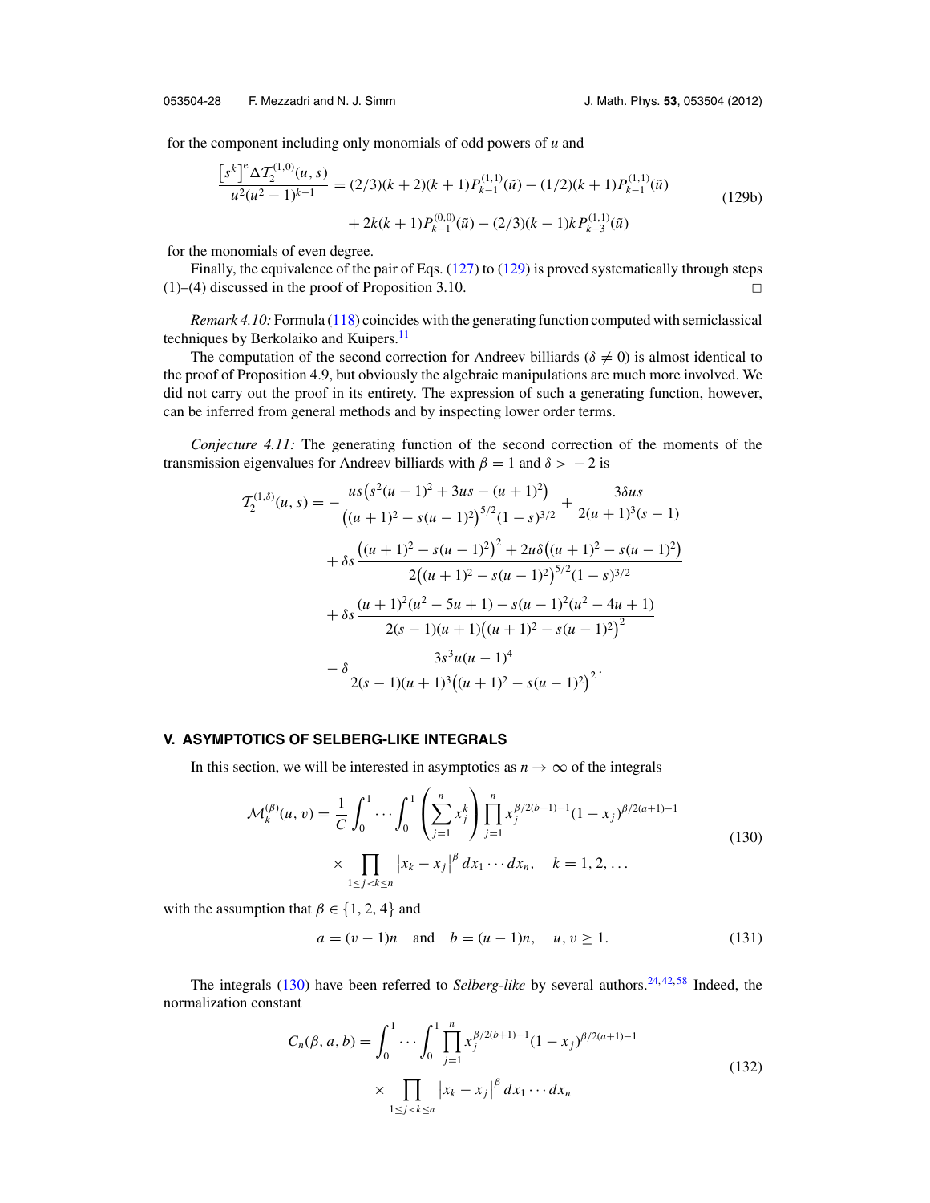for the component including only monomials of odd powers of $u$ and

$$\frac{\left[s^k\right]^{\mathrm{e}} \Delta \mathcal{T}_2^{(1,0)}(u,s)}{u^2(u^2-1)^{k-1}} = (2/3)(k+2)(k+1)P_{k-1}^{(1,1)}(\tilde{u}) - (1/2)(k+1)P_{k-1}^{(1,1)}(\tilde{u}) + 2k(k+1)P_{k-1}^{(0,0)}(\tilde{u}) - (2/3)(k-1)kP_{k-3}^{(1,1)}(\tilde{u}) \tag{129b}$$

for the monomials of even degree.

Finally, the equivalence of the pair of Eqs. (127) to (129) is proved systematically through steps (1)–(4) discussed in the proof of Proposition 3.10. □

*Remark 4.10:* Formula (118) coincides with the generating function computed with semiclassical techniques by Berkolaiko and Kuipers.[11]

The computation of the second correction for Andreev billiards ($\delta \neq 0$) is almost identical to the proof of Proposition 4.9, but obviously the algebraic manipulations are much more involved. We did not carry out the proof in its entirety. The expression of such a generating function, however, can be inferred from general methods and by inspecting lower order terms.

*Conjecture 4.11:* The generating function of the second correction of the moments of the transmission eigenvalues for Andreev billiards with $\beta = 1$ and $\delta > -2$ is

$$\begin{aligned}
\mathcal{T}_2^{(1,\delta)}(u,s) = &-\frac{us\left(s^2(u-1)^2 + 3us - (u+1)^2\right)}{\left((u+1)^2 - s(u-1)^2\right)^{5/2}(1-s)^{3/2}} + \frac{3\delta us}{2(u+1)^3(s-1)} \\
&+ \delta s \frac{\left((u+1)^2 - s(u-1)^2\right)^2 + 2u\delta\left((u+1)^2 - s(u-1)^2\right)}{2\left((u+1)^2 - s(u-1)^2\right)^{5/2}(1-s)^{3/2}} \\
&+ \delta s \frac{(u+1)^2(u^2-5u+1) - s(u-1)^2(u^2-4u+1)}{2(s-1)(u+1)\left((u+1)^2 - s(u-1)^2\right)^2} \\
&- \delta \frac{3s^3u(u-1)^4}{2(s-1)(u+1)^3\left((u+1)^2 - s(u-1)^2\right)^2}.
\end{aligned}$$

## V. ASYMPTOTICS OF SELBERG-LIKE INTEGRALS

In this section, we will be interested in asymptotics as $n \to \infty$ of the integrals

$$\mathcal{M}_k^{(\beta)}(u,v) = \frac{1}{C}\int_0^1 \cdots \int_0^1 \left(\sum_{j=1}^n x_j^k\right) \prod_{j=1}^n x_j^{\beta/2(b+1)-1}(1-x_j)^{\beta/2(a+1)-1} \times \prod_{1\le j<k\le n} \left|x_k - x_j\right|^\beta dx_1 \cdots dx_n, \quad k = 1,2,\ldots \tag{130}$$

with the assumption that $\beta \in \{1,2,4\}$ and

$$a = (v-1)n \quad \text{and} \quad b = (u-1)n, \quad u, v \ge 1. \tag{131}$$

The integrals (130) have been referred to *Selberg-like* by several authors.[24,42,58] Indeed, the normalization constant

$$C_n(\beta,a,b) = \int_0^1 \cdots \int_0^1 \prod_{j=1}^n x_j^{\beta/2(b+1)-1}(1-x_j)^{\beta/2(a+1)-1} \times \prod_{1\le j<k\le n} \left|x_k - x_j\right|^\beta dx_1 \cdots dx_n \tag{132}$$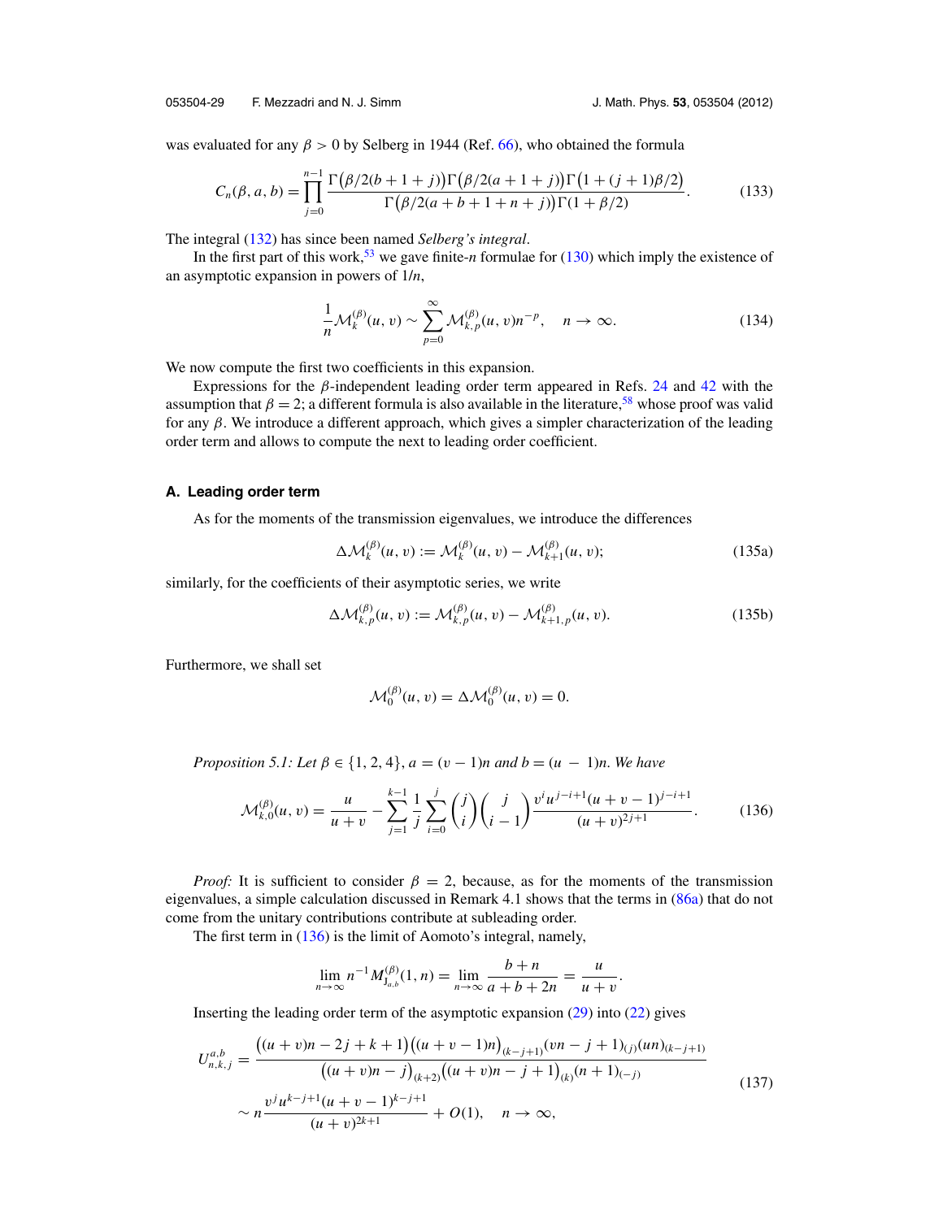was evaluated for any $\beta > 0$ by Selberg in 1944 (Ref. 66), who obtained the formula

$$C_n(\beta, a, b) = \prod_{j=0}^{n-1} \frac{\Gamma\big(\beta/2(b+1+j)\big)\Gamma\big(\beta/2(a+1+j)\big)\Gamma\big(1+(j+1)\beta/2\big)}{\Gamma\big(\beta/2(a+b+1+n+j)\big)\Gamma(1+\beta/2)}. \tag{133}$$

The integral (132) has since been named *Selberg's integral*.

In the first part of this work,[53] we gave finite-$n$ formulae for (130) which imply the existence of an asymptotic expansion in powers of $1/n$,

$$\frac{1}{n}\mathcal{M}_k^{(\beta)}(u, v) \sim \sum_{p=0}^{\infty} \mathcal{M}_{k,p}^{(\beta)}(u, v) n^{-p}, \quad n \to \infty. \tag{134}$$

We now compute the first two coefficients in this expansion.

Expressions for the $\beta$-independent leading order term appeared in Refs. 24 and 42 with the assumption that $\beta = 2$; a different formula is also available in the literature,[58] whose proof was valid for any $\beta$. We introduce a different approach, which gives a simpler characterization of the leading order term and allows to compute the next to leading order coefficient.

### A. Leading order term

As for the moments of the transmission eigenvalues, we introduce the differences

$$\Delta\mathcal{M}_k^{(\beta)}(u, v) := \mathcal{M}_k^{(\beta)}(u, v) - \mathcal{M}_{k+1}^{(\beta)}(u, v); \tag{135a}$$

similarly, for the coefficients of their asymptotic series, we write

$$\Delta\mathcal{M}_{k,p}^{(\beta)}(u, v) := \mathcal{M}_{k,p}^{(\beta)}(u, v) - \mathcal{M}_{k+1,p}^{(\beta)}(u, v). \tag{135b}$$

Furthermore, we shall set

$$\mathcal{M}_0^{(\beta)}(u, v) = \Delta\mathcal{M}_0^{(\beta)}(u, v) = 0.$$

*Proposition 5.1: Let $\beta \in \{1, 2, 4\}$, $a = (v-1)n$ and $b = (u-1)n$. We have*

$$\mathcal{M}_{k,0}^{(\beta)}(u, v) = \frac{u}{u+v} - \sum_{j=1}^{k-1} \frac{1}{j} \sum_{i=0}^{j} \binom{j}{i}\binom{j}{i-1} \frac{v^i u^{j-i+1}(u+v-1)^{j-i+1}}{(u+v)^{2j+1}}. \tag{136}$$

*Proof:* It is sufficient to consider $\beta = 2$, because, as for the moments of the transmission eigenvalues, a simple calculation discussed in Remark 4.1 shows that the terms in (86a) that do not come from the unitary contributions contribute at subleading order.

The first term in (136) is the limit of Aomoto's integral, namely,

$$\lim_{n\to\infty} n^{-1} M_{J_{a,b}}^{(\beta)}(1, n) = \lim_{n\to\infty} \frac{b+n}{a+b+2n} = \frac{u}{u+v}.$$

Inserting the leading order term of the asymptotic expansion (29) into (22) gives

$$\begin{aligned} U_{n,k,j}^{a,b} &= \frac{\big((u+v)n - 2j + k + 1\big)\big((u+v-1)n\big)_{(k-j+1)}(vn - j + 1)_{(j)}(un)_{(k-j+1)}}{\big((u+v)n - j\big)_{(k+2)}\big((u+v)n - j + 1\big)_{(k)}(n+1)_{(-j)}} \\ &\sim n\frac{v^j u^{k-j+1}(u+v-1)^{k-j+1}}{(u+v)^{2k+1}} + O(1), \quad n \to \infty, \end{aligned} \tag{137}$$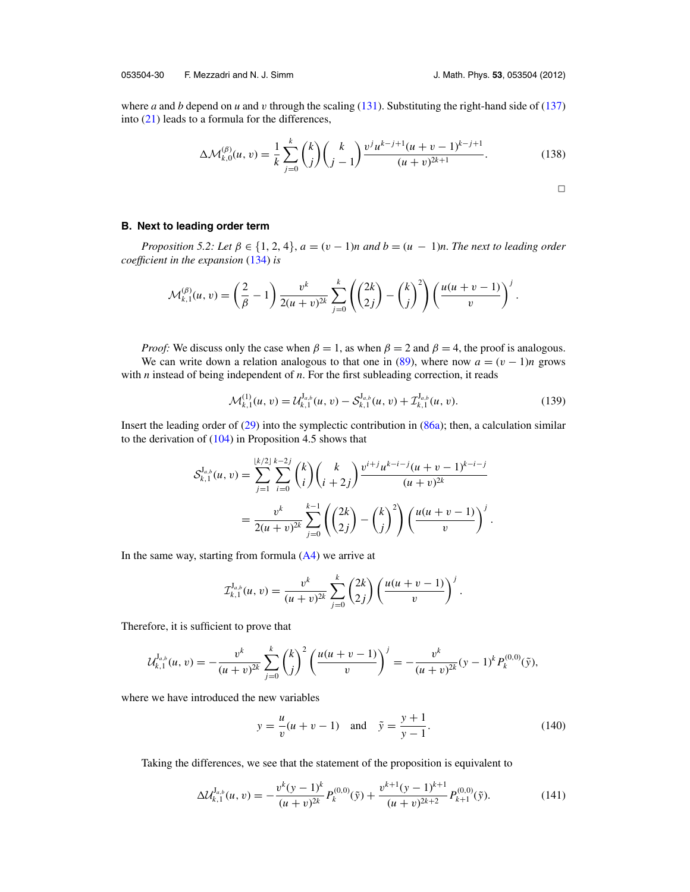where $a$ and $b$ depend on $u$ and $v$ through the scaling (131). Substituting the right-hand side of (137) into (21) leads to a formula for the differences,

$$\Delta\mathcal{M}^{(\beta)}_{k,0}(u,v) = \frac{1}{k}\sum_{j=0}^{k}\binom{k}{j}\binom{k}{j-1}\frac{v^j u^{k-j+1}(u+v-1)^{k-j+1}}{(u+v)^{2k+1}}. \tag{138}$$

□

## B. Next to leading order term

*Proposition 5.2: Let $\beta \in \{1, 2, 4\}$, $a = (v-1)n$ and $b = (u-1)n$. The next to leading order coefficient in the expansion* (134) *is*

$$\mathcal{M}^{(\beta)}_{k,1}(u,v) = \left(\frac{2}{\beta}-1\right)\frac{v^k}{2(u+v)^{2k}}\sum_{j=0}^{k}\left(\binom{2k}{2j}-\binom{k}{j}^2\right)\left(\frac{u(u+v-1)}{v}\right)^j.$$

*Proof:* We discuss only the case when $\beta = 1$, as when $\beta = 2$ and $\beta = 4$, the proof is analogous.

We can write down a relation analogous to that one in (89), where now $a = (v-1)n$ grows with $n$ instead of being independent of $n$. For the first subleading correction, it reads

$$\mathcal{M}^{(1)}_{k,1}(u,v) = \mathcal{U}^{\mathrm{J}_{a,b}}_{k,1}(u,v) - \mathcal{S}^{\mathrm{J}_{a,b}}_{k,1}(u,v) + \mathcal{I}^{\mathrm{J}_{a,b}}_{k,1}(u,v). \tag{139}$$

Insert the leading order of (29) into the symplectic contribution in (86a); then, a calculation similar to the derivation of (104) in Proposition 4.5 shows that

$$\begin{aligned}\mathcal{S}^{\mathrm{J}_{a,b}}_{k,1}(u,v) &= \sum_{j=1}^{\lfloor k/2\rfloor}\sum_{i=0}^{k-2j}\binom{k}{i}\binom{k}{i+2j}\frac{v^{i+j}u^{k-i-j}(u+v-1)^{k-i-j}}{(u+v)^{2k}}\\ &= \frac{v^k}{2(u+v)^{2k}}\sum_{j=0}^{k-1}\left(\binom{2k}{2j}-\binom{k}{j}^2\right)\left(\frac{u(u+v-1)}{v}\right)^j.\end{aligned}$$

In the same way, starting from formula (A4) we arrive at

$$\mathcal{I}^{\mathrm{J}_{a,b}}_{k,1}(u,v) = \frac{v^k}{(u+v)^{2k}}\sum_{j=0}^{k}\binom{2k}{2j}\left(\frac{u(u+v-1)}{v}\right)^j.$$

Therefore, it is sufficient to prove that

$$\mathcal{U}^{\mathrm{J}_{a,b}}_{k,1}(u,v) = -\frac{v^k}{(u+v)^{2k}}\sum_{j=0}^{k}\binom{k}{j}^2\left(\frac{u(u+v-1)}{v}\right)^j = -\frac{v^k}{(u+v)^{2k}}(y-1)^k P^{(0,0)}_k(\tilde{y}),$$

where we have introduced the new variables

$$y = \frac{u}{v}(u+v-1) \quad \text{and} \quad \tilde{y} = \frac{y+1}{y-1}. \tag{140}$$

Taking the differences, we see that the statement of the proposition is equivalent to

$$\Delta\mathcal{U}^{\mathrm{J}_{a,b}}_{k,1}(u,v) = -\frac{v^k(y-1)^k}{(u+v)^{2k}}P^{(0,0)}_k(\tilde{y}) + \frac{v^{k+1}(y-1)^{k+1}}{(u+v)^{2k+2}}P^{(0,0)}_{k+1}(\tilde{y}). \tag{141}$$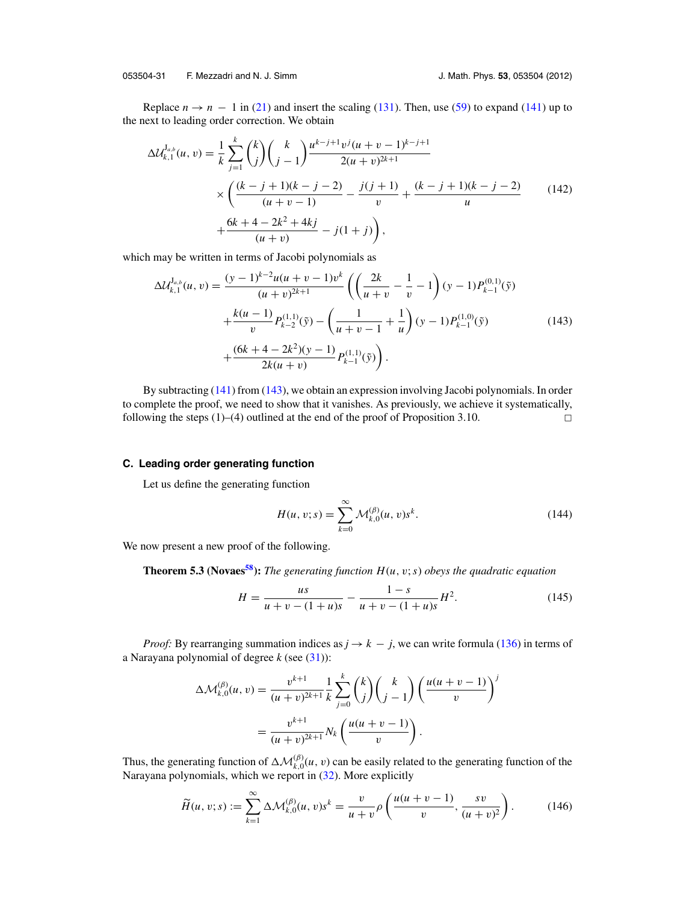Replace $n \to n - 1$ in (21) and insert the scaling (131). Then, use (59) to expand (141) up to the next to leading order correction. We obtain

$$
\begin{aligned}
\Delta\mathcal{U}^{J_{a,b}}_{k,1}(u,v) = \frac{1}{k}\sum_{j=1}^{k}\binom{k}{j}\binom{k}{j-1}\frac{u^{k-j+1}v^{j}(u+v-1)^{k-j+1}}{2(u+v)^{2k+1}} \\
\times\left(\frac{(k-j+1)(k-j-2)}{(u+v-1)} - \frac{j(j+1)}{v} + \frac{(k-j+1)(k-j-2)}{u}\right. \\
\left. + \frac{6k+4-2k^2+4kj}{(u+v)} - j(1+j)\right),
\end{aligned}
\tag{142}
$$

which may be written in terms of Jacobi polynomials as

$$
\begin{aligned}
\Delta\mathcal{U}^{J_{a,b}}_{k,1}(u,v) = \frac{(y-1)^{k-2}u(u+v-1)v^k}{(u+v)^{2k+1}}\left(\left(\frac{2k}{u+v} - \frac{1}{v} - 1\right)(y-1)P^{(0,1)}_{k-1}(\tilde{y})\right. \\
+ \frac{k(u-1)}{v}P^{(1,1)}_{k-2}(\tilde{y}) - \left(\frac{1}{u+v-1} + \frac{1}{u}\right)(y-1)P^{(1,0)}_{k-1}(\tilde{y}) \\
\left. + \frac{(6k+4-2k^2)(y-1)}{2k(u+v)}P^{(1,1)}_{k-1}(\tilde{y})\right).
\end{aligned}
\tag{143}
$$

By subtracting (141) from (143), we obtain an expression involving Jacobi polynomials. In order to complete the proof, we need to show that it vanishes. As previously, we achieve it systematically, following the steps (1)–(4) outlined at the end of the proof of Proposition 3.10. □

### C. Leading order generating function

Let us define the generating function

$$
H(u,v;s) = \sum_{k=0}^{\infty}\mathcal{M}^{(\beta)}_{k,0}(u,v)s^k. \tag{144}
$$

We now present a new proof of the following.

**Theorem 5.3 (Novaes[58]):** *The generating function $H(u,v;s)$ obeys the quadratic equation*

$$
H = \frac{us}{u+v-(1+u)s} - \frac{1-s}{u+v-(1+u)s}H^2. \tag{145}
$$

*Proof:* By rearranging summation indices as $j \to k - j$, we can write formula (136) in terms of a Narayana polynomial of degree $k$ (see (31)):

$$
\begin{aligned}
\Delta\mathcal{M}^{(\beta)}_{k,0}(u,v) &= \frac{v^{k+1}}{(u+v)^{2k+1}}\frac{1}{k}\sum_{j=0}^{k}\binom{k}{j}\binom{k}{j-1}\left(\frac{u(u+v-1)}{v}\right)^j \\
&= \frac{v^{k+1}}{(u+v)^{2k+1}}N_k\left(\frac{u(u+v-1)}{v}\right).
\end{aligned}
$$

Thus, the generating function of $\Delta\mathcal{M}^{(\beta)}_{k,0}(u,v)$ can be easily related to the generating function of the Narayana polynomials, which we report in (32). More explicitly

$$
\widetilde{H}(u,v;s) := \sum_{k=1}^{\infty}\Delta\mathcal{M}^{(\beta)}_{k,0}(u,v)s^k = \frac{v}{u+v}\rho\left(\frac{u(u+v-1)}{v}, \frac{sv}{(u+v)^2}\right). \tag{146}
$$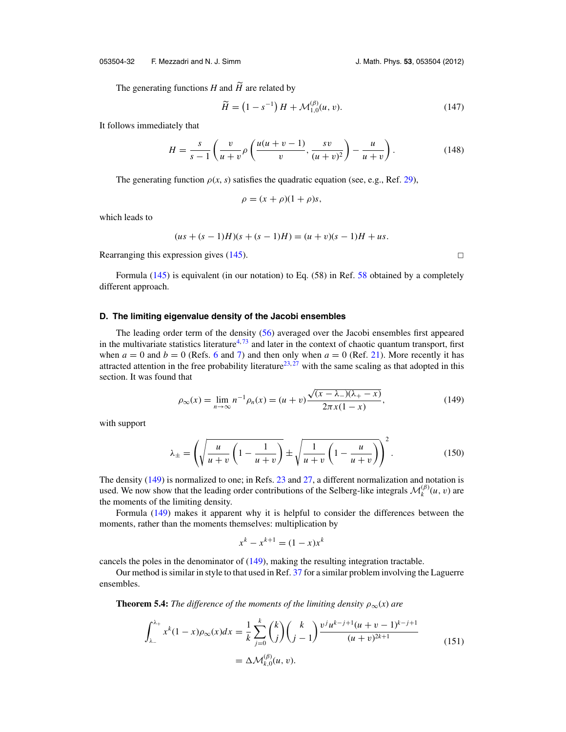The generating functions $H$ and $\widetilde{H}$ are related by

$$\widetilde{H} = \left(1 - s^{-1}\right) H + \mathcal{M}_{1,0}^{(\beta)}(u, v). \tag{147}$$

It follows immediately that

$$H = \frac{s}{s-1}\left(\frac{v}{u+v}\rho\left(\frac{u(u+v-1)}{v}, \frac{sv}{(u+v)^2}\right) - \frac{u}{u+v}\right). \tag{148}$$

The generating function $\rho(x, s)$ satisfies the quadratic equation (see, e.g., Ref. 29),

$$\rho = (x + \rho)(1 + \rho)s,$$

which leads to

$$(us + (s-1)H)(s + (s-1)H) = (u+v)(s-1)H + us.$$

Rearranging this expression gives (145). □

Formula (145) is equivalent (in our notation) to Eq. (58) in Ref. 58 obtained by a completely different approach.

### D. The limiting eigenvalue density of the Jacobi ensembles

The leading order term of the density (56) averaged over the Jacobi ensembles first appeared in the multivariate statistics literature[4,73] and later in the context of chaotic quantum transport, first when $a = 0$ and $b = 0$ (Refs. 6 and 7) and then only when $a = 0$ (Ref. 21). More recently it has attracted attention in the free probability literature[23,27] with the same scaling as that adopted in this section. It was found that

$$\rho_\infty(x) = \lim_{n\to\infty} n^{-1}\rho_n(x) = (u+v)\frac{\sqrt{(x-\lambda_-)(\lambda_+ - x)}}{2\pi x(1-x)}, \tag{149}$$

with support

$$\lambda_\pm = \left(\sqrt{\frac{u}{u+v}\left(1 - \frac{1}{u+v}\right)} \pm \sqrt{\frac{1}{u+v}\left(1 - \frac{u}{u+v}\right)}\right)^2. \tag{150}$$

The density (149) is normalized to one; in Refs. 23 and 27, a different normalization and notation is used. We now show that the leading order contributions of the Selberg-like integrals $\mathcal{M}_k^{(\beta)}(u, v)$ are the moments of the limiting density.

Formula (149) makes it apparent why it is helpful to consider the differences between the moments, rather than the moments themselves: multiplication by

$$x^k - x^{k+1} = (1-x)x^k$$

cancels the poles in the denominator of (149), making the resulting integration tractable.

Our method is similar in style to that used in Ref. 37 for a similar problem involving the Laguerre ensembles.

**Theorem 5.4:** *The difference of the moments of the limiting density $\rho_\infty(x)$ are*

$$\begin{aligned}\int_{\lambda_-}^{\lambda_+} x^k(1-x)\rho_\infty(x)dx &= \frac{1}{k}\sum_{j=0}^{k}\binom{k}{j}\binom{k}{j-1}\frac{v^j u^{k-j+1}(u+v-1)^{k-j+1}}{(u+v)^{2k+1}} \\ &= \Delta\mathcal{M}_{k,0}^{(\beta)}(u, v).\end{aligned} \tag{151}$$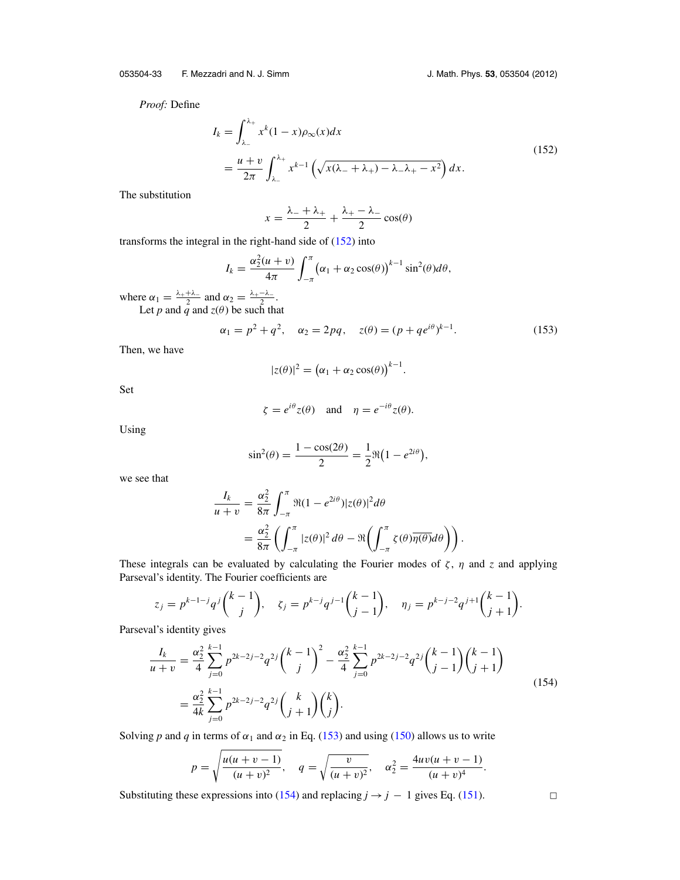*Proof:* Define

$$
\begin{aligned}
I_k &= \int_{\lambda_-}^{\lambda_+} x^k (1-x)\rho_\infty(x)dx \\
&= \frac{u+v}{2\pi}\int_{\lambda_-}^{\lambda_+} x^{k-1}\left(\sqrt{x(\lambda_- + \lambda_+) - \lambda_-\lambda_+ - x^2}\right)dx.
\end{aligned}
\tag{152}
$$

The substitution

$$
x = \frac{\lambda_- + \lambda_+}{2} + \frac{\lambda_+ - \lambda_-}{2}\cos(\theta)
$$

transforms the integral in the right-hand side of (152) into

$$
I_k = \frac{\alpha_2^2(u+v)}{4\pi}\int_{-\pi}^{\pi}\big(\alpha_1 + \alpha_2\cos(\theta)\big)^{k-1}\sin^2(\theta)d\theta,
$$

where $\alpha_1 = \frac{\lambda_+ + \lambda_-}{2}$ and $\alpha_2 = \frac{\lambda_+ - \lambda_-}{2}$.

Let $p$ and $q$ and $z(\theta)$ be such that

$$
\alpha_1 = p^2 + q^2, \quad \alpha_2 = 2pq, \quad z(\theta) = (p + qe^{i\theta})^{k-1}. \tag{153}
$$

Then, we have

$$
|z(\theta)|^2 = \big(\alpha_1 + \alpha_2\cos(\theta)\big)^{k-1}.
$$

Set

$$
\zeta = e^{i\theta}z(\theta) \quad \text{and} \quad \eta = e^{-i\theta}z(\theta).
$$

Using

$$
\sin^2(\theta) = \frac{1-\cos(2\theta)}{2} = \frac{1}{2}\Re\big(1 - e^{2i\theta}\big),
$$

we see that

$$
\begin{aligned}
\frac{I_k}{u+v} &= \frac{\alpha_2^2}{8\pi}\int_{-\pi}^{\pi}\Re(1 - e^{2i\theta})|z(\theta)|^2 d\theta \\
&= \frac{\alpha_2^2}{8\pi}\left(\int_{-\pi}^{\pi}|z(\theta)|^2\,d\theta - \Re\left(\int_{-\pi}^{\pi}\zeta(\theta)\overline{\eta(\theta)}d\theta\right)\right).
\end{aligned}
$$

These integrals can be evaluated by calculating the Fourier modes of $\zeta$, $\eta$ and $z$ and applying Parseval's identity. The Fourier coefficients are

$$
z_j = p^{k-1-j}q^j\binom{k-1}{j}, \quad \zeta_j = p^{k-j}q^{j-1}\binom{k-1}{j-1}, \quad \eta_j = p^{k-j-2}q^{j+1}\binom{k-1}{j+1}.
$$

Parseval's identity gives

$$
\begin{aligned}
\frac{I_k}{u+v} &= \frac{\alpha_2^2}{4}\sum_{j=0}^{k-1}p^{2k-2j-2}q^{2j}\binom{k-1}{j}^2 - \frac{\alpha_2^2}{4}\sum_{j=0}^{k-1}p^{2k-2j-2}q^{2j}\binom{k-1}{j-1}\binom{k-1}{j+1} \\
&= \frac{\alpha_2^2}{4k}\sum_{j=0}^{k-1}p^{2k-2j-2}q^{2j}\binom{k}{j+1}\binom{k}{j}.
\end{aligned}
\tag{154}
$$

Solving $p$ and $q$ in terms of $\alpha_1$ and $\alpha_2$ in Eq. (153) and using (150) allows us to write

$$
p = \sqrt{\frac{u(u+v-1)}{(u+v)^2}}, \quad q = \sqrt{\frac{v}{(u+v)^2}}, \quad \alpha_2^2 = \frac{4uv(u+v-1)}{(u+v)^4}.
$$

Substituting these expressions into (154) and replacing $j \to j - 1$ gives Eq. (151). □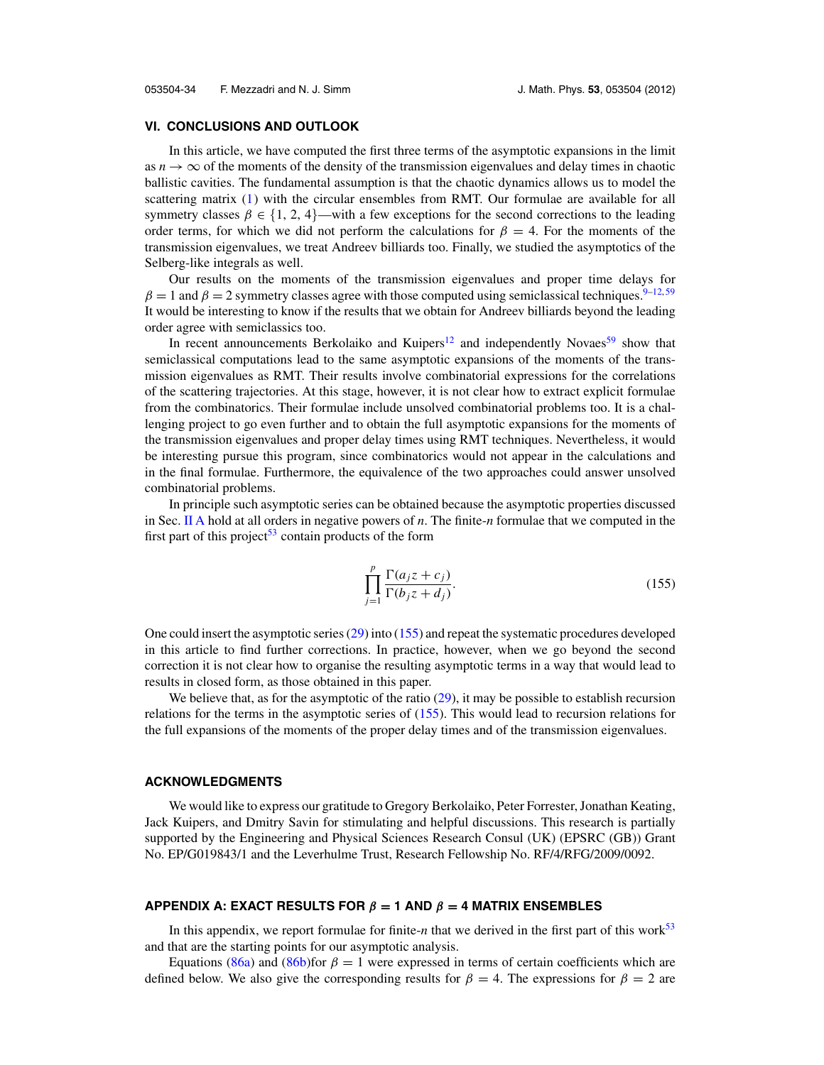## VI. CONCLUSIONS AND OUTLOOK

In this article, we have computed the first three terms of the asymptotic expansions in the limit as $n \to \infty$ of the moments of the density of the transmission eigenvalues and delay times in chaotic ballistic cavities. The fundamental assumption is that the chaotic dynamics allows us to model the scattering matrix (1) with the circular ensembles from RMT. Our formulae are available for all symmetry classes $\beta \in \{1, 2, 4\}$—with a few exceptions for the second corrections to the leading order terms, for which we did not perform the calculations for $\beta = 4$. For the moments of the transmission eigenvalues, we treat Andreev billiards too. Finally, we studied the asymptotics of the Selberg-like integrals as well.

Our results on the moments of the transmission eigenvalues and proper time delays for $\beta = 1$ and $\beta = 2$ symmetry classes agree with those computed using semiclassical techniques.[9–12,59] It would be interesting to know if the results that we obtain for Andreev billiards beyond the leading order agree with semiclassics too.

In recent announcements Berkolaiko and Kuipers[12] and independently Novaes[59] show that semiclassical computations lead to the same asymptotic expansions of the moments of the transmission eigenvalues as RMT. Their results involve combinatorial expressions for the correlations of the scattering trajectories. At this stage, however, it is not clear how to extract explicit formulae from the combinatorics. Their formulae include unsolved combinatorial problems too. It is a challenging project to go even further and to obtain the full asymptotic expansions for the moments of the transmission eigenvalues and proper delay times using RMT techniques. Nevertheless, it would be interesting pursue this program, since combinatorics would not appear in the calculations and in the final formulae. Furthermore, the equivalence of the two approaches could answer unsolved combinatorial problems.

In principle such asymptotic series can be obtained because the asymptotic properties discussed in Sec. II A hold at all orders in negative powers of $n$. The finite-$n$ formulae that we computed in the first part of this project[53] contain products of the form

$$\prod_{j=1}^{p} \frac{\Gamma(a_j z + c_j)}{\Gamma(b_j z + d_j)}. \tag{155}$$

One could insert the asymptotic series (29) into (155) and repeat the systematic procedures developed in this article to find further corrections. In practice, however, when we go beyond the second correction it is not clear how to organise the resulting asymptotic terms in a way that would lead to results in closed form, as those obtained in this paper.

We believe that, as for the asymptotic of the ratio (29), it may be possible to establish recursion relations for the terms in the asymptotic series of (155). This would lead to recursion relations for the full expansions of the moments of the proper delay times and of the transmission eigenvalues.

## ACKNOWLEDGMENTS

We would like to express our gratitude to Gregory Berkolaiko, Peter Forrester, Jonathan Keating, Jack Kuipers, and Dmitry Savin for stimulating and helpful discussions. This research is partially supported by the Engineering and Physical Sciences Research Consul (UK) (EPSRC (GB)) Grant No. EP/G019843/1 and the Leverhulme Trust, Research Fellowship No. RF/4/RFG/2009/0092.

## APPENDIX A: EXACT RESULTS FOR $\beta = 1$ AND $\beta = 4$ MATRIX ENSEMBLES

In this appendix, we report formulae for finite-$n$ that we derived in the first part of this work[53] and that are the starting points for our asymptotic analysis.

Equations (86a) and (86b)for $\beta = 1$ were expressed in terms of certain coefficients which are defined below. We also give the corresponding results for $\beta = 4$. The expressions for $\beta = 2$ are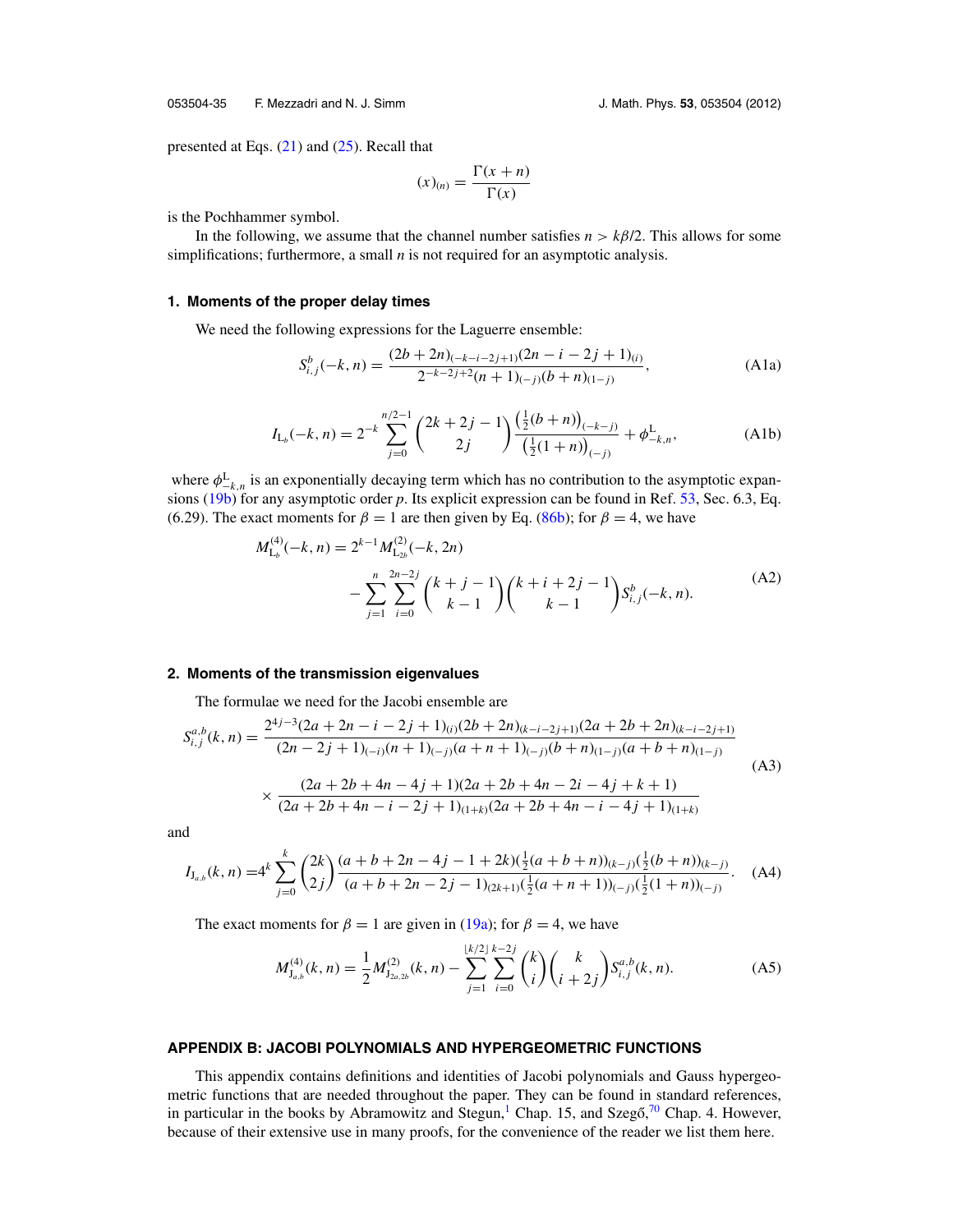presented at Eqs. (21) and (25). Recall that

$$(x)_{(n)} = \frac{\Gamma(x+n)}{\Gamma(x)}$$

is the Pochhammer symbol.

In the following, we assume that the channel number satisfies $n > k\beta/2$. This allows for some simplifications; furthermore, a small $n$ is not required for an asymptotic analysis.

### 1. Moments of the proper delay times

We need the following expressions for the Laguerre ensemble:

$$S^{b}_{i,j}(-k,n) = \frac{(2b+2n)_{(-k-i-2j+1)}(2n-i-2j+1)_{(i)}}{2^{-k-2j+2}(n+1)_{(-j)}(b+n)_{(1-j)}}, \tag{A1a}$$

$$I_{\mathrm{L}_b}(-k,n) = 2^{-k}\sum_{j=0}^{n/2-1}\binom{2k+2j-1}{2j}\frac{\left(\frac{1}{2}(b+n)\right)_{(-k-j)}}{\left(\frac{1}{2}(1+n)\right)_{(-j)}} + \phi^{\mathrm{L}}_{-k,n}, \tag{A1b}$$

where $\phi^{\mathrm{L}}_{-k,n}$ is an exponentially decaying term which has no contribution to the asymptotic expansions (19b) for any asymptotic order $p$. Its explicit expression can be found in Ref. 53, Sec. 6.3, Eq. (6.29). The exact moments for $\beta = 1$ are then given by Eq. (86b); for $\beta = 4$, we have

$$\begin{aligned} M^{(4)}_{\mathrm{L}_b}(-k,n) &= 2^{k-1}M^{(2)}_{\mathrm{L}_{2b}}(-k,2n) \\ &\quad - \sum_{j=1}^{n}\sum_{i=0}^{2n-2j}\binom{k+j-1}{k-1}\binom{k+i+2j-1}{k-1}S^{b}_{i,j}(-k,n). \end{aligned} \tag{A2}$$

### 2. Moments of the transmission eigenvalues

The formulae we need for the Jacobi ensemble are

$$\begin{aligned} S^{a,b}_{i,j}(k,n) &= \frac{2^{4j-3}(2a+2n-i-2j+1)_{(i)}(2b+2n)_{(k-i-2j+1)}(2a+2b+2n)_{(k-i-2j+1)}}{(2n-2j+1)_{(-i)}(n+1)_{(-j)}(a+n+1)_{(-j)}(b+n)_{(1-j)}(a+b+n)_{(1-j)}} \\ &\quad \times \frac{(2a+2b+4n-4j+1)(2a+2b+4n-2i-4j+k+1)}{(2a+2b+4n-i-2j+1)_{(1+k)}(2a+2b+4n-i-4j+1)_{(1+k)}} \end{aligned} \tag{A3}$$

and

$$I_{\mathrm{J}_{a,b}}(k,n) = 4^{k}\sum_{j=0}^{k}\binom{2k}{2j}\frac{(a+b+2n-4j-1+2k)(\frac{1}{2}(a+b+n))_{(k-j)}(\frac{1}{2}(b+n))_{(k-j)}}{(a+b+2n-2j-1)_{(2k+1)}(\frac{1}{2}(a+n+1))_{(-j)}(\frac{1}{2}(1+n))_{(-j)}}. \tag{A4}$$

The exact moments for $\beta = 1$ are given in (19a); for $\beta = 4$, we have

$$M^{(4)}_{\mathrm{J}_{a,b}}(k,n) = \frac{1}{2}M^{(2)}_{\mathrm{J}_{2a,2b}}(k,n) - \sum_{j=1}^{\lfloor k/2\rfloor}\sum_{i=0}^{k-2j}\binom{k}{i}\binom{k}{i+2j}S^{a,b}_{i,j}(k,n). \tag{A5}$$

## APPENDIX B: JACOBI POLYNOMIALS AND HYPERGEOMETRIC FUNCTIONS

This appendix contains definitions and identities of Jacobi polynomials and Gauss hypergeometric functions that are needed throughout the paper. They can be found in standard references, in particular in the books by Abramowitz and Stegun,[1] Chap. 15, and Szegő,[70] Chap. 4. However, because of their extensive use in many proofs, for the convenience of the reader we list them here.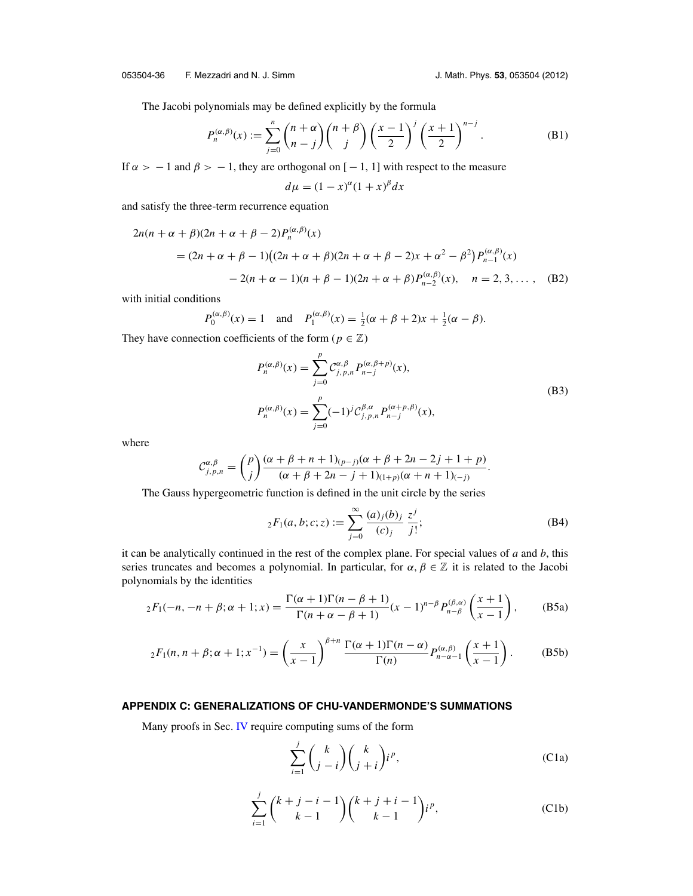The Jacobi polynomials may be defined explicitly by the formula

$$P_n^{(\alpha,\beta)}(x) := \sum_{j=0}^{n} \binom{n+\alpha}{n-j}\binom{n+\beta}{j}\left(\frac{x-1}{2}\right)^j \left(\frac{x+1}{2}\right)^{n-j}. \tag{B1}$$

If $\alpha > -1$ and $\beta > -1$, they are orthogonal on $[-1, 1]$ with respect to the measure

$$d\mu = (1-x)^{\alpha}(1+x)^{\beta} dx$$

and satisfy the three-term recurrence equation

$$\begin{aligned}
2n(n+\alpha+\beta)(2n+\alpha+\beta-2)P_n^{(\alpha,\beta)}(x) \\
&= (2n+\alpha+\beta-1)\big((2n+\alpha+\beta)(2n+\alpha+\beta-2)x + \alpha^2 - \beta^2\big)P_{n-1}^{(\alpha,\beta)}(x) \\
&\quad - 2(n+\alpha-1)(n+\beta-1)(2n+\alpha+\beta)P_{n-2}^{(\alpha,\beta)}(x), \quad n = 2, 3, \dots, 
\end{aligned} \tag{B2}$$

with initial conditions

$$P_0^{(\alpha,\beta)}(x) = 1 \quad \text{and} \quad P_1^{(\alpha,\beta)}(x) = \tfrac{1}{2}(\alpha+\beta+2)x + \tfrac{1}{2}(\alpha-\beta).$$

They have connection coefficients of the form ($p \in \mathbb{Z}$)

$$\begin{aligned}
P_n^{(\alpha,\beta)}(x) &= \sum_{j=0}^{p} \mathcal{C}_{j,p,n}^{\alpha,\beta} P_{n-j}^{(\alpha,\beta+p)}(x), \\
P_n^{(\alpha,\beta)}(x) &= \sum_{j=0}^{p} (-1)^j \mathcal{C}_{j,p,n}^{\beta,\alpha} P_{n-j}^{(\alpha+p,\beta)}(x),
\end{aligned} \tag{B3}$$

where

$$\mathcal{C}_{j,p,n}^{\alpha,\beta} = \binom{p}{j}\frac{(\alpha+\beta+n+1)_{(p-j)}(\alpha+\beta+2n-2j+1+p)}{(\alpha+\beta+2n-j+1)_{(1+p)}(\alpha+n+1)_{(-j)}}.$$

The Gauss hypergeometric function is defined in the unit circle by the series

$${}_2F_1(a, b; c; z) := \sum_{j=0}^{\infty} \frac{(a)_j (b)_j}{(c)_j}\frac{z^j}{j!}; \tag{B4}$$

it can be analytically continued in the rest of the complex plane. For special values of $a$ and $b$, this series truncates and becomes a polynomial. In particular, for $\alpha, \beta \in \mathbb{Z}$ it is related to the Jacobi polynomials by the identities

$${}_2F_1(-n, -n+\beta; \alpha+1; x) = \frac{\Gamma(\alpha+1)\Gamma(n-\beta+1)}{\Gamma(n+\alpha-\beta+1)}(x-1)^{n-\beta} P_{n-\beta}^{(\beta,\alpha)}\left(\frac{x+1}{x-1}\right), \tag{B5a}$$

$${}_2F_1(n, n+\beta; \alpha+1; x^{-1}) = \left(\frac{x}{x-1}\right)^{\beta+n} \frac{\Gamma(\alpha+1)\Gamma(n-\alpha)}{\Gamma(n)} P_{n-\alpha-1}^{(\alpha,\beta)}\left(\frac{x+1}{x-1}\right). \tag{B5b}$$

## APPENDIX C: GENERALIZATIONS OF CHU-VANDERMONDE'S SUMMATIONS

Many proofs in Sec. IV require computing sums of the form

$$\sum_{i=1}^{j} \binom{k}{j-i}\binom{k}{j+i} i^p, \tag{C1a}$$

$$\sum_{i=1}^{j} \binom{k+j-i-1}{k-1}\binom{k+j+i-1}{k-1} i^p, \tag{C1b}$$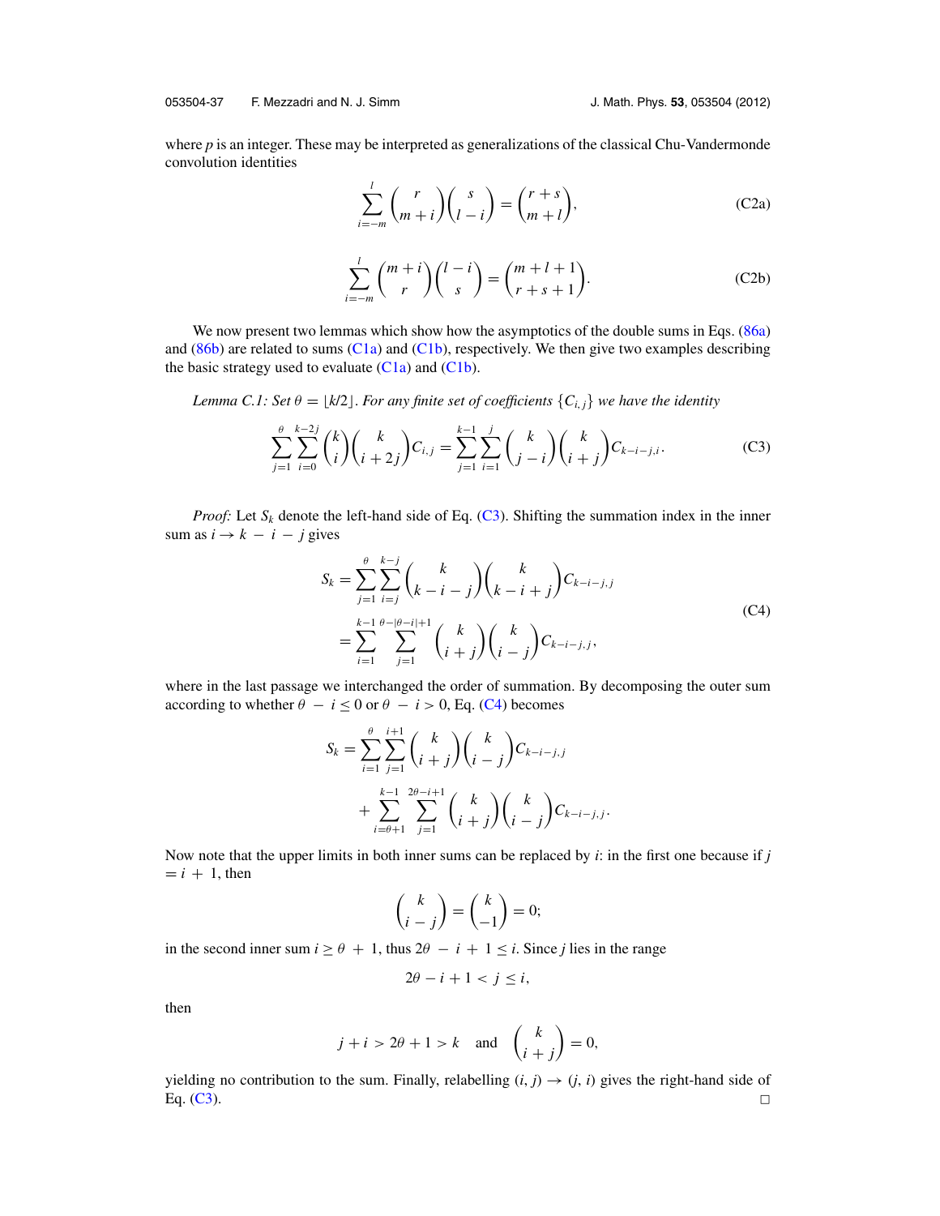where $p$ is an integer. These may be interpreted as generalizations of the classical Chu-Vandermonde convolution identities

$$\sum_{i=-m}^{l} \binom{r}{m+i}\binom{s}{l-i} = \binom{r+s}{m+l}, \tag{C2a}$$

$$\sum_{i=-m}^{l} \binom{m+i}{r}\binom{l-i}{s} = \binom{m+l+1}{r+s+1}. \tag{C2b}$$

We now present two lemmas which show how the asymptotics of the double sums in Eqs. (86a) and (86b) are related to sums (C1a) and (C1b), respectively. We then give two examples describing the basic strategy used to evaluate (C1a) and (C1b).

*Lemma C.1: Set $\theta = \lfloor k/2 \rfloor$. For any finite set of coefficients $\{C_{i,j}\}$ we have the identity*

$$\sum_{j=1}^{\theta}\sum_{i=0}^{k-2j} \binom{k}{i}\binom{k}{i+2j} C_{i,j} = \sum_{j=1}^{k-1}\sum_{i=1}^{j} \binom{k}{j-i}\binom{k}{i+j} C_{k-i-j,i}. \tag{C3}$$

*Proof:* Let $S_k$ denote the left-hand side of Eq. (C3). Shifting the summation index in the inner sum as $i \to k - i - j$ gives

$$\begin{aligned} S_k &= \sum_{j=1}^{\theta}\sum_{i=j}^{k-j} \binom{k}{k-i-j}\binom{k}{k-i+j} C_{k-i-j,j} \\ &= \sum_{i=1}^{k-1}\sum_{j=1}^{\theta-|\theta-i|+1} \binom{k}{i+j}\binom{k}{i-j} C_{k-i-j,j}, \end{aligned} \tag{C4}$$

where in the last passage we interchanged the order of summation. By decomposing the outer sum according to whether $\theta - i \le 0$ or $\theta - i > 0$, Eq. (C4) becomes

$$\begin{aligned} S_k = &\sum_{i=1}^{\theta}\sum_{j=1}^{i+1} \binom{k}{i+j}\binom{k}{i-j} C_{k-i-j,j} \\ &+ \sum_{i=\theta+1}^{k-1}\sum_{j=1}^{2\theta-i+1} \binom{k}{i+j}\binom{k}{i-j} C_{k-i-j,j}. \end{aligned}$$

Now note that the upper limits in both inner sums can be replaced by $i$: in the first one because if $j = i + 1$, then

$$\binom{k}{i-j} = \binom{k}{-1} = 0;$$

in the second inner sum $i \ge \theta + 1$, thus $2\theta - i + 1 \le i$. Since $j$ lies in the range

$$2\theta - i + 1 < j \le i,$$

then

$$j + i > 2\theta + 1 > k \quad \text{and} \quad \binom{k}{i+j} = 0,$$

yielding no contribution to the sum. Finally, relabelling $(i, j) \to (j, i)$ gives the right-hand side of Eq. (C3). □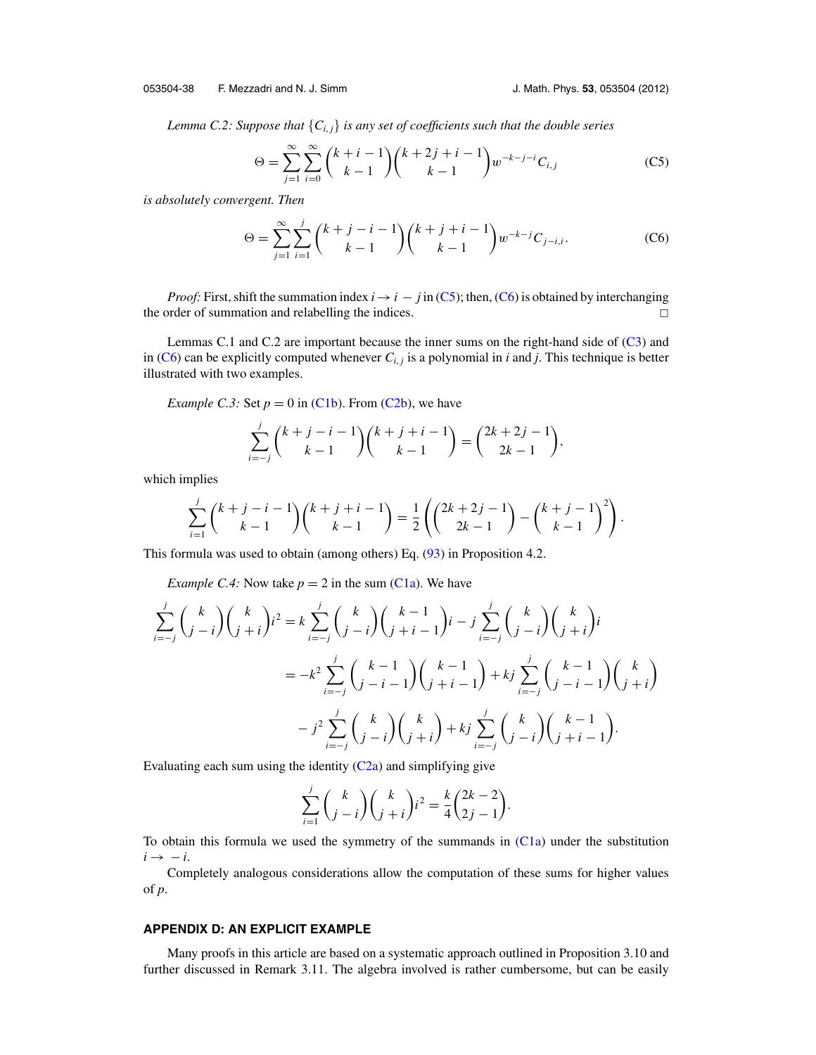*Lemma C.2: Suppose that $\{C_{i,j}\}$ is any set of coefficients such that the double series*

$$\Theta = \sum_{j=1}^{\infty} \sum_{i=0}^{\infty} \binom{k+i-1}{k-1} \binom{k+2j+i-1}{k-1} w^{-k-j-i} C_{i,j} \tag{C5}$$

*is absolutely convergent. Then*

$$\Theta = \sum_{j=1}^{\infty} \sum_{i=1}^{j} \binom{k+j-i-1}{k-1} \binom{k+j+i-1}{k-1} w^{-k-j} C_{j-i,i}. \tag{C6}$$

*Proof:* First, shift the summation index $i \to i - j$ in (C5); then, (C6) is obtained by interchanging the order of summation and relabelling the indices. □

Lemmas C.1 and C.2 are important because the inner sums on the right-hand side of (C3) and in (C6) can be explicitly computed whenever $C_{i,j}$ is a polynomial in $i$ and $j$. This technique is better illustrated with two examples.

*Example C.3:* Set $p = 0$ in (C1b). From (C2b), we have

$$\sum_{i=-j}^{j} \binom{k+j-i-1}{k-1} \binom{k+j+i-1}{k-1} = \binom{2k+2j-1}{2k-1},$$

which implies

$$\sum_{i=1}^{j} \binom{k+j-i-1}{k-1} \binom{k+j+i-1}{k-1} = \frac{1}{2} \left( \binom{2k+2j-1}{2k-1} - \binom{k+j-1}{k-1}^2 \right).$$

This formula was used to obtain (among others) Eq. (93) in Proposition 4.2.

*Example C.4:* Now take $p = 2$ in the sum (C1a). We have

$$\begin{aligned}
\sum_{i=-j}^{j} \binom{k}{j-i} \binom{k}{j+i} i^2 &= k \sum_{i=-j}^{j} \binom{k}{j-i} \binom{k-1}{j+i-1} i - j \sum_{i=-j}^{j} \binom{k}{j-i} \binom{k}{j+i} i \\
&= -k^2 \sum_{i=-j}^{j} \binom{k-1}{j-i-1} \binom{k-1}{j+i-1} + kj \sum_{i=-j}^{j} \binom{k-1}{j-i-1} \binom{k}{j+i} \\
&\quad - j^2 \sum_{i=-j}^{j} \binom{k}{j-i} \binom{k}{j+i} + kj \sum_{i=-j}^{j} \binom{k}{j-i} \binom{k-1}{j+i-1}.
\end{aligned}$$

Evaluating each sum using the identity (C2a) and simplifying give

$$\sum_{i=1}^{j} \binom{k}{j-i} \binom{k}{j+i} i^2 = \frac{k}{4} \binom{2k-2}{2j-1}.$$

To obtain this formula we used the symmetry of the summands in (C1a) under the substitution $i \to -i$.

Completely analogous considerations allow the computation of these sums for higher values of $p$.

## APPENDIX D: AN EXPLICIT EXAMPLE

Many proofs in this article are based on a systematic approach outlined in Proposition 3.10 and further discussed in Remark 3.11. The algebra involved is rather cumbersome, but can be easily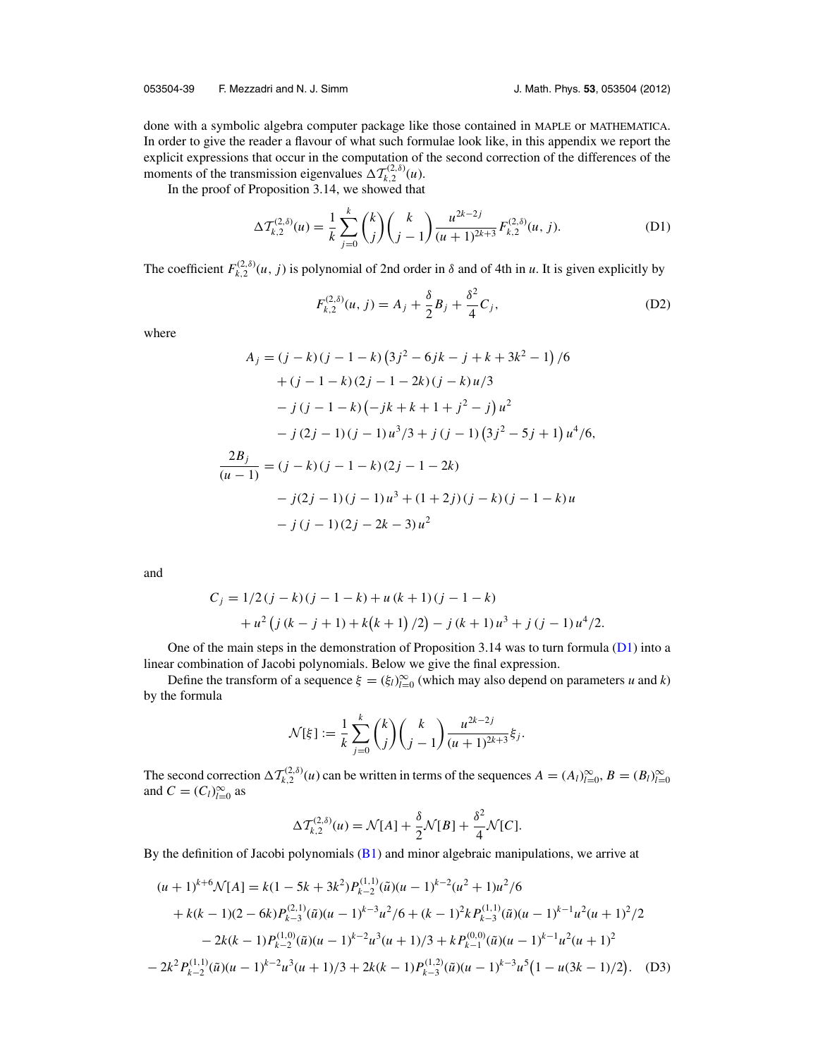done with a symbolic algebra computer package like those contained in MAPLE or MATHEMATICA. In order to give the reader a flavour of what such formulae look like, in this appendix we report the explicit expressions that occur in the computation of the second correction of the differences of the moments of the transmission eigenvalues $\Delta\mathcal{T}_{k,2}^{(2,\delta)}(u)$.

In the proof of Proposition 3.14, we showed that

$$\Delta\mathcal{T}_{k,2}^{(2,\delta)}(u) = \frac{1}{k}\sum_{j=0}^{k}\binom{k}{j}\binom{k}{j-1}\frac{u^{2k-2j}}{(u+1)^{2k+3}}F_{k,2}^{(2,\delta)}(u,j). \tag{D1}$$

The coefficient $F_{k,2}^{(2,\delta)}(u,j)$ is polynomial of 2nd order in $\delta$ and of 4th in $u$. It is given explicitly by

$$F_{k,2}^{(2,\delta)}(u,j) = A_j + \frac{\delta}{2}B_j + \frac{\delta^2}{4}C_j, \tag{D2}$$

where

$$\begin{aligned}
A_j &= (j-k)(j-1-k)\left(3j^2 - 6jk - j + k + 3k^2 - 1\right)/6 \\
&\quad + (j-1-k)(2j-1-2k)(j-k)u/3 \\
&\quad - j(j-1-k)\left(-jk + k + 1 + j^2 - j\right)u^2 \\
&\quad - j(2j-1)(j-1)u^3/3 + j(j-1)\left(3j^2 - 5j + 1\right)u^4/6, \\
\frac{2B_j}{(u-1)} &= (j-k)(j-1-k)(2j-1-2k) \\
&\quad - j(2j-1)(j-1)u^3 + (1+2j)(j-k)(j-1-k)u \\
&\quad - j(j-1)(2j-2k-3)u^2
\end{aligned}$$

and

$$\begin{aligned}
C_j &= 1/2\,(j-k)(j-1-k) + u(k+1)(j-1-k) \\
&\quad + u^2\left(j(k-j+1) + k\left(k+1\right)/2\right) - j(k+1)u^3 + j(j-1)u^4/2.
\end{aligned}$$

One of the main steps in the demonstration of Proposition 3.14 was to turn formula (D1) into a linear combination of Jacobi polynomials. Below we give the final expression.

Define the transform of a sequence $\xi = (\xi_l)_{l=0}^{\infty}$ (which may also depend on parameters $u$ and $k$) by the formula

$$\mathcal{N}[\xi] := \frac{1}{k}\sum_{j=0}^{k}\binom{k}{j}\binom{k}{j-1}\frac{u^{2k-2j}}{(u+1)^{2k+3}}\xi_j.$$

The second correction $\Delta\mathcal{T}_{k,2}^{(2,\delta)}(u)$ can be written in terms of the sequences $A = (A_l)_{l=0}^{\infty}$, $B = (B_l)_{l=0}^{\infty}$ and $C = (C_l)_{l=0}^{\infty}$ as

$$\Delta\mathcal{T}_{k,2}^{(2,\delta)}(u) = \mathcal{N}[A] + \frac{\delta}{2}\mathcal{N}[B] + \frac{\delta^2}{4}\mathcal{N}[C].$$

By the definition of Jacobi polynomials (B1) and minor algebraic manipulations, we arrive at

$$\begin{aligned}
(u+1)^{k+6}\mathcal{N}[A] &= k(1-5k+3k^2)P_{k-2}^{(1,1)}(\tilde{u})(u-1)^{k-2}(u^2+1)u^2/6 \\
&+ k(k-1)(2-6k)P_{k-3}^{(2,1)}(\tilde{u})(u-1)^{k-3}u^2/6 + (k-1)^2kP_{k-3}^{(1,1)}(\tilde{u})(u-1)^{k-1}u^2(u+1)^2/2 \\
&- 2k(k-1)P_{k-2}^{(1,0)}(\tilde{u})(u-1)^{k-2}u^3(u+1)/3 + kP_{k-1}^{(0,0)}(\tilde{u})(u-1)^{k-1}u^2(u+1)^2 \\
&- 2k^2P_{k-2}^{(1,1)}(\tilde{u})(u-1)^{k-2}u^3(u+1)/3 + 2k(k-1)P_{k-3}^{(1,2)}(\tilde{u})(u-1)^{k-3}u^5\left(1 - u(3k-1)/2\right).
\end{aligned} \tag{D3}$$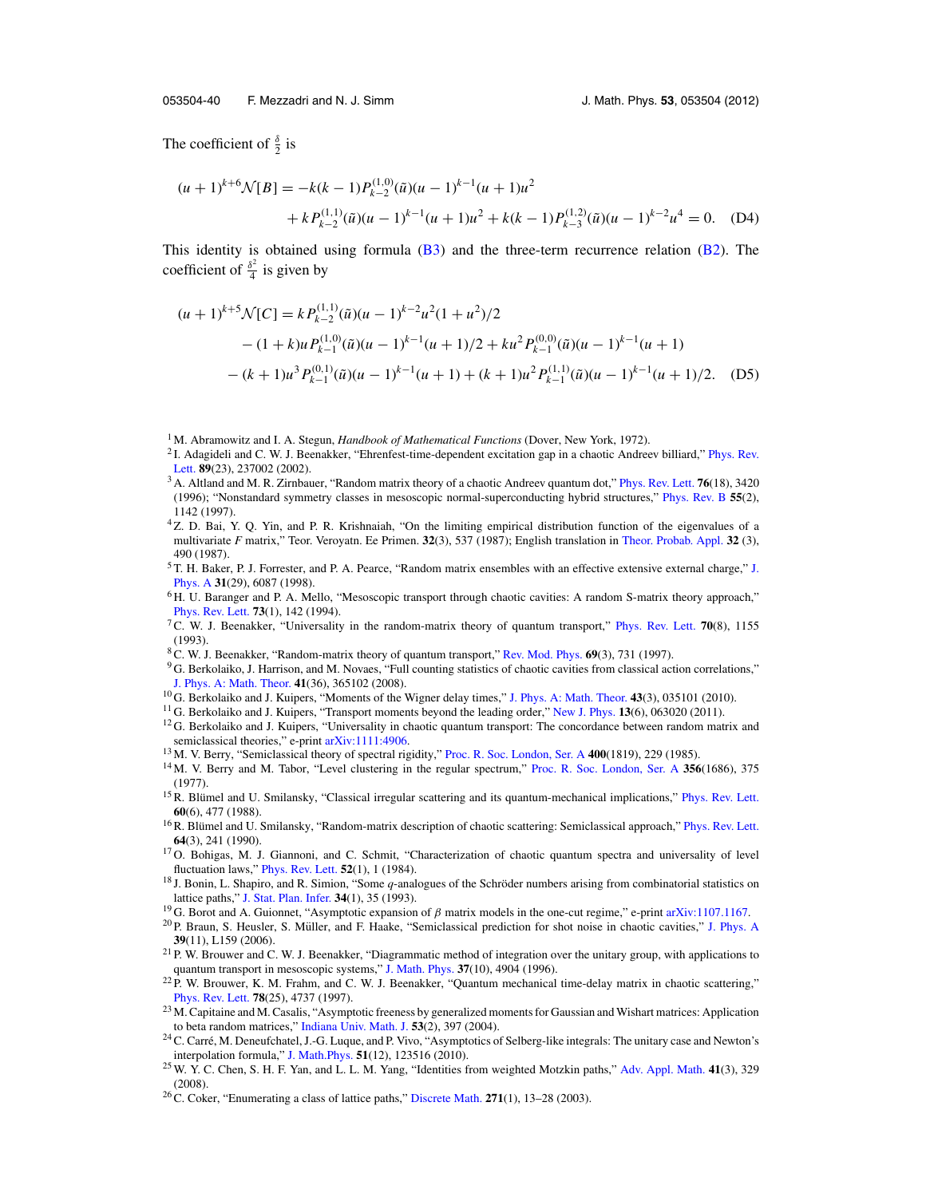The coefficient of $\frac{\delta}{2}$ is

$$(u+1)^{k+6}\mathcal{N}[B] = -k(k-1)P_{k-2}^{(1,0)}(\tilde{u})(u-1)^{k-1}(u+1)u^2 + kP_{k-2}^{(1,1)}(\tilde{u})(u-1)^{k-1}(u+1)u^2 + k(k-1)P_{k-3}^{(1,2)}(\tilde{u})(u-1)^{k-2}u^4 = 0. \quad \text{(D4)}$$

This identity is obtained using formula (B3) and the three-term recurrence relation (B2). The coefficient of $\frac{\delta^2}{4}$ is given by

$$\begin{aligned}(u+1)^{k+5}\mathcal{N}[C] &= kP_{k-2}^{(1,1)}(\tilde{u})(u-1)^{k-2}u^2(1+u^2)/2 \\ &\quad -(1+k)uP_{k-1}^{(1,0)}(\tilde{u})(u-1)^{k-1}(u+1)/2 + ku^2P_{k-1}^{(0,0)}(\tilde{u})(u-1)^{k-1}(u+1) \\ &\quad -(k+1)u^3P_{k-1}^{(0,1)}(\tilde{u})(u-1)^{k-1}(u+1) + (k+1)u^2P_{k-1}^{(1,1)}(\tilde{u})(u-1)^{k-1}(u+1)/2. \quad \text{(D5)}\end{aligned}$$

[1] M. Abramowitz and I. A. Stegun, *Handbook of Mathematical Functions* (Dover, New York, 1972).

[2] I. Adagideli and C. W. J. Beenakker, "Ehrenfest-time-dependent excitation gap in a chaotic Andreev billiard," Phys. Rev. Lett. **89**(23), 237002 (2002).

[3] A. Altland and M. R. Zirnbauer, "Random matrix theory of a chaotic Andreev quantum dot," Phys. Rev. Lett. **76**(18), 3420 (1996); "Nonstandard symmetry classes in mesoscopic normal-superconducting hybrid structures," Phys. Rev. B **55**(2), 1142 (1997).

[4] Z. D. Bai, Y. Q. Yin, and P. R. Krishnaiah, "On the limiting empirical distribution function of the eigenvalues of a multivariate *F* matrix," Teor. Veroyatn. Ee Primen. **32**(3), 537 (1987); English translation in Theor. Probab. Appl. **32** (3), 490 (1987).

[5] T. H. Baker, P. J. Forrester, and P. A. Pearce, "Random matrix ensembles with an effective extensive external charge," J. Phys. A **31**(29), 6087 (1998).

[6] H. U. Baranger and P. A. Mello, "Mesoscopic transport through chaotic cavities: A random S-matrix theory approach," Phys. Rev. Lett. **73**(1), 142 (1994).

[7] C. W. J. Beenakker, "Universality in the random-matrix theory of quantum transport," Phys. Rev. Lett. **70**(8), 1155 (1993).

[8] C. W. J. Beenakker, "Random-matrix theory of quantum transport," Rev. Mod. Phys. **69**(3), 731 (1997).

[9] G. Berkolaiko, J. Harrison, and M. Novaes, "Full counting statistics of chaotic cavities from classical action correlations," J. Phys. A: Math. Theor. **41**(36), 365102 (2008).

[10] G. Berkolaiko and J. Kuipers, "Moments of the Wigner delay times," J. Phys. A: Math. Theor. **43**(3), 035101 (2010).

[11] G. Berkolaiko and J. Kuipers, "Transport moments beyond the leading order," New J. Phys. **13**(6), 063020 (2011).

[12] G. Berkolaiko and J. Kuipers, "Universality in chaotic quantum transport: The concordance between random matrix and semiclassical theories," e-print arXiv:1111:4906.

[13] M. V. Berry, "Semiclassical theory of spectral rigidity," Proc. R. Soc. London, Ser. A **400**(1819), 229 (1985).

[14] M. V. Berry and M. Tabor, "Level clustering in the regular spectrum," Proc. R. Soc. London, Ser. A **356**(1686), 375 (1977).

[15] R. Blümel and U. Smilansky, "Classical irregular scattering and its quantum-mechanical implications," Phys. Rev. Lett. **60**(6), 477 (1988).

[16] R. Blümel and U. Smilansky, "Random-matrix description of chaotic scattering: Semiclassical approach," Phys. Rev. Lett. **64**(3), 241 (1990).

[17] O. Bohigas, M. J. Giannoni, and C. Schmit, "Characterization of chaotic quantum spectra and universality of level fluctuation laws," Phys. Rev. Lett. **52**(1), 1 (1984).

[18] J. Bonin, L. Shapiro, and R. Simion, "Some *q*-analogues of the Schröder numbers arising from combinatorial statistics on lattice paths," J. Stat. Plan. Infer. **34**(1), 35 (1993).

[19] G. Borot and A. Guionnet, "Asymptotic expansion of $\beta$ matrix models in the one-cut regime," e-print arXiv:1107.1167.

[20] P. Braun, S. Heusler, S. Müller, and F. Haake, "Semiclassical prediction for shot noise in chaotic cavities," J. Phys. A **39**(11), L159 (2006).

[21] P. W. Brouwer and C. W. J. Beenakker, "Diagrammatic method of integration over the unitary group, with applications to quantum transport in mesoscopic systems," J. Math. Phys. **37**(10), 4904 (1996).

[22] P. W. Brouwer, K. M. Frahm, and C. W. J. Beenakker, "Quantum mechanical time-delay matrix in chaotic scattering," Phys. Rev. Lett. **78**(25), 4737 (1997).

[23] M. Capitaine and M. Casalis, "Asymptotic freeness by generalized moments for Gaussian and Wishart matrices: Application to beta random matrices," Indiana Univ. Math. J. **53**(2), 397 (2004).

[24] C. Carré, M. Deneufchatel, J.-G. Luque, and P. Vivo, "Asymptotics of Selberg-like integrals: The unitary case and Newton's interpolation formula," J. Math.Phys. **51**(12), 123516 (2010).

[25] W. Y. C. Chen, S. H. F. Yan, and L. L. M. Yang, "Identities from weighted Motzkin paths," Adv. Appl. Math. **41**(3), 329 (2008).

[26] C. Coker, "Enumerating a class of lattice paths," Discrete Math. **271**(1), 13–28 (2003).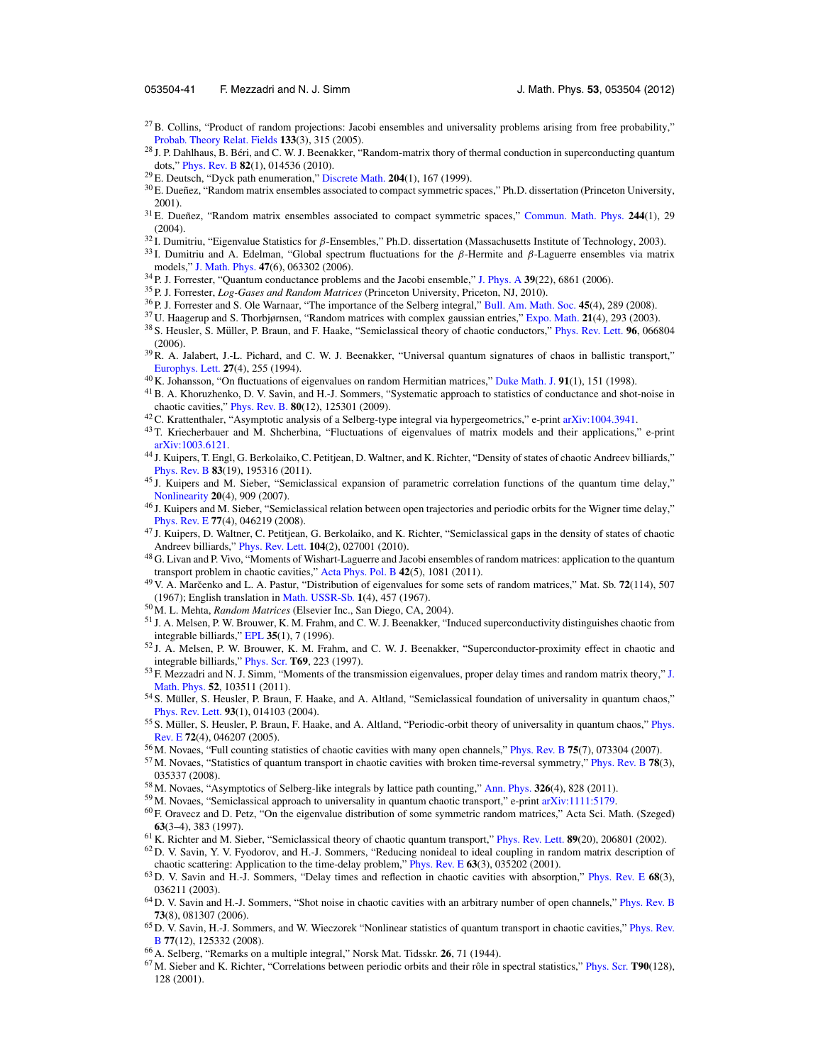[27] B. Collins, "Product of random projections: Jacobi ensembles and universality problems arising from free probability," Probab. Theory Relat. Fields **133**(3), 315 (2005).

[28] J. P. Dahlhaus, B. Béri, and C. W. J. Beenakker, "Random-matrix thory of thermal conduction in superconducting quantum dots," Phys. Rev. B **82**(1), 014536 (2010).

[29] E. Deutsch, "Dyck path enumeration," Discrete Math. **204**(1), 167 (1999).

[30] E. Dueñez, "Random matrix ensembles associated to compact symmetric spaces," Ph.D. dissertation (Princeton University, 2001).

[31] E. Dueñez, "Random matrix ensembles associated to compact symmetric spaces," Commun. Math. Phys. **244**(1), 29 (2004).

[32] I. Dumitriu, "Eigenvalue Statistics for $\beta$-Ensembles," Ph.D. dissertation (Massachusetts Institute of Technology, 2003).

[33] I. Dumitriu and A. Edelman, "Global spectrum fluctuations for the $\beta$-Hermite and $\beta$-Laguerre ensembles via matrix models," J. Math. Phys. **47**(6), 063302 (2006).

[34] P. J. Forrester, "Quantum conductance problems and the Jacobi ensemble," J. Phys. A **39**(22), 6861 (2006).

[35] P. J. Forrester, *Log-Gases and Random Matrices* (Princeton University, Priceton, NJ, 2010).

[36] P. J. Forrester and S. Ole Warnaar, "The importance of the Selberg integral," Bull. Am. Math. Soc. **45**(4), 289 (2008).

[37] U. Haagerup and S. Thorbjørnsen, "Random matrices with complex gaussian entries," Expo. Math. **21**(4), 293 (2003).

[38] S. Heusler, S. Müller, P. Braun, and F. Haake, "Semiclassical theory of chaotic conductors," Phys. Rev. Lett. **96**, 066804 (2006).

[39] R. A. Jalabert, J.-L. Pichard, and C. W. J. Beenakker, "Universal quantum signatures of chaos in ballistic transport," Europhys. Lett. **27**(4), 255 (1994).

[40] K. Johansson, "On fluctuations of eigenvalues on random Hermitian matrices," Duke Math. J. **91**(1), 151 (1998).

[41] B. A. Khoruzhenko, D. V. Savin, and H.-J. Sommers, "Systematic approach to statistics of conductance and shot-noise in chaotic cavities," Phys. Rev. B. **80**(12), 125301 (2009).

[42] C. Krattenthaler, "Asymptotic analysis of a Selberg-type integral via hypergeometrics," e-print arXiv:1004.3941.

[43] T. Kriecherbauer and M. Shcherbina, "Fluctuations of eigenvalues of matrix models and their applications," e-print arXiv:1003.6121.

[44] J. Kuipers, T. Engl, G. Berkolaiko, C. Petitjean, D. Waltner, and K. Richter, "Density of states of chaotic Andreev billiards," Phys. Rev. B **83**(19), 195316 (2011).

[45] J. Kuipers and M. Sieber, "Semiclassical expansion of parametric correlation functions of the quantum time delay," Nonlinearity **20**(4), 909 (2007).

[46] J. Kuipers and M. Sieber, "Semiclassical relation between open trajectories and periodic orbits for the Wigner time delay," Phys. Rev. E **77**(4), 046219 (2008).

[47] J. Kuipers, D. Waltner, C. Petitjean, G. Berkolaiko, and K. Richter, "Semiclassical gaps in the density of states of chaotic Andreev billiards," Phys. Rev. Lett. **104**(2), 027001 (2010).

[48] G. Livan and P. Vivo, "Moments of Wishart-Laguerre and Jacobi ensembles of random matrices: application to the quantum transport problem in chaotic cavities," Acta Phys. Pol. B **42**(5), 1081 (2011).

[49] V. A. Marčenko and L. A. Pastur, "Distribution of eigenvalues for some sets of random matrices," Mat. Sb. **72**(114), 507 (1967); English translation in Math. USSR-Sb. **1**(4), 457 (1967).

[50] M. L. Mehta, *Random Matrices* (Elsevier Inc., San Diego, CA, 2004).

[51] J. A. Melsen, P. W. Brouwer, K. M. Frahm, and C. W. J. Beenakker, "Induced superconductivity distinguishes chaotic from integrable billiards," EPL **35**(1), 7 (1996).

[52] J. A. Melsen, P. W. Brouwer, K. M. Frahm, and C. W. J. Beenakker, "Superconductor-proximity effect in chaotic and integrable billiards," Phys. Scr. **T69**, 223 (1997).

[53] F. Mezzadri and N. J. Simm, "Moments of the transmission eigenvalues, proper delay times and random matrix theory," J. Math. Phys. **52**, 103511 (2011).

[54] S. Müller, S. Heusler, P. Braun, F. Haake, and A. Altland, "Semiclassical foundation of universality in quantum chaos," Phys. Rev. Lett. **93**(1), 014103 (2004).

[55] S. Müller, S. Heusler, P. Braun, F. Haake, and A. Altland, "Periodic-orbit theory of universality in quantum chaos," Phys. Rev. E **72**(4), 046207 (2005).

[56] M. Novaes, "Full counting statistics of chaotic cavities with many open channels," Phys. Rev. B **75**(7), 073304 (2007).

[57] M. Novaes, "Statistics of quantum transport in chaotic cavities with broken time-reversal symmetry," Phys. Rev. B **78**(3), 035337 (2008).

[58] M. Novaes, "Asymptotics of Selberg-like integrals by lattice path counting," Ann. Phys. **326**(4), 828 (2011).

[59] M. Novaes, "Semiclassical approach to universality in quantum chaotic transport," e-print arXiv:1111:5179.

[60] F. Oravecz and D. Petz, "On the eigenvalue distribution of some symmetric random matrices," Acta Sci. Math. (Szeged) **63**(3–4), 383 (1997).

[61] K. Richter and M. Sieber, "Semiclassical theory of chaotic quantum transport," Phys. Rev. Lett. **89**(20), 206801 (2002).

[62] D. V. Savin, Y. V. Fyodorov, and H.-J. Sommers, "Reducing nonideal to ideal coupling in random matrix description of chaotic scattering: Application to the time-delay problem," Phys. Rev. E **63**(3), 035202 (2001).

[63] D. V. Savin and H.-J. Sommers, "Delay times and reflection in chaotic cavities with absorption," Phys. Rev. E **68**(3), 036211 (2003).

[64] D. V. Savin and H.-J. Sommers, "Shot noise in chaotic cavities with an arbitrary number of open channels," Phys. Rev. B **73**(8), 081307 (2006).

[65] D. V. Savin, H.-J. Sommers, and W. Wieczorek "Nonlinear statistics of quantum transport in chaotic cavities," Phys. Rev. B **77**(12), 125332 (2008).

[66] A. Selberg, "Remarks on a multiple integral," Norsk Mat. Tidsskr. **26**, 71 (1944).

[67] M. Sieber and K. Richter, "Correlations between periodic orbits and their rôle in spectral statistics," Phys. Scr. **T90**(128), 128 (2001).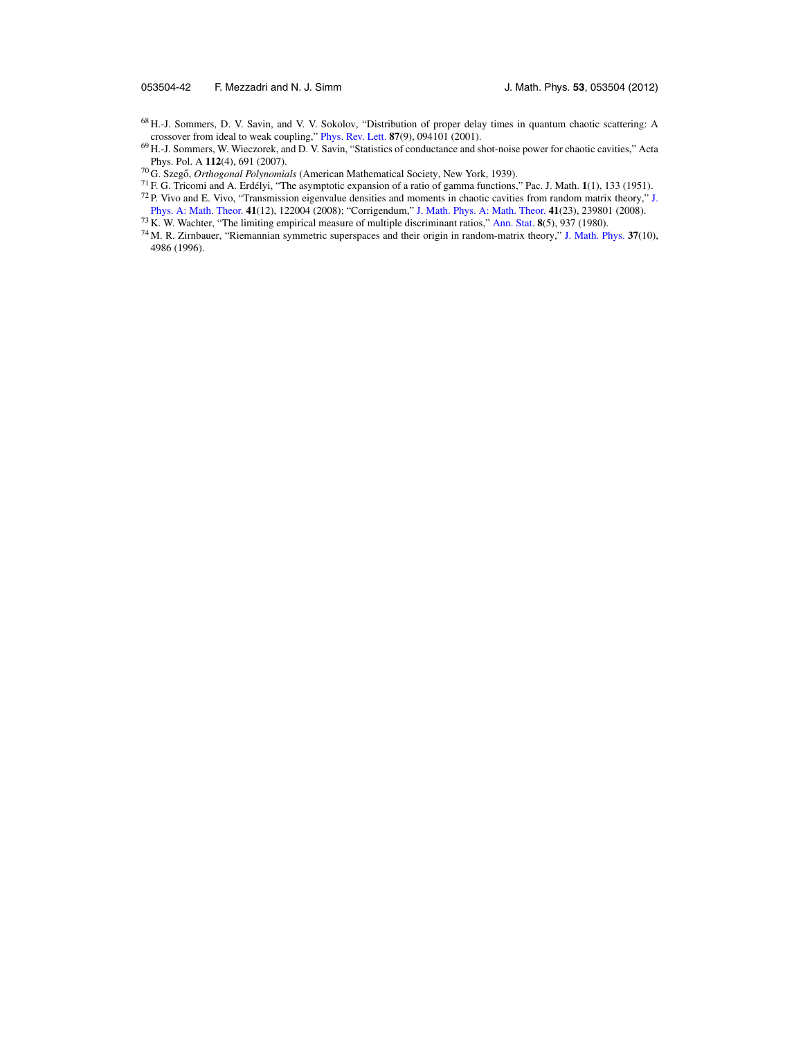[68] H.-J. Sommers, D. V. Savin, and V. V. Sokolov, "Distribution of proper delay times in quantum chaotic scattering: A crossover from ideal to weak coupling," Phys. Rev. Lett. **87**(9), 094101 (2001).

[69] H.-J. Sommers, W. Wieczorek, and D. V. Savin, "Statistics of conductance and shot-noise power for chaotic cavities," Acta Phys. Pol. A **112**(4), 691 (2007).

[70] G. Szegő, *Orthogonal Polynomials* (American Mathematical Society, New York, 1939).

[71] F. G. Tricomi and A. Erdélyi, "The asymptotic expansion of a ratio of gamma functions," Pac. J. Math. **1**(1), 133 (1951).

[72] P. Vivo and E. Vivo, "Transmission eigenvalue densities and moments in chaotic cavities from random matrix theory," J. Phys. A: Math. Theor. **41**(12), 122004 (2008); "Corrigendum," J. Math. Phys. A: Math. Theor. **41**(23), 239801 (2008).

[73] K. W. Wachter, "The limiting empirical measure of multiple discriminant ratios," Ann. Stat. **8**(5), 937 (1980).

[74] M. R. Zirnbauer, "Riemannian symmetric superspaces and their origin in random-matrix theory," J. Math. Phys. **37**(10), 4986 (1996).